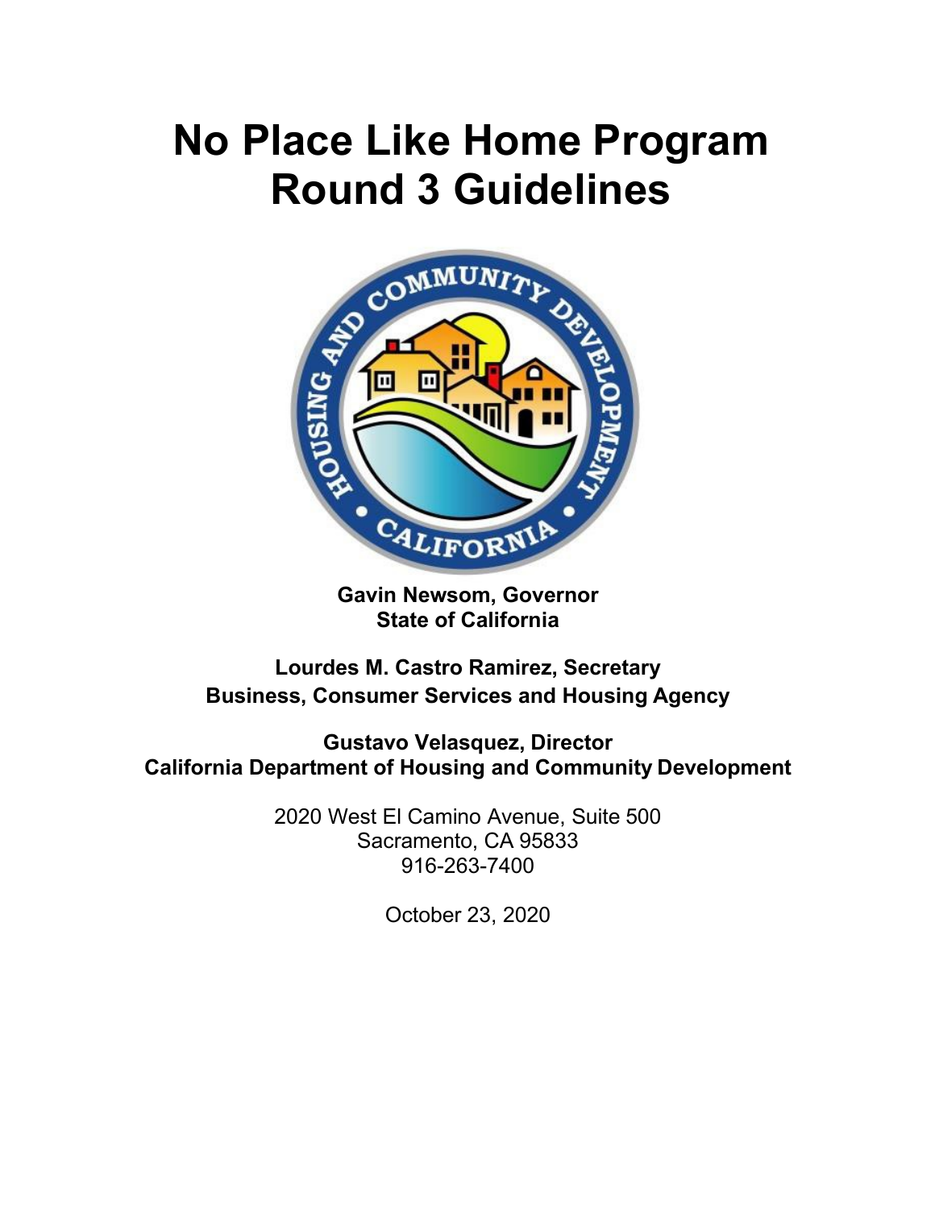# No Place Like Home Program Round 3 Guidelines

**Gavin Newsom, Governor**
**State of California**

**Lourdes M. Castro Ramirez, Secretary**
**Business, Consumer Services and Housing Agency**

**Gustavo Velasquez, Director**
**California Department of Housing and Community Development**

2020 West El Camino Avenue, Suite 500
Sacramento, CA 95833
916-263-7400

October 23, 2020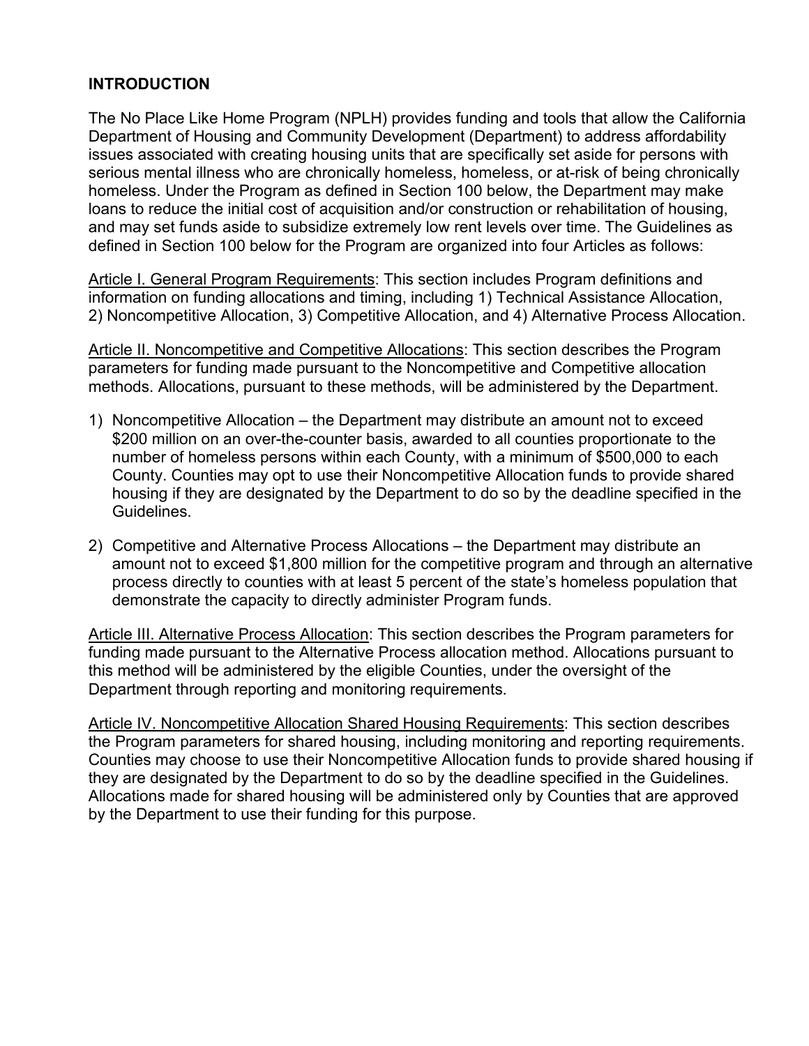## INTRODUCTION

The No Place Like Home Program (NPLH) provides funding and tools that allow the California Department of Housing and Community Development (Department) to address affordability issues associated with creating housing units that are specifically set aside for persons with serious mental illness who are chronically homeless, homeless, or at-risk of being chronically homeless. Under the Program as defined in Section 100 below, the Department may make loans to reduce the initial cost of acquisition and/or construction or rehabilitation of housing, and may set funds aside to subsidize extremely low rent levels over time. The Guidelines as defined in Section 100 below for the Program are organized into four Articles as follows:

<u>Article I. General Program Requirements</u>: This section includes Program definitions and information on funding allocations and timing, including 1) Technical Assistance Allocation, 2) Noncompetitive Allocation, 3) Competitive Allocation, and 4) Alternative Process Allocation.

<u>Article II. Noncompetitive and Competitive Allocations</u>: This section describes the Program parameters for funding made pursuant to the Noncompetitive and Competitive allocation methods. Allocations, pursuant to these methods, will be administered by the Department.

1) Noncompetitive Allocation – the Department may distribute an amount not to exceed $200 million on an over-the-counter basis, awarded to all counties proportionate to the number of homeless persons within each County, with a minimum of $500,000 to each County. Counties may opt to use their Noncompetitive Allocation funds to provide shared housing if they are designated by the Department to do so by the deadline specified in the Guidelines.
2) Competitive and Alternative Process Allocations – the Department may distribute an amount not to exceed $1,800 million for the competitive program and through an alternative process directly to counties with at least 5 percent of the state's homeless population that demonstrate the capacity to directly administer Program funds.

<u>Article III. Alternative Process Allocation</u>: This section describes the Program parameters for funding made pursuant to the Alternative Process allocation method. Allocations pursuant to this method will be administered by the eligible Counties, under the oversight of the Department through reporting and monitoring requirements.

<u>Article IV. Noncompetitive Allocation Shared Housing Requirements</u>: This section describes the Program parameters for shared housing, including monitoring and reporting requirements. Counties may choose to use their Noncompetitive Allocation funds to provide shared housing if they are designated by the Department to do so by the deadline specified in the Guidelines. Allocations made for shared housing will be administered only by Counties that are approved by the Department to use their funding for this purpose.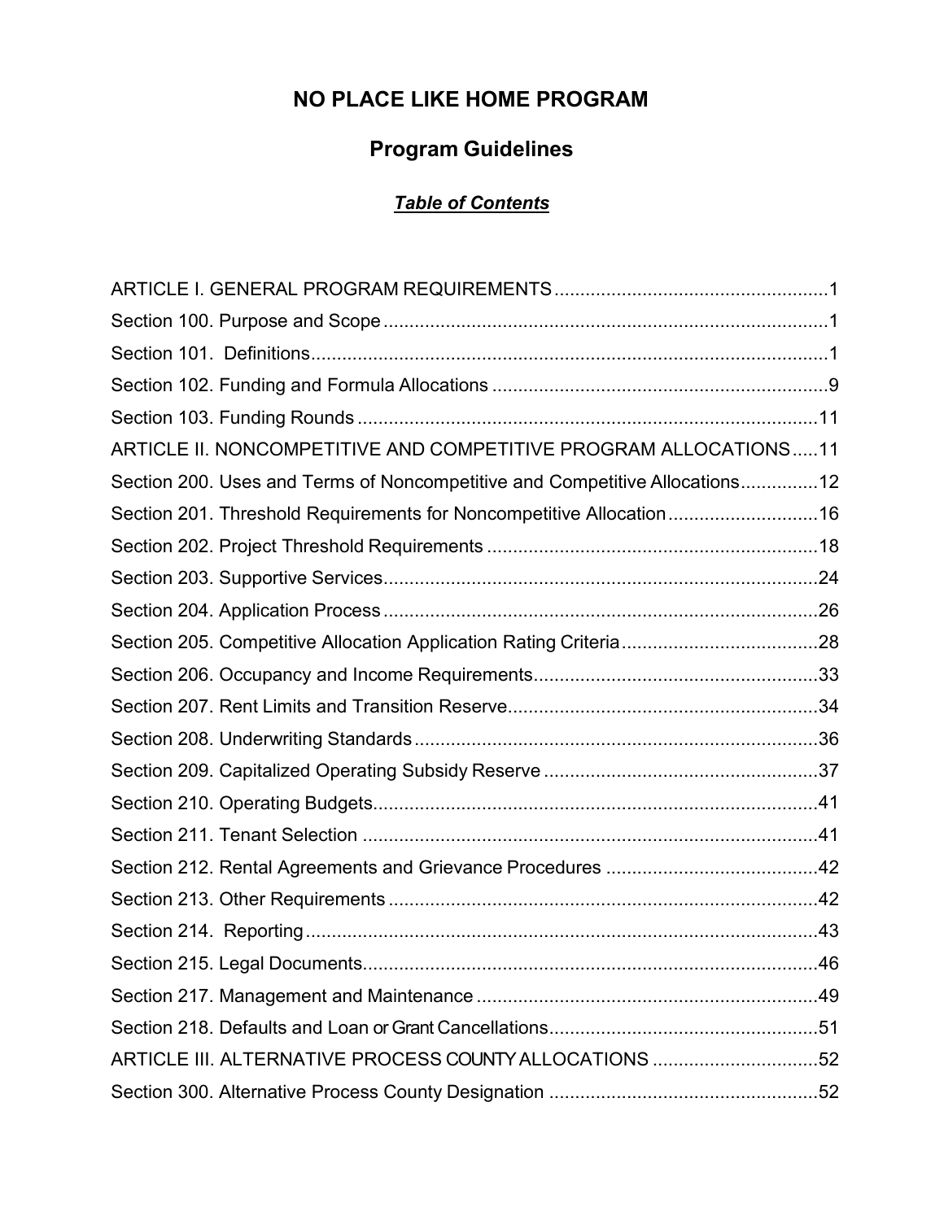# NO PLACE LIKE HOME PROGRAM

## Program Guidelines

***Table of Contents***

ARTICLE I. GENERAL PROGRAM REQUIREMENTS .....................................................1

Section 100. Purpose and Scope .......................................................................................1

Section 101. Definitions.....................................................................................................1

Section 102. Funding and Formula Allocations .................................................................9

Section 103. Funding Rounds .........................................................................................11

ARTICLE II. NONCOMPETITIVE AND COMPETITIVE PROGRAM ALLOCATIONS.....11

Section 200. Uses and Terms of Noncompetitive and Competitive Allocations...............12

Section 201. Threshold Requirements for Noncompetitive Allocation.............................16

Section 202. Project Threshold Requirements ................................................................18

Section 203. Supportive Services....................................................................................24

Section 204. Application Process ....................................................................................26

Section 205. Competitive Allocation Application Rating Criteria.......................................28

Section 206. Occupancy and Income Requirements.......................................................33

Section 207. Rent Limits and Transition Reserve............................................................34

Section 208. Underwriting Standards ..............................................................................36

Section 209. Capitalized Operating Subsidy Reserve .....................................................37

Section 210. Operating Budgets......................................................................................41

Section 211. Tenant Selection ........................................................................................41

Section 212. Rental Agreements and Grievance Procedures .........................................42

Section 213. Other Requirements ...................................................................................42

Section 214. Reporting....................................................................................................43

Section 215. Legal Documents........................................................................................46

Section 217. Management and Maintenance ..................................................................49

Section 218. Defaults and Loan or Grant Cancellations....................................................51

ARTICLE III. ALTERNATIVE PROCESS COUNTY ALLOCATIONS ................................52

Section 300. Alternative Process County Designation ....................................................52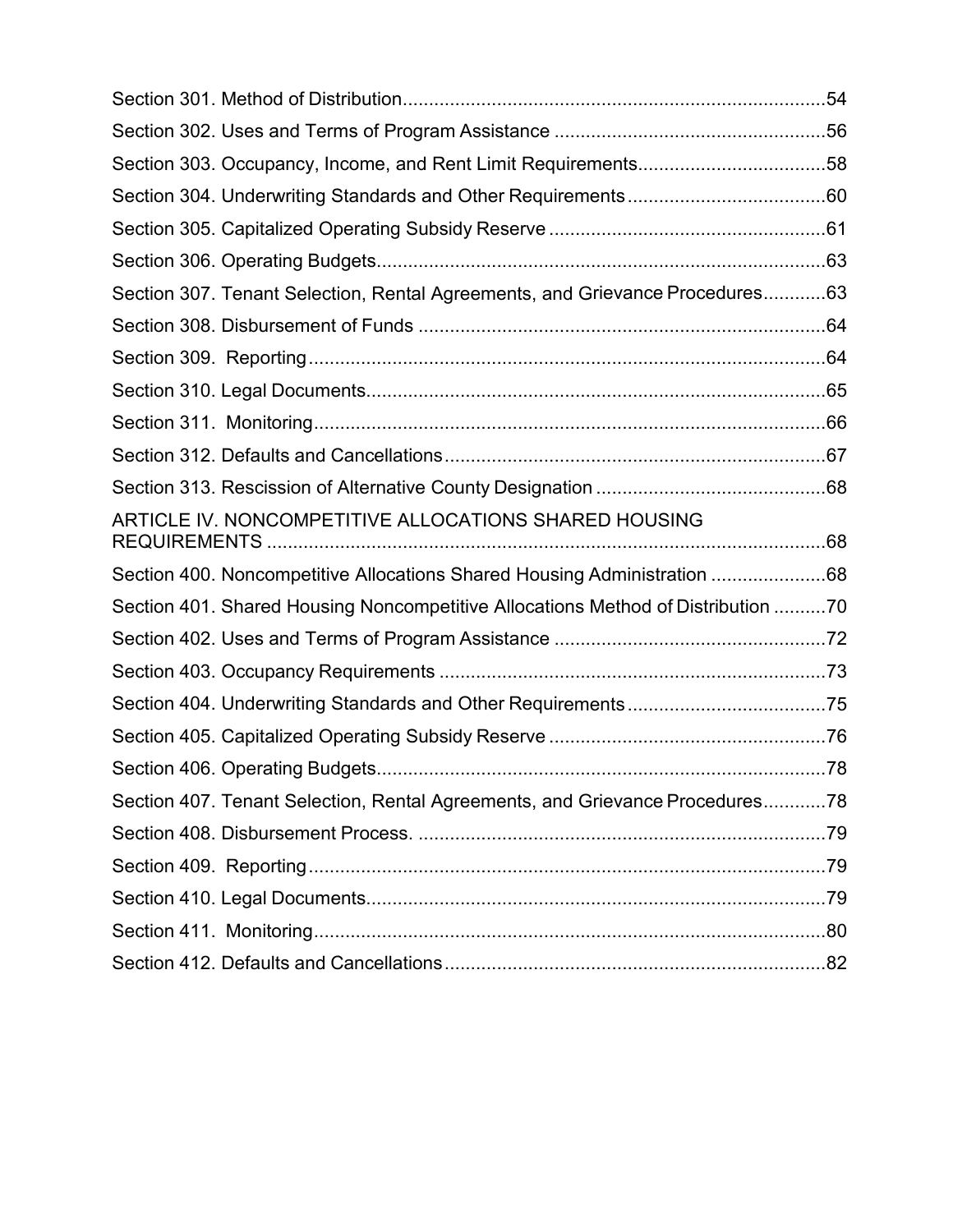Section 301. Method of Distribution.................................................................................54

Section 302. Uses and Terms of Program Assistance ....................................................56

Section 303. Occupancy, Income, and Rent Limit Requirements....................................58

Section 304. Underwriting Standards and Other Requirements......................................60

Section 305. Capitalized Operating Subsidy Reserve .....................................................61

Section 306. Operating Budgets......................................................................................63

Section 307. Tenant Selection, Rental Agreements, and Grievance Procedures............63

Section 308. Disbursement of Funds ..............................................................................64

Section 309. Reporting....................................................................................................64

Section 310. Legal Documents........................................................................................65

Section 311. Monitoring..................................................................................................66

Section 312. Defaults and Cancellations.........................................................................67

Section 313. Rescission of Alternative County Designation ............................................68

ARTICLE IV. NONCOMPETITIVE ALLOCATIONS SHARED HOUSING REQUIREMENTS ..........................................................................................................68

Section 400. Noncompetitive Allocations Shared Housing Administration ......................68

Section 401. Shared Housing Noncompetitive Allocations Method of Distribution ..........70

Section 402. Uses and Terms of Program Assistance ....................................................72

Section 403. Occupancy Requirements ..........................................................................73

Section 404. Underwriting Standards and Other Requirements......................................75

Section 405. Capitalized Operating Subsidy Reserve .....................................................76

Section 406. Operating Budgets......................................................................................78

Section 407. Tenant Selection, Rental Agreements, and Grievance Procedures............78

Section 408. Disbursement Process. ..............................................................................79

Section 409. Reporting....................................................................................................79

Section 410. Legal Documents........................................................................................79

Section 411. Monitoring..................................................................................................80

Section 412. Defaults and Cancellations.........................................................................82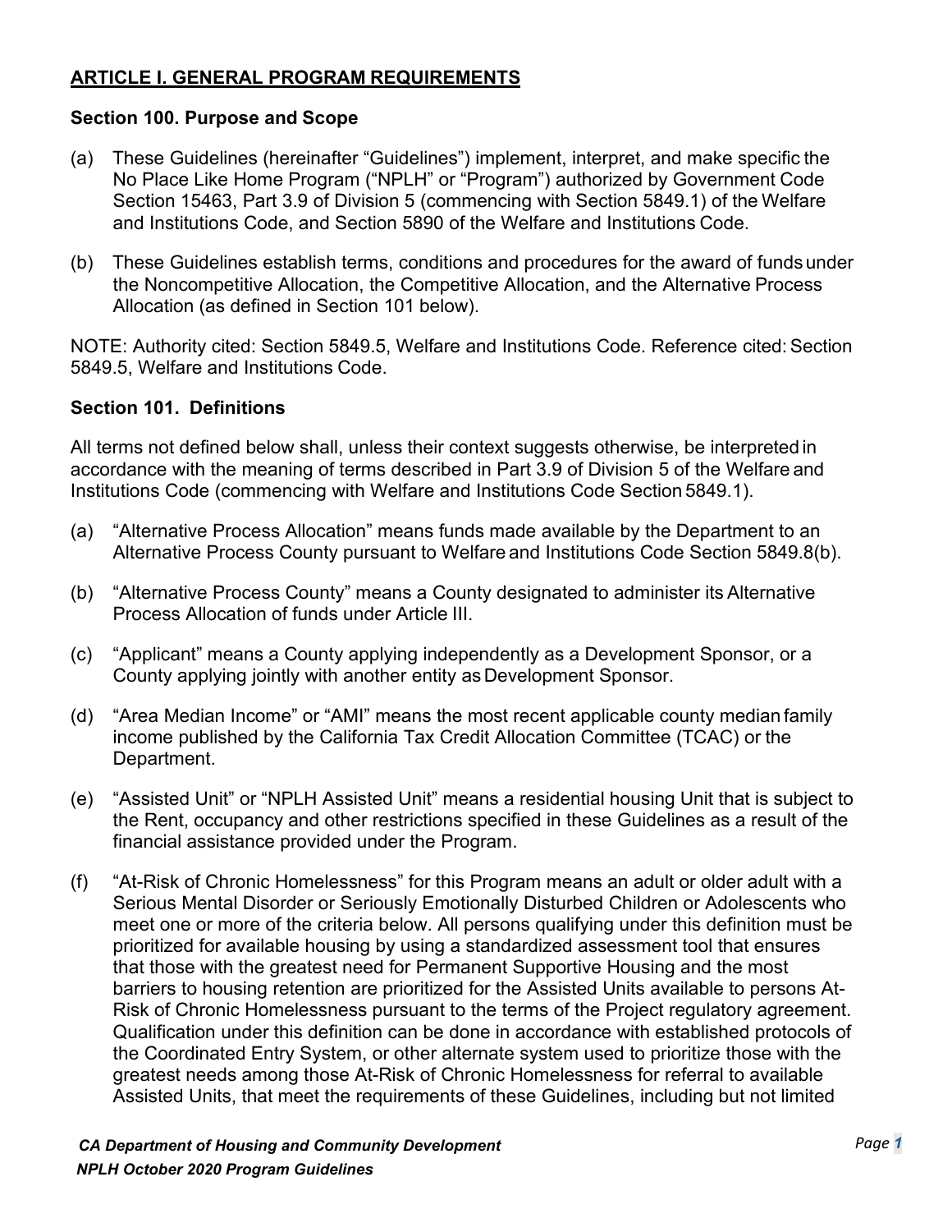## ARTICLE I. GENERAL PROGRAM REQUIREMENTS

### Section 100. Purpose and Scope

(a) These Guidelines (hereinafter "Guidelines") implement, interpret, and make specific the No Place Like Home Program ("NPLH" or "Program") authorized by Government Code Section 15463, Part 3.9 of Division 5 (commencing with Section 5849.1) of the Welfare and Institutions Code, and Section 5890 of the Welfare and Institutions Code.

(b) These Guidelines establish terms, conditions and procedures for the award of funds under the Noncompetitive Allocation, the Competitive Allocation, and the Alternative Process Allocation (as defined in Section 101 below).

NOTE: Authority cited: Section 5849.5, Welfare and Institutions Code. Reference cited: Section 5849.5, Welfare and Institutions Code.

### Section 101. Definitions

All terms not defined below shall, unless their context suggests otherwise, be interpreted in accordance with the meaning of terms described in Part 3.9 of Division 5 of the Welfare and Institutions Code (commencing with Welfare and Institutions Code Section 5849.1).

(a) "Alternative Process Allocation" means funds made available by the Department to an Alternative Process County pursuant to Welfare and Institutions Code Section 5849.8(b).

(b) "Alternative Process County" means a County designated to administer its Alternative Process Allocation of funds under Article III.

(c) "Applicant" means a County applying independently as a Development Sponsor, or a County applying jointly with another entity as Development Sponsor.

(d) "Area Median Income" or "AMI" means the most recent applicable county median family income published by the California Tax Credit Allocation Committee (TCAC) or the Department.

(e) "Assisted Unit" or "NPLH Assisted Unit" means a residential housing Unit that is subject to the Rent, occupancy and other restrictions specified in these Guidelines as a result of the financial assistance provided under the Program.

(f) "At-Risk of Chronic Homelessness" for this Program means an adult or older adult with a Serious Mental Disorder or Seriously Emotionally Disturbed Children or Adolescents who meet one or more of the criteria below. All persons qualifying under this definition must be prioritized for available housing by using a standardized assessment tool that ensures that those with the greatest need for Permanent Supportive Housing and the most barriers to housing retention are prioritized for the Assisted Units available to persons At-Risk of Chronic Homelessness pursuant to the terms of the Project regulatory agreement. Qualification under this definition can be done in accordance with established protocols of the Coordinated Entry System, or other alternate system used to prioritize those with the greatest needs among those At-Risk of Chronic Homelessness for referral to available Assisted Units, that meet the requirements of these Guidelines, including but not limited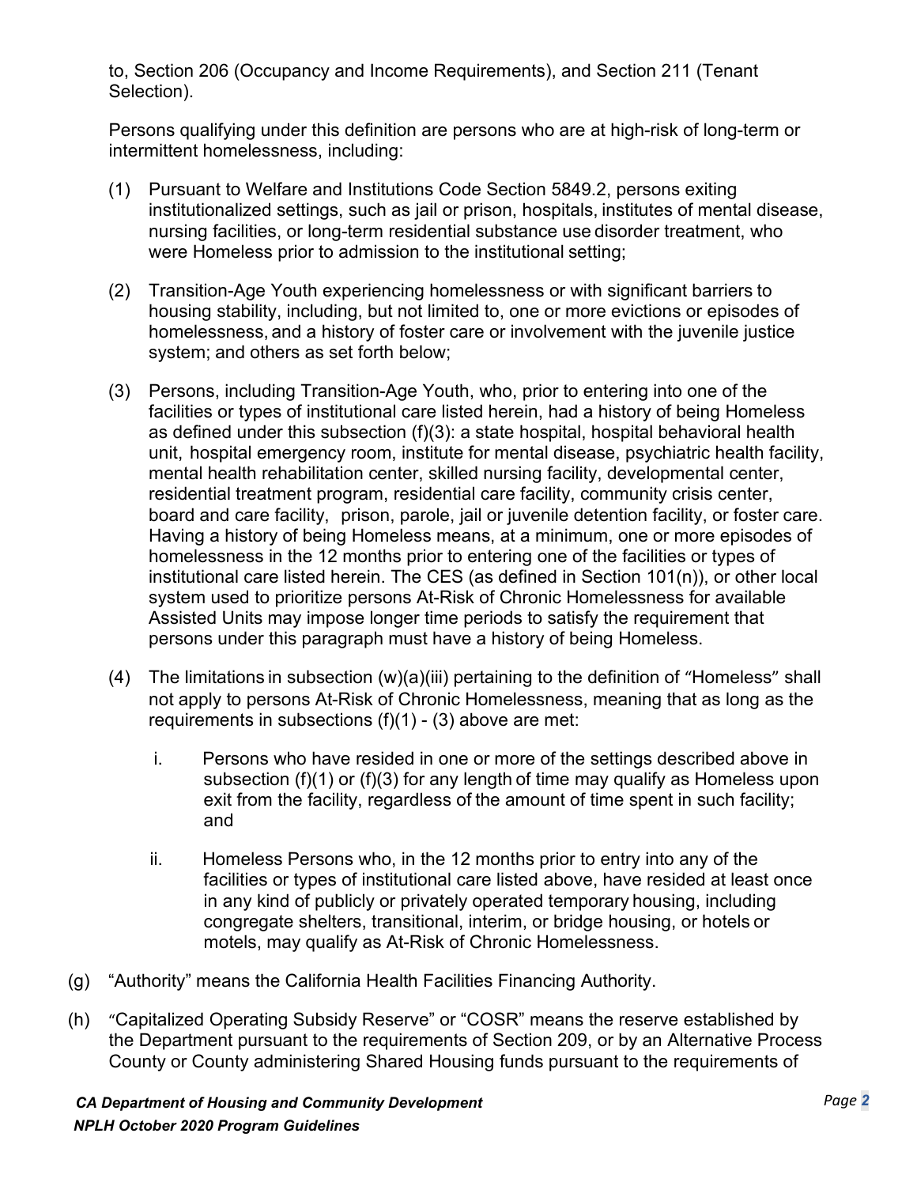to, Section 206 (Occupancy and Income Requirements), and Section 211 (Tenant Selection).

Persons qualifying under this definition are persons who are at high-risk of long-term or intermittent homelessness, including:

(1) Pursuant to Welfare and Institutions Code Section 5849.2, persons exiting institutionalized settings, such as jail or prison, hospitals, institutes of mental disease, nursing facilities, or long-term residential substance use disorder treatment, who were Homeless prior to admission to the institutional setting;

(2) Transition-Age Youth experiencing homelessness or with significant barriers to housing stability, including, but not limited to, one or more evictions or episodes of homelessness, and a history of foster care or involvement with the juvenile justice system; and others as set forth below;

(3) Persons, including Transition-Age Youth, who, prior to entering into one of the facilities or types of institutional care listed herein, had a history of being Homeless as defined under this subsection (f)(3): a state hospital, hospital behavioral health unit, hospital emergency room, institute for mental disease, psychiatric health facility, mental health rehabilitation center, skilled nursing facility, developmental center, residential treatment program, residential care facility, community crisis center, board and care facility, prison, parole, jail or juvenile detention facility, or foster care. Having a history of being Homeless means, at a minimum, one or more episodes of homelessness in the 12 months prior to entering one of the facilities or types of institutional care listed herein. The CES (as defined in Section 101(n)), or other local system used to prioritize persons At-Risk of Chronic Homelessness for available Assisted Units may impose longer time periods to satisfy the requirement that persons under this paragraph must have a history of being Homeless.

(4) The limitations in subsection (w)(a)(iii) pertaining to the definition of "Homeless" shall not apply to persons At-Risk of Chronic Homelessness, meaning that as long as the requirements in subsections (f)(1) - (3) above are met:

   i. Persons who have resided in one or more of the settings described above in subsection (f)(1) or (f)(3) for any length of time may qualify as Homeless upon exit from the facility, regardless of the amount of time spent in such facility; and

   ii. Homeless Persons who, in the 12 months prior to entry into any of the facilities or types of institutional care listed above, have resided at least once in any kind of publicly or privately operated temporary housing, including congregate shelters, transitional, interim, or bridge housing, or hotels or motels, may qualify as At-Risk of Chronic Homelessness.

(g) "Authority" means the California Health Facilities Financing Authority.

(h) "Capitalized Operating Subsidy Reserve" or "COSR" means the reserve established by the Department pursuant to the requirements of Section 209, or by an Alternative Process County or County administering Shared Housing funds pursuant to the requirements of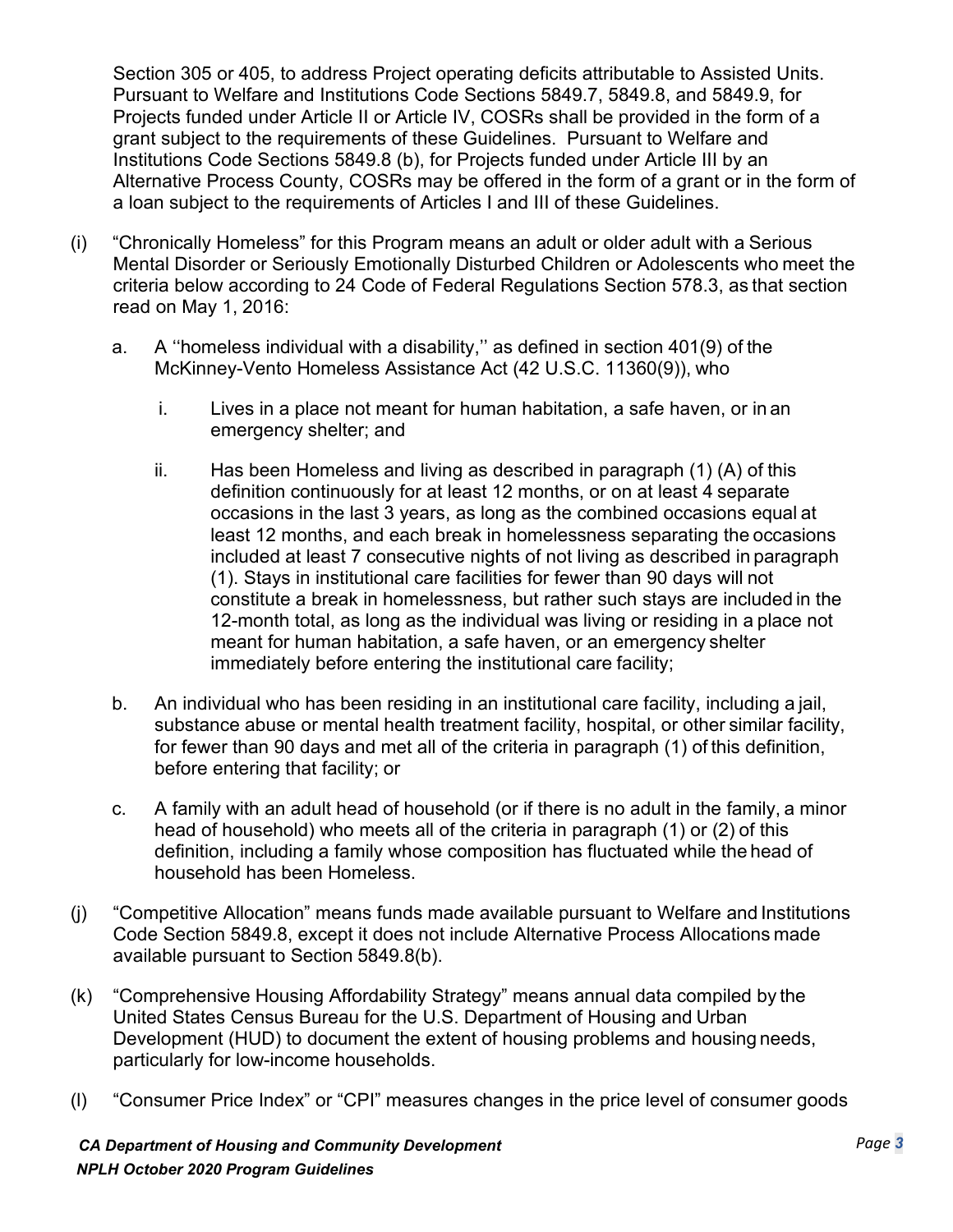Section 305 or 405, to address Project operating deficits attributable to Assisted Units. Pursuant to Welfare and Institutions Code Sections 5849.7, 5849.8, and 5849.9, for Projects funded under Article II or Article IV, COSRs shall be provided in the form of a grant subject to the requirements of these Guidelines. Pursuant to Welfare and Institutions Code Sections 5849.8 (b), for Projects funded under Article III by an Alternative Process County, COSRs may be offered in the form of a grant or in the form of a loan subject to the requirements of Articles I and III of these Guidelines.

(i) "Chronically Homeless" for this Program means an adult or older adult with a Serious Mental Disorder or Seriously Emotionally Disturbed Children or Adolescents who meet the criteria below according to 24 Code of Federal Regulations Section 578.3, as that section read on May 1, 2016:

   a. A ''homeless individual with a disability,'' as defined in section 401(9) of the McKinney-Vento Homeless Assistance Act (42 U.S.C. 11360(9)), who

      i. Lives in a place not meant for human habitation, a safe haven, or in an emergency shelter; and

      ii. Has been Homeless and living as described in paragraph (1) (A) of this definition continuously for at least 12 months, or on at least 4 separate occasions in the last 3 years, as long as the combined occasions equal at least 12 months, and each break in homelessness separating the occasions included at least 7 consecutive nights of not living as described in paragraph (1). Stays in institutional care facilities for fewer than 90 days will not constitute a break in homelessness, but rather such stays are included in the 12-month total, as long as the individual was living or residing in a place not meant for human habitation, a safe haven, or an emergency shelter immediately before entering the institutional care facility;

   b. An individual who has been residing in an institutional care facility, including a jail, substance abuse or mental health treatment facility, hospital, or other similar facility, for fewer than 90 days and met all of the criteria in paragraph (1) of this definition, before entering that facility; or

   c. A family with an adult head of household (or if there is no adult in the family, a minor head of household) who meets all of the criteria in paragraph (1) or (2) of this definition, including a family whose composition has fluctuated while the head of household has been Homeless.

(j) "Competitive Allocation" means funds made available pursuant to Welfare and Institutions Code Section 5849.8, except it does not include Alternative Process Allocations made available pursuant to Section 5849.8(b).

(k) "Comprehensive Housing Affordability Strategy" means annual data compiled by the United States Census Bureau for the U.S. Department of Housing and Urban Development (HUD) to document the extent of housing problems and housing needs, particularly for low-income households.

(l) "Consumer Price Index" or "CPI" measures changes in the price level of consumer goods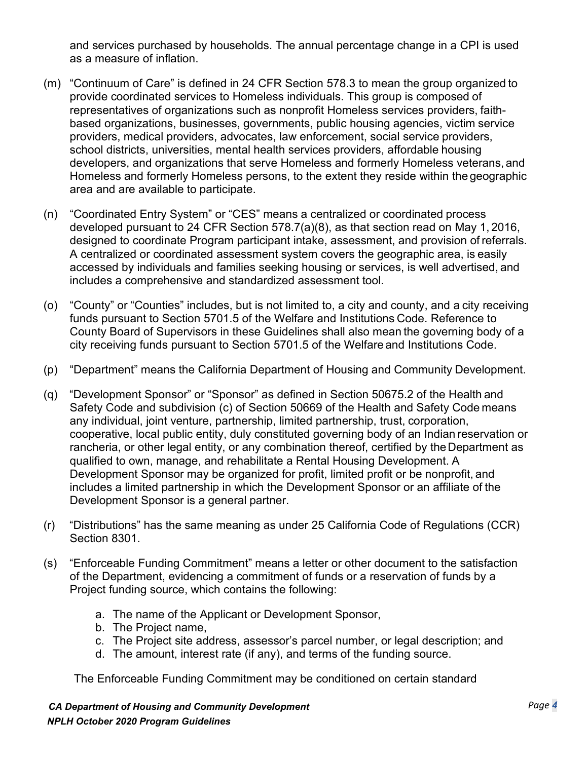and services purchased by households. The annual percentage change in a CPI is used as a measure of inflation.

(m) "Continuum of Care" is defined in 24 CFR Section 578.3 to mean the group organized to provide coordinated services to Homeless individuals. This group is composed of representatives of organizations such as nonprofit Homeless services providers, faith-based organizations, businesses, governments, public housing agencies, victim service providers, medical providers, advocates, law enforcement, social service providers, school districts, universities, mental health services providers, affordable housing developers, and organizations that serve Homeless and formerly Homeless veterans, and Homeless and formerly Homeless persons, to the extent they reside within the geographic area and are available to participate.

(n) "Coordinated Entry System" or "CES" means a centralized or coordinated process developed pursuant to 24 CFR Section 578.7(a)(8), as that section read on May 1, 2016, designed to coordinate Program participant intake, assessment, and provision of referrals. A centralized or coordinated assessment system covers the geographic area, is easily accessed by individuals and families seeking housing or services, is well advertised, and includes a comprehensive and standardized assessment tool.

(o) "County" or "Counties" includes, but is not limited to, a city and county, and a city receiving funds pursuant to Section 5701.5 of the Welfare and Institutions Code. Reference to County Board of Supervisors in these Guidelines shall also mean the governing body of a city receiving funds pursuant to Section 5701.5 of the Welfare and Institutions Code.

(p) "Department" means the California Department of Housing and Community Development.

(q) "Development Sponsor" or "Sponsor" as defined in Section 50675.2 of the Health and Safety Code and subdivision (c) of Section 50669 of the Health and Safety Code means any individual, joint venture, partnership, limited partnership, trust, corporation, cooperative, local public entity, duly constituted governing body of an Indian reservation or rancheria, or other legal entity, or any combination thereof, certified by the Department as qualified to own, manage, and rehabilitate a Rental Housing Development. A Development Sponsor may be organized for profit, limited profit or be nonprofit, and includes a limited partnership in which the Development Sponsor or an affiliate of the Development Sponsor is a general partner.

(r) "Distributions" has the same meaning as under 25 California Code of Regulations (CCR) Section 8301.

(s) "Enforceable Funding Commitment" means a letter or other document to the satisfaction of the Department, evidencing a commitment of funds or a reservation of funds by a Project funding source, which contains the following:

   a. The name of the Applicant or Development Sponsor,
   b. The Project name,
   c. The Project site address, assessor's parcel number, or legal description; and
   d. The amount, interest rate (if any), and terms of the funding source.

   The Enforceable Funding Commitment may be conditioned on certain standard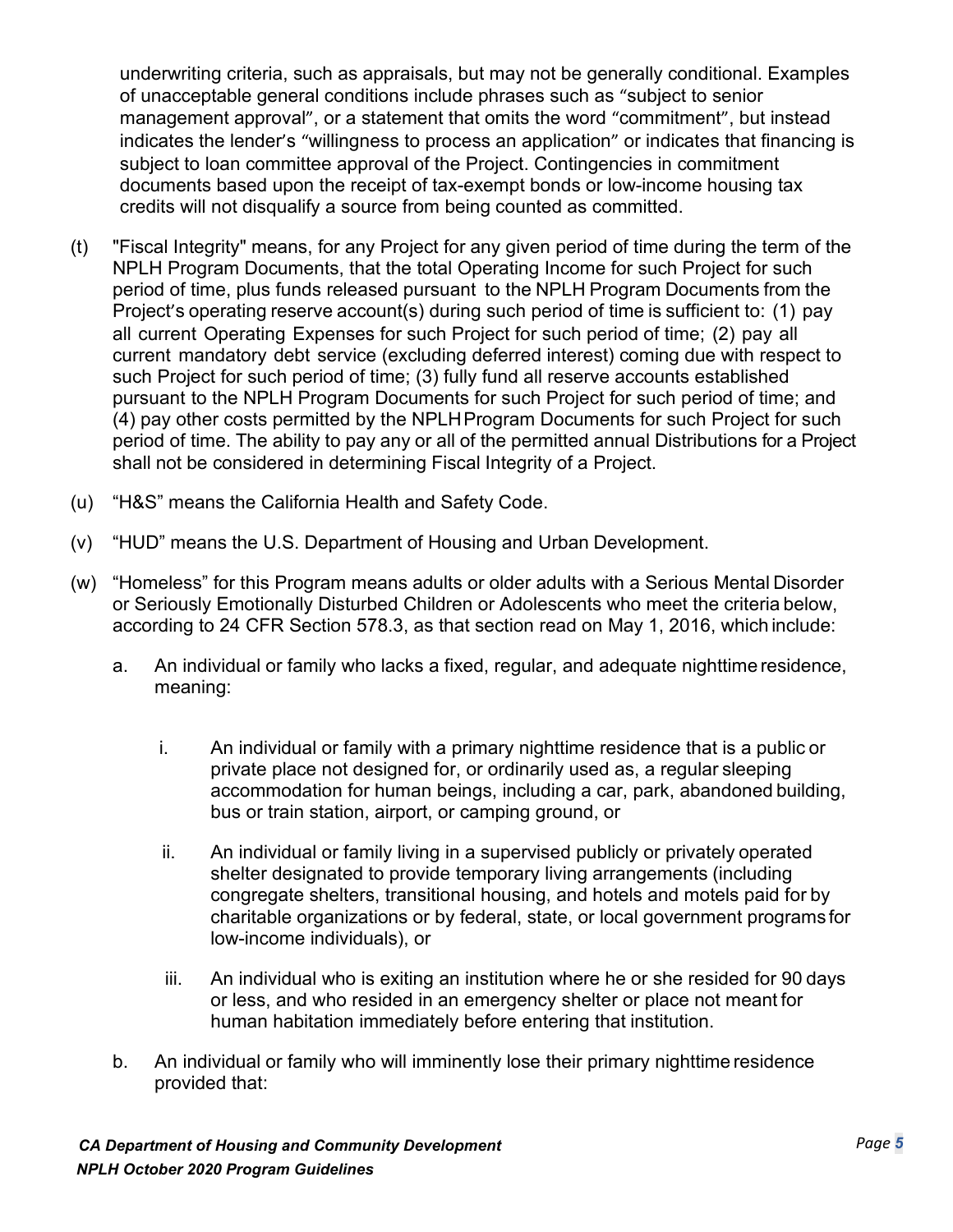underwriting criteria, such as appraisals, but may not be generally conditional. Examples of unacceptable general conditions include phrases such as "subject to senior management approval", or a statement that omits the word "commitment", but instead indicates the lender's "willingness to process an application" or indicates that financing is subject to loan committee approval of the Project. Contingencies in commitment documents based upon the receipt of tax-exempt bonds or low-income housing tax credits will not disqualify a source from being counted as committed.

(t) "Fiscal Integrity" means, for any Project for any given period of time during the term of the NPLH Program Documents, that the total Operating Income for such Project for such period of time, plus funds released pursuant to the NPLH Program Documents from the Project's operating reserve account(s) during such period of time is sufficient to: (1) pay all current Operating Expenses for such Project for such period of time; (2) pay all current mandatory debt service (excluding deferred interest) coming due with respect to such Project for such period of time; (3) fully fund all reserve accounts established pursuant to the NPLH Program Documents for such Project for such period of time; and (4) pay other costs permitted by the NPLH Program Documents for such Project for such period of time. The ability to pay any or all of the permitted annual Distributions for a Project shall not be considered in determining Fiscal Integrity of a Project.

(u) "H&S" means the California Health and Safety Code.

(v) "HUD" means the U.S. Department of Housing and Urban Development.

(w) "Homeless" for this Program means adults or older adults with a Serious Mental Disorder or Seriously Emotionally Disturbed Children or Adolescents who meet the criteria below, according to 24 CFR Section 578.3, as that section read on May 1, 2016, which include:

   a. An individual or family who lacks a fixed, regular, and adequate nighttime residence, meaning:

      i. An individual or family with a primary nighttime residence that is a public or private place not designed for, or ordinarily used as, a regular sleeping accommodation for human beings, including a car, park, abandoned building, bus or train station, airport, or camping ground, or

      ii. An individual or family living in a supervised publicly or privately operated shelter designated to provide temporary living arrangements (including congregate shelters, transitional housing, and hotels and motels paid for by charitable organizations or by federal, state, or local government programs for low-income individuals), or

      iii. An individual who is exiting an institution where he or she resided for 90 days or less, and who resided in an emergency shelter or place not meant for human habitation immediately before entering that institution.

   b. An individual or family who will imminently lose their primary nighttime residence provided that: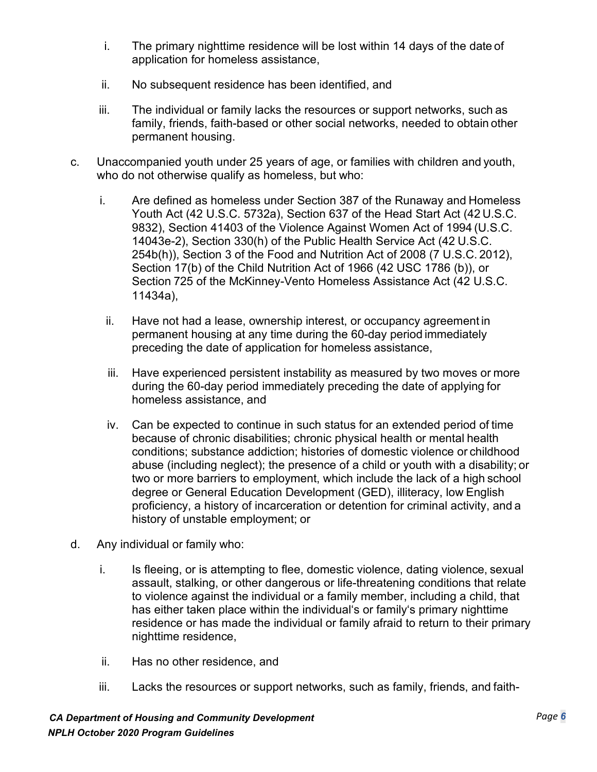i. The primary nighttime residence will be lost within 14 days of the date of application for homeless assistance,

   ii. No subsequent residence has been identified, and

   iii. The individual or family lacks the resources or support networks, such as family, friends, faith-based or other social networks, needed to obtain other permanent housing.

c. Unaccompanied youth under 25 years of age, or families with children and youth, who do not otherwise qualify as homeless, but who:

   i. Are defined as homeless under Section 387 of the Runaway and Homeless Youth Act (42 U.S.C. 5732a), Section 637 of the Head Start Act (42 U.S.C. 9832), Section 41403 of the Violence Against Women Act of 1994 (U.S.C. 14043e-2), Section 330(h) of the Public Health Service Act (42 U.S.C. 254b(h)), Section 3 of the Food and Nutrition Act of 2008 (7 U.S.C. 2012), Section 17(b) of the Child Nutrition Act of 1966 (42 USC 1786 (b)), or Section 725 of the McKinney-Vento Homeless Assistance Act (42 U.S.C. 11434a),

   ii. Have not had a lease, ownership interest, or occupancy agreement in permanent housing at any time during the 60-day period immediately preceding the date of application for homeless assistance,

   iii. Have experienced persistent instability as measured by two moves or more during the 60-day period immediately preceding the date of applying for homeless assistance, and

   iv. Can be expected to continue in such status for an extended period of time because of chronic disabilities; chronic physical health or mental health conditions; substance addiction; histories of domestic violence or childhood abuse (including neglect); the presence of a child or youth with a disability; or two or more barriers to employment, which include the lack of a high school degree or General Education Development (GED), illiteracy, low English proficiency, a history of incarceration or detention for criminal activity, and a history of unstable employment; or

d. Any individual or family who:

   i. Is fleeing, or is attempting to flee, domestic violence, dating violence, sexual assault, stalking, or other dangerous or life-threatening conditions that relate to violence against the individual or a family member, including a child, that has either taken place within the individual's or family's primary nighttime residence or has made the individual or family afraid to return to their primary nighttime residence,

   ii. Has no other residence, and

   iii. Lacks the resources or support networks, such as family, friends, and faith-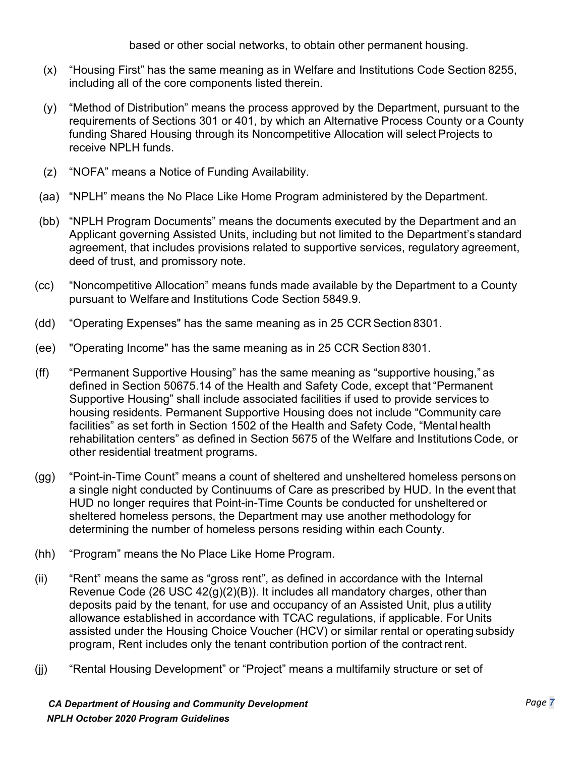based or other social networks, to obtain other permanent housing.

(x) "Housing First" has the same meaning as in Welfare and Institutions Code Section 8255, including all of the core components listed therein.

(y) "Method of Distribution" means the process approved by the Department, pursuant to the requirements of Sections 301 or 401, by which an Alternative Process County or a County funding Shared Housing through its Noncompetitive Allocation will select Projects to receive NPLH funds.

(z) "NOFA" means a Notice of Funding Availability.

(aa) "NPLH" means the No Place Like Home Program administered by the Department.

(bb) "NPLH Program Documents" means the documents executed by the Department and an Applicant governing Assisted Units, including but not limited to the Department's standard agreement, that includes provisions related to supportive services, regulatory agreement, deed of trust, and promissory note.

(cc) "Noncompetitive Allocation" means funds made available by the Department to a County pursuant to Welfare and Institutions Code Section 5849.9.

(dd) "Operating Expenses" has the same meaning as in 25 CCR Section 8301.

(ee) "Operating Income" has the same meaning as in 25 CCR Section 8301.

(ff) "Permanent Supportive Housing" has the same meaning as "supportive housing," as defined in Section 50675.14 of the Health and Safety Code, except that "Permanent Supportive Housing" shall include associated facilities if used to provide services to housing residents. Permanent Supportive Housing does not include "Community care facilities" as set forth in Section 1502 of the Health and Safety Code, "Mental health rehabilitation centers" as defined in Section 5675 of the Welfare and Institutions Code, or other residential treatment programs.

(gg) "Point-in-Time Count" means a count of sheltered and unsheltered homeless persons on a single night conducted by Continuums of Care as prescribed by HUD. In the event that HUD no longer requires that Point-in-Time Counts be conducted for unsheltered or sheltered homeless persons, the Department may use another methodology for determining the number of homeless persons residing within each County.

(hh) "Program" means the No Place Like Home Program.

(ii) "Rent" means the same as "gross rent", as defined in accordance with the Internal Revenue Code (26 USC 42(g)(2)(B)). It includes all mandatory charges, other than deposits paid by the tenant, for use and occupancy of an Assisted Unit, plus a utility allowance established in accordance with TCAC regulations, if applicable. For Units assisted under the Housing Choice Voucher (HCV) or similar rental or operating subsidy program, Rent includes only the tenant contribution portion of the contract rent.

(jj) "Rental Housing Development" or "Project" means a multifamily structure or set of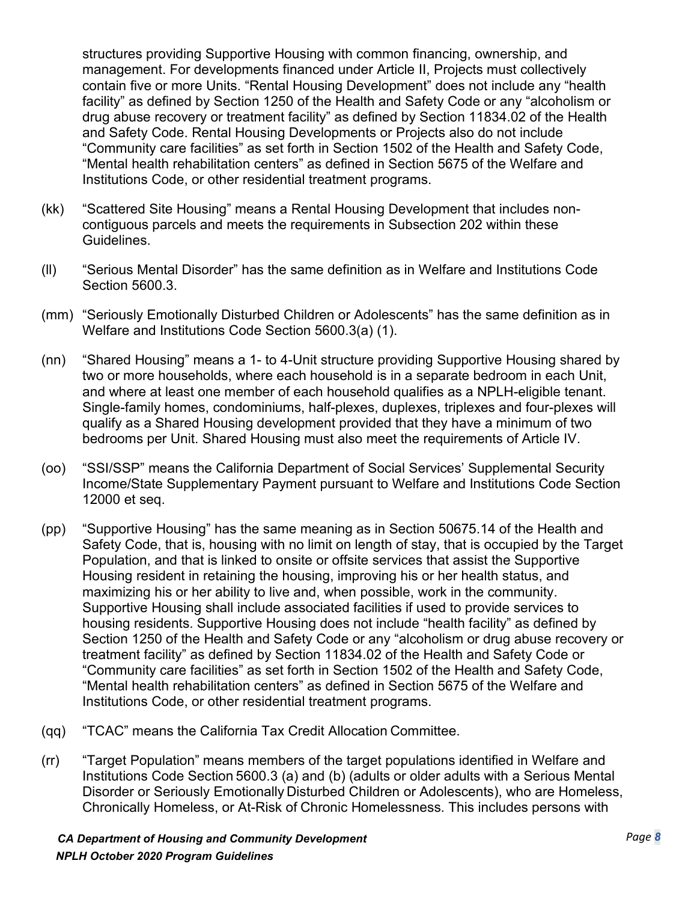structures providing Supportive Housing with common financing, ownership, and management. For developments financed under Article II, Projects must collectively contain five or more Units. "Rental Housing Development" does not include any "health facility" as defined by Section 1250 of the Health and Safety Code or any "alcoholism or drug abuse recovery or treatment facility" as defined by Section 11834.02 of the Health and Safety Code. Rental Housing Developments or Projects also do not include "Community care facilities" as set forth in Section 1502 of the Health and Safety Code, "Mental health rehabilitation centers" as defined in Section 5675 of the Welfare and Institutions Code, or other residential treatment programs.

(kk) "Scattered Site Housing" means a Rental Housing Development that includes non-contiguous parcels and meets the requirements in Subsection 202 within these Guidelines.

(ll) "Serious Mental Disorder" has the same definition as in Welfare and Institutions Code Section 5600.3.

(mm) "Seriously Emotionally Disturbed Children or Adolescents" has the same definition as in Welfare and Institutions Code Section 5600.3(a) (1).

(nn) "Shared Housing" means a 1- to 4-Unit structure providing Supportive Housing shared by two or more households, where each household is in a separate bedroom in each Unit, and where at least one member of each household qualifies as a NPLH-eligible tenant. Single-family homes, condominiums, half-plexes, duplexes, triplexes and four-plexes will qualify as a Shared Housing development provided that they have a minimum of two bedrooms per Unit. Shared Housing must also meet the requirements of Article IV.

(oo) "SSI/SSP" means the California Department of Social Services' Supplemental Security Income/State Supplementary Payment pursuant to Welfare and Institutions Code Section 12000 et seq.

(pp) "Supportive Housing" has the same meaning as in Section 50675.14 of the Health and Safety Code, that is, housing with no limit on length of stay, that is occupied by the Target Population, and that is linked to onsite or offsite services that assist the Supportive Housing resident in retaining the housing, improving his or her health status, and maximizing his or her ability to live and, when possible, work in the community. Supportive Housing shall include associated facilities if used to provide services to housing residents. Supportive Housing does not include "health facility" as defined by Section 1250 of the Health and Safety Code or any "alcoholism or drug abuse recovery or treatment facility" as defined by Section 11834.02 of the Health and Safety Code or "Community care facilities" as set forth in Section 1502 of the Health and Safety Code, "Mental health rehabilitation centers" as defined in Section 5675 of the Welfare and Institutions Code, or other residential treatment programs.

(qq) "TCAC" means the California Tax Credit Allocation Committee.

(rr) "Target Population" means members of the target populations identified in Welfare and Institutions Code Section 5600.3 (a) and (b) (adults or older adults with a Serious Mental Disorder or Seriously Emotionally Disturbed Children or Adolescents), who are Homeless, Chronically Homeless, or At-Risk of Chronic Homelessness. This includes persons with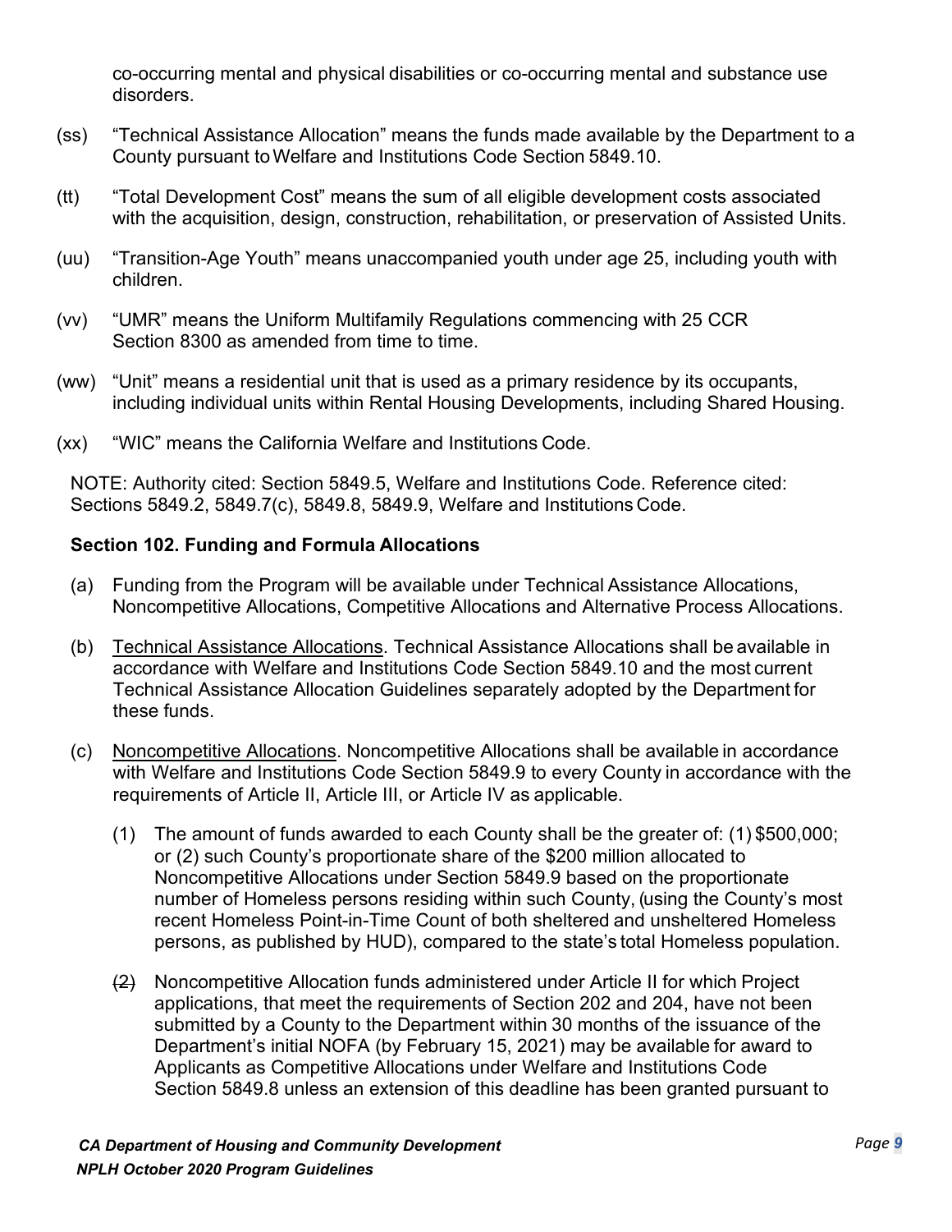co-occurring mental and physical disabilities or co-occurring mental and substance use disorders.

(ss) "Technical Assistance Allocation" means the funds made available by the Department to a County pursuant to Welfare and Institutions Code Section 5849.10.

(tt) "Total Development Cost" means the sum of all eligible development costs associated with the acquisition, design, construction, rehabilitation, or preservation of Assisted Units.

(uu) "Transition-Age Youth" means unaccompanied youth under age 25, including youth with children.

(vv) "UMR" means the Uniform Multifamily Regulations commencing with 25 CCR Section 8300 as amended from time to time.

(ww) "Unit" means a residential unit that is used as a primary residence by its occupants, including individual units within Rental Housing Developments, including Shared Housing.

(xx) "WIC" means the California Welfare and Institutions Code.

NOTE: Authority cited: Section 5849.5, Welfare and Institutions Code. Reference cited: Sections 5849.2, 5849.7(c), 5849.8, 5849.9, Welfare and Institutions Code.

**Section 102. Funding and Formula Allocations**

(a) Funding from the Program will be available under Technical Assistance Allocations, Noncompetitive Allocations, Competitive Allocations and Alternative Process Allocations.

(b) Technical Assistance Allocations. Technical Assistance Allocations shall be available in accordance with Welfare and Institutions Code Section 5849.10 and the most current Technical Assistance Allocation Guidelines separately adopted by the Department for these funds.

(c) Noncompetitive Allocations. Noncompetitive Allocations shall be available in accordance with Welfare and Institutions Code Section 5849.9 to every County in accordance with the requirements of Article II, Article III, or Article IV as applicable.

(1) The amount of funds awarded to each County shall be the greater of: (1) $500,000; or (2) such County's proportionate share of the $200 million allocated to Noncompetitive Allocations under Section 5849.9 based on the proportionate number of Homeless persons residing within such County, (using the County's most recent Homeless Point-in-Time Count of both sheltered and unsheltered Homeless persons, as published by HUD), compared to the state's total Homeless population.

(2) Noncompetitive Allocation funds administered under Article II for which Project applications, that meet the requirements of Section 202 and 204, have not been submitted by a County to the Department within 30 months of the issuance of the Department's initial NOFA (by February 15, 2021) may be available for award to Applicants as Competitive Allocations under Welfare and Institutions Code Section 5849.8 unless an extension of this deadline has been granted pursuant to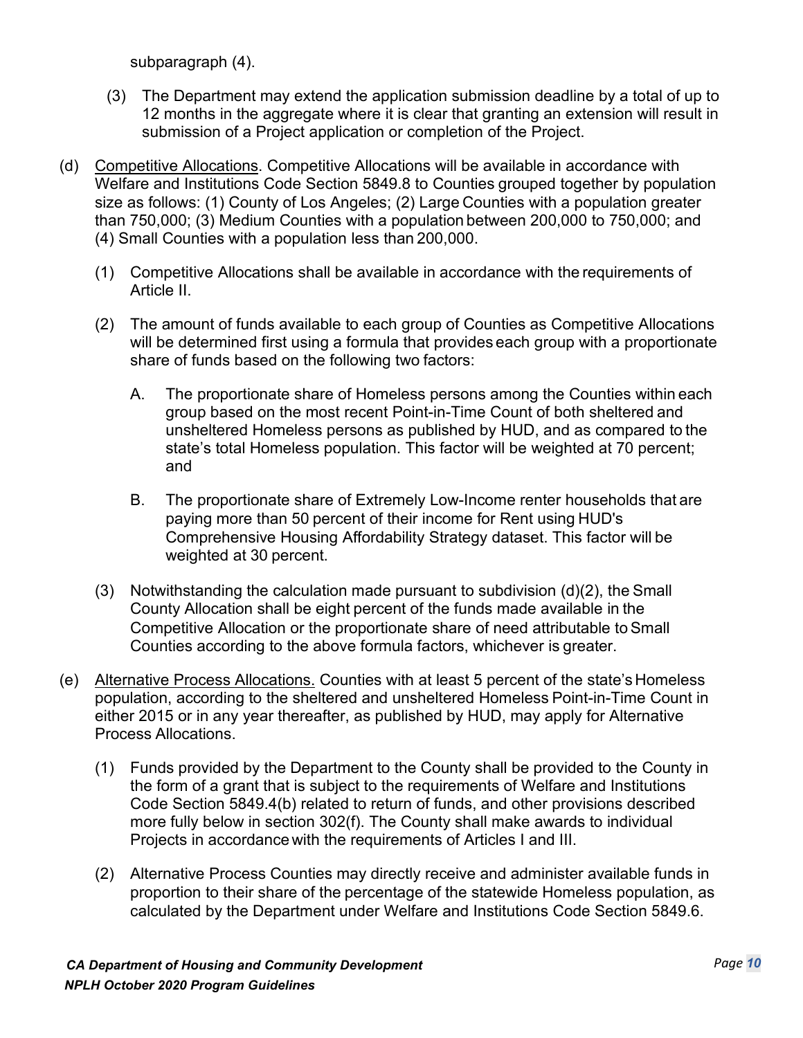subparagraph (4).

(3) The Department may extend the application submission deadline by a total of up to 12 months in the aggregate where it is clear that granting an extension will result in submission of a Project application or completion of the Project.

(d) Competitive Allocations. Competitive Allocations will be available in accordance with Welfare and Institutions Code Section 5849.8 to Counties grouped together by population size as follows: (1) County of Los Angeles; (2) Large Counties with a population greater than 750,000; (3) Medium Counties with a population between 200,000 to 750,000; and (4) Small Counties with a population less than 200,000.

(1) Competitive Allocations shall be available in accordance with the requirements of Article II.

(2) The amount of funds available to each group of Counties as Competitive Allocations will be determined first using a formula that provides each group with a proportionate share of funds based on the following two factors:

A. The proportionate share of Homeless persons among the Counties within each group based on the most recent Point-in-Time Count of both sheltered and unsheltered Homeless persons as published by HUD, and as compared to the state's total Homeless population. This factor will be weighted at 70 percent; and

B. The proportionate share of Extremely Low-Income renter households that are paying more than 50 percent of their income for Rent using HUD's Comprehensive Housing Affordability Strategy dataset. This factor will be weighted at 30 percent.

(3) Notwithstanding the calculation made pursuant to subdivision (d)(2), the Small County Allocation shall be eight percent of the funds made available in the Competitive Allocation or the proportionate share of need attributable to Small Counties according to the above formula factors, whichever is greater.

(e) Alternative Process Allocations. Counties with at least 5 percent of the state's Homeless population, according to the sheltered and unsheltered Homeless Point-in-Time Count in either 2015 or in any year thereafter, as published by HUD, may apply for Alternative Process Allocations.

(1) Funds provided by the Department to the County shall be provided to the County in the form of a grant that is subject to the requirements of Welfare and Institutions Code Section 5849.4(b) related to return of funds, and other provisions described more fully below in section 302(f). The County shall make awards to individual Projects in accordance with the requirements of Articles I and III.

(2) Alternative Process Counties may directly receive and administer available funds in proportion to their share of the percentage of the statewide Homeless population, as calculated by the Department under Welfare and Institutions Code Section 5849.6.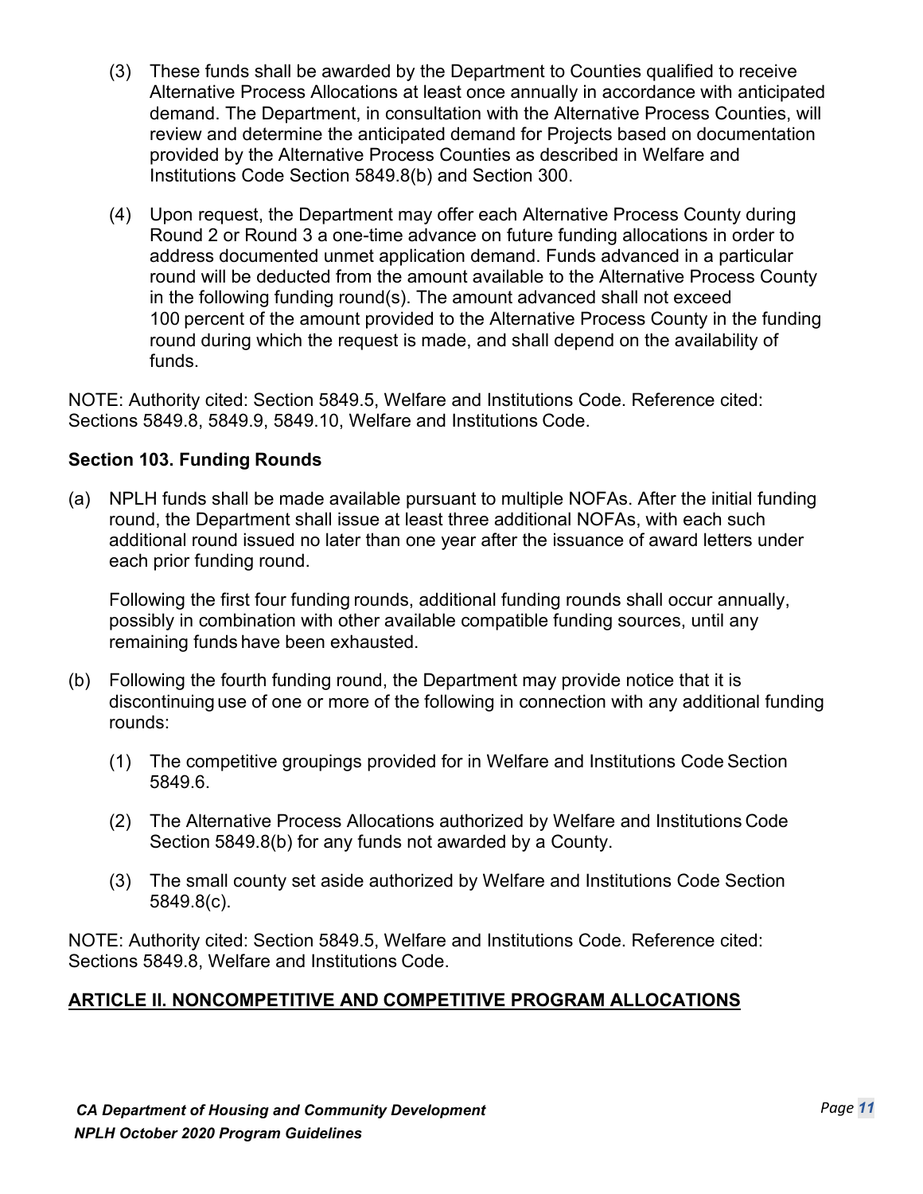(3) These funds shall be awarded by the Department to Counties qualified to receive Alternative Process Allocations at least once annually in accordance with anticipated demand. The Department, in consultation with the Alternative Process Counties, will review and determine the anticipated demand for Projects based on documentation provided by the Alternative Process Counties as described in Welfare and Institutions Code Section 5849.8(b) and Section 300.

(4) Upon request, the Department may offer each Alternative Process County during Round 2 or Round 3 a one-time advance on future funding allocations in order to address documented unmet application demand. Funds advanced in a particular round will be deducted from the amount available to the Alternative Process County in the following funding round(s). The amount advanced shall not exceed 100 percent of the amount provided to the Alternative Process County in the funding round during which the request is made, and shall depend on the availability of funds.

NOTE: Authority cited: Section 5849.5, Welfare and Institutions Code. Reference cited: Sections 5849.8, 5849.9, 5849.10, Welfare and Institutions Code.

### Section 103. Funding Rounds

(a) NPLH funds shall be made available pursuant to multiple NOFAs. After the initial funding round, the Department shall issue at least three additional NOFAs, with each such additional round issued no later than one year after the issuance of award letters under each prior funding round.

Following the first four funding rounds, additional funding rounds shall occur annually, possibly in combination with other available compatible funding sources, until any remaining funds have been exhausted.

(b) Following the fourth funding round, the Department may provide notice that it is discontinuing use of one or more of the following in connection with any additional funding rounds:

(1) The competitive groupings provided for in Welfare and Institutions Code Section 5849.6.

(2) The Alternative Process Allocations authorized by Welfare and Institutions Code Section 5849.8(b) for any funds not awarded by a County.

(3) The small county set aside authorized by Welfare and Institutions Code Section 5849.8(c).

NOTE: Authority cited: Section 5849.5, Welfare and Institutions Code. Reference cited: Sections 5849.8, Welfare and Institutions Code.

## ARTICLE II. NONCOMPETITIVE AND COMPETITIVE PROGRAM ALLOCATIONS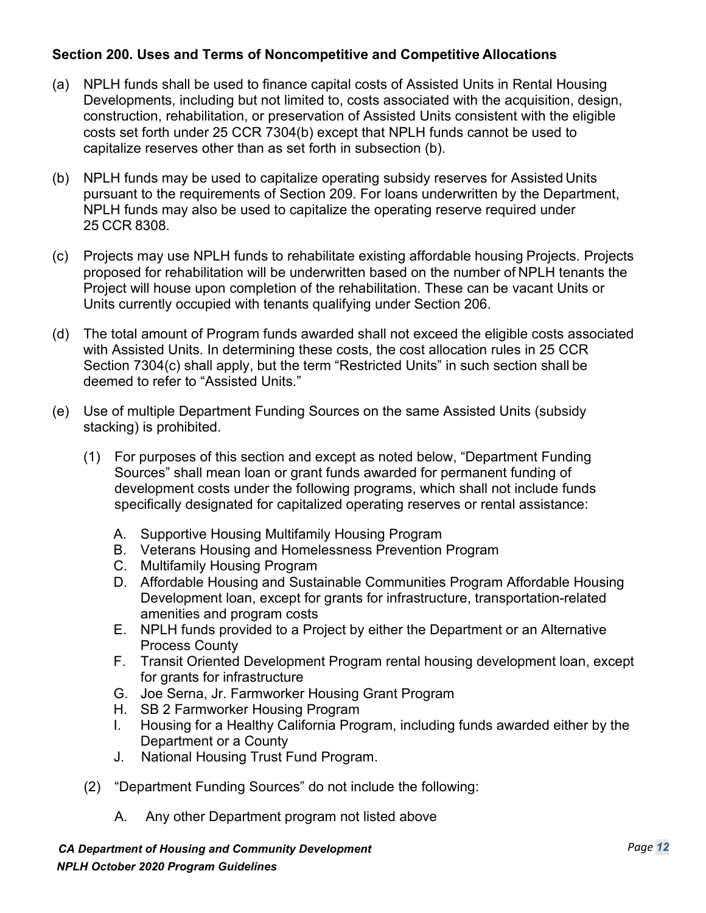### Section 200. Uses and Terms of Noncompetitive and Competitive Allocations

(a) NPLH funds shall be used to finance capital costs of Assisted Units in Rental Housing Developments, including but not limited to, costs associated with the acquisition, design, construction, rehabilitation, or preservation of Assisted Units consistent with the eligible costs set forth under 25 CCR 7304(b) except that NPLH funds cannot be used to capitalize reserves other than as set forth in subsection (b).

(b) NPLH funds may be used to capitalize operating subsidy reserves for Assisted Units pursuant to the requirements of Section 209. For loans underwritten by the Department, NPLH funds may also be used to capitalize the operating reserve required under 25 CCR 8308.

(c) Projects may use NPLH funds to rehabilitate existing affordable housing Projects. Projects proposed for rehabilitation will be underwritten based on the number of NPLH tenants the Project will house upon completion of the rehabilitation. These can be vacant Units or Units currently occupied with tenants qualifying under Section 206.

(d) The total amount of Program funds awarded shall not exceed the eligible costs associated with Assisted Units. In determining these costs, the cost allocation rules in 25 CCR Section 7304(c) shall apply, but the term "Restricted Units" in such section shall be deemed to refer to "Assisted Units."

(e) Use of multiple Department Funding Sources on the same Assisted Units (subsidy stacking) is prohibited.

   (1) For purposes of this section and except as noted below, "Department Funding Sources" shall mean loan or grant funds awarded for permanent funding of development costs under the following programs, which shall not include funds specifically designated for capitalized operating reserves or rental assistance:

      A. Supportive Housing Multifamily Housing Program
      B. Veterans Housing and Homelessness Prevention Program
      C. Multifamily Housing Program
      D. Affordable Housing and Sustainable Communities Program Affordable Housing Development loan, except for grants for infrastructure, transportation-related amenities and program costs
      E. NPLH funds provided to a Project by either the Department or an Alternative Process County
      F. Transit Oriented Development Program rental housing development loan, except for grants for infrastructure
      G. Joe Serna, Jr. Farmworker Housing Grant Program
      H. SB 2 Farmworker Housing Program
      I. Housing for a Healthy California Program, including funds awarded either by the Department or a County
      J. National Housing Trust Fund Program.

   (2) "Department Funding Sources" do not include the following:

      A. Any other Department program not listed above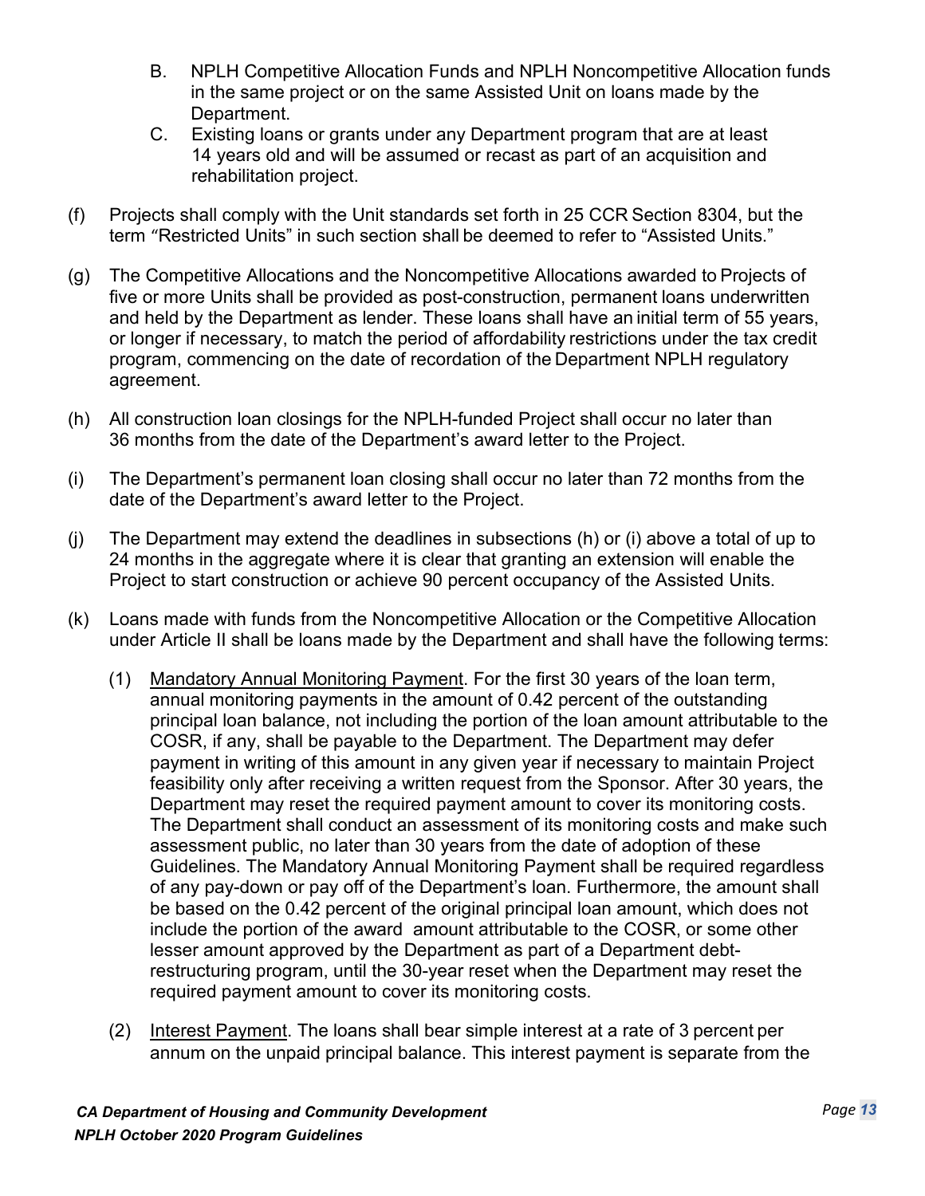B. NPLH Competitive Allocation Funds and NPLH Noncompetitive Allocation funds in the same project or on the same Assisted Unit on loans made by the Department.

C. Existing loans or grants under any Department program that are at least 14 years old and will be assumed or recast as part of an acquisition and rehabilitation project.

(f) Projects shall comply with the Unit standards set forth in 25 CCR Section 8304, but the term "Restricted Units" in such section shall be deemed to refer to "Assisted Units."

(g) The Competitive Allocations and the Noncompetitive Allocations awarded to Projects of five or more Units shall be provided as post-construction, permanent loans underwritten and held by the Department as lender. These loans shall have an initial term of 55 years, or longer if necessary, to match the period of affordability restrictions under the tax credit program, commencing on the date of recordation of the Department NPLH regulatory agreement.

(h) All construction loan closings for the NPLH-funded Project shall occur no later than 36 months from the date of the Department's award letter to the Project.

(i) The Department's permanent loan closing shall occur no later than 72 months from the date of the Department's award letter to the Project.

(j) The Department may extend the deadlines in subsections (h) or (i) above a total of up to 24 months in the aggregate where it is clear that granting an extension will enable the Project to start construction or achieve 90 percent occupancy of the Assisted Units.

(k) Loans made with funds from the Noncompetitive Allocation or the Competitive Allocation under Article II shall be loans made by the Department and shall have the following terms:

(1) <u>Mandatory Annual Monitoring Payment</u>. For the first 30 years of the loan term, annual monitoring payments in the amount of 0.42 percent of the outstanding principal loan balance, not including the portion of the loan amount attributable to the COSR, if any, shall be payable to the Department. The Department may defer payment in writing of this amount in any given year if necessary to maintain Project feasibility only after receiving a written request from the Sponsor. After 30 years, the Department may reset the required payment amount to cover its monitoring costs. The Department shall conduct an assessment of its monitoring costs and make such assessment public, no later than 30 years from the date of adoption of these Guidelines. The Mandatory Annual Monitoring Payment shall be required regardless of any pay-down or pay off of the Department's loan. Furthermore, the amount shall be based on the 0.42 percent of the original principal loan amount, which does not include the portion of the award amount attributable to the COSR, or some other lesser amount approved by the Department as part of a Department debt-restructuring program, until the 30-year reset when the Department may reset the required payment amount to cover its monitoring costs.

(2) <u>Interest Payment</u>. The loans shall bear simple interest at a rate of 3 percent per annum on the unpaid principal balance. This interest payment is separate from the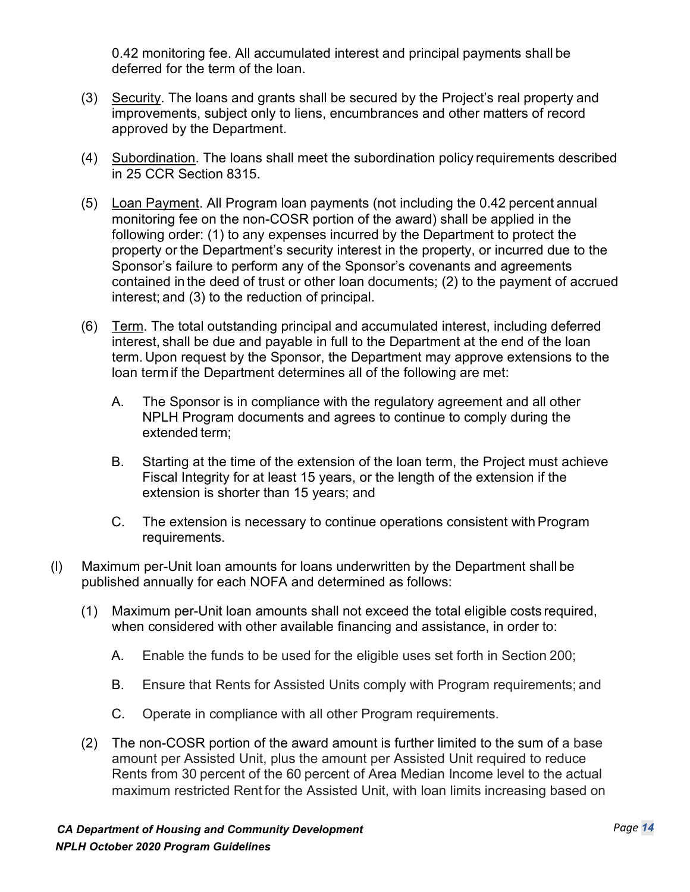0.42 monitoring fee. All accumulated interest and principal payments shall be deferred for the term of the loan.

(3) Security. The loans and grants shall be secured by the Project's real property and improvements, subject only to liens, encumbrances and other matters of record approved by the Department.

(4) Subordination. The loans shall meet the subordination policy requirements described in 25 CCR Section 8315.

(5) Loan Payment. All Program loan payments (not including the 0.42 percent annual monitoring fee on the non-COSR portion of the award) shall be applied in the following order: (1) to any expenses incurred by the Department to protect the property or the Department's security interest in the property, or incurred due to the Sponsor's failure to perform any of the Sponsor's covenants and agreements contained in the deed of trust or other loan documents; (2) to the payment of accrued interest; and (3) to the reduction of principal.

(6) Term. The total outstanding principal and accumulated interest, including deferred interest, shall be due and payable in full to the Department at the end of the loan term. Upon request by the Sponsor, the Department may approve extensions to the loan term if the Department determines all of the following are met:

   A. The Sponsor is in compliance with the regulatory agreement and all other NPLH Program documents and agrees to continue to comply during the extended term;

   B. Starting at the time of the extension of the loan term, the Project must achieve Fiscal Integrity for at least 15 years, or the length of the extension if the extension is shorter than 15 years; and

   C. The extension is necessary to continue operations consistent with Program requirements.

(l) Maximum per-Unit loan amounts for loans underwritten by the Department shall be published annually for each NOFA and determined as follows:

(1) Maximum per-Unit loan amounts shall not exceed the total eligible costs required, when considered with other available financing and assistance, in order to:

   A. Enable the funds to be used for the eligible uses set forth in Section 200;

   B. Ensure that Rents for Assisted Units comply with Program requirements; and

   C. Operate in compliance with all other Program requirements.

(2) The non-COSR portion of the award amount is further limited to the sum of a base amount per Assisted Unit, plus the amount per Assisted Unit required to reduce Rents from 30 percent of the 60 percent of Area Median Income level to the actual maximum restricted Rent for the Assisted Unit, with loan limits increasing based on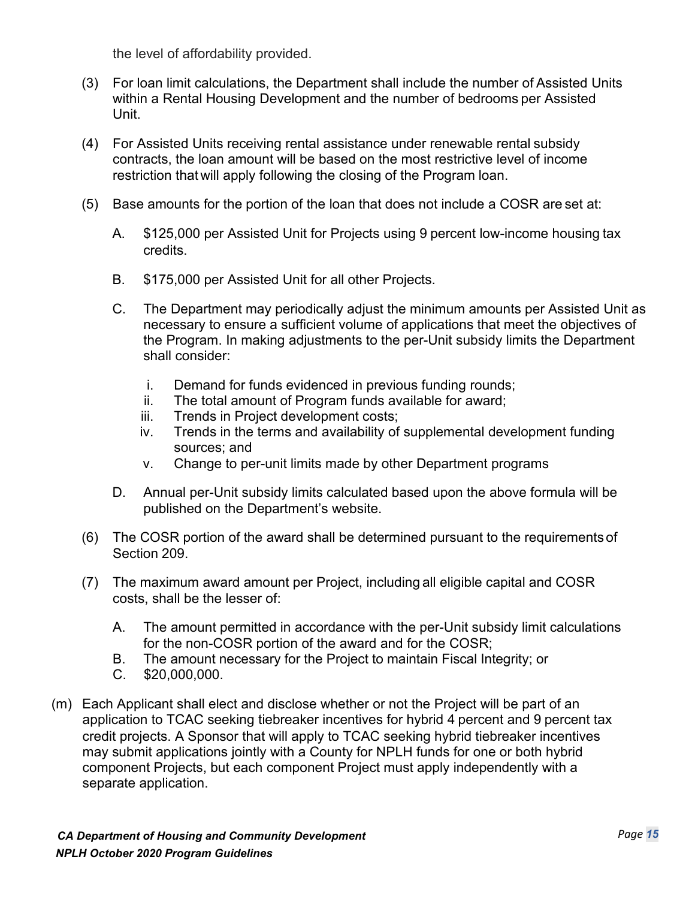the level of affordability provided.

(3) For loan limit calculations, the Department shall include the number of Assisted Units within a Rental Housing Development and the number of bedrooms per Assisted Unit.

(4) For Assisted Units receiving rental assistance under renewable rental subsidy contracts, the loan amount will be based on the most restrictive level of income restriction that will apply following the closing of the Program loan.

(5) Base amounts for the portion of the loan that does not include a COSR are set at:

  A. $125,000 per Assisted Unit for Projects using 9 percent low-income housing tax credits.

  B. $175,000 per Assisted Unit for all other Projects.

  C. The Department may periodically adjust the minimum amounts per Assisted Unit as necessary to ensure a sufficient volume of applications that meet the objectives of the Program. In making adjustments to the per-Unit subsidy limits the Department shall consider:

    i. Demand for funds evidenced in previous funding rounds;
    ii. The total amount of Program funds available for award;
    iii. Trends in Project development costs;
    iv. Trends in the terms and availability of supplemental development funding sources; and
    v. Change to per-unit limits made by other Department programs

  D. Annual per-Unit subsidy limits calculated based upon the above formula will be published on the Department's website.

(6) The COSR portion of the award shall be determined pursuant to the requirements of Section 209.

(7) The maximum award amount per Project, including all eligible capital and COSR costs, shall be the lesser of:

  A. The amount permitted in accordance with the per-Unit subsidy limit calculations for the non-COSR portion of the award and for the COSR;
  B. The amount necessary for the Project to maintain Fiscal Integrity; or
  C. $20,000,000.

(m) Each Applicant shall elect and disclose whether or not the Project will be part of an application to TCAC seeking tiebreaker incentives for hybrid 4 percent and 9 percent tax credit projects. A Sponsor that will apply to TCAC seeking hybrid tiebreaker incentives may submit applications jointly with a County for NPLH funds for one or both hybrid component Projects, but each component Project must apply independently with a separate application.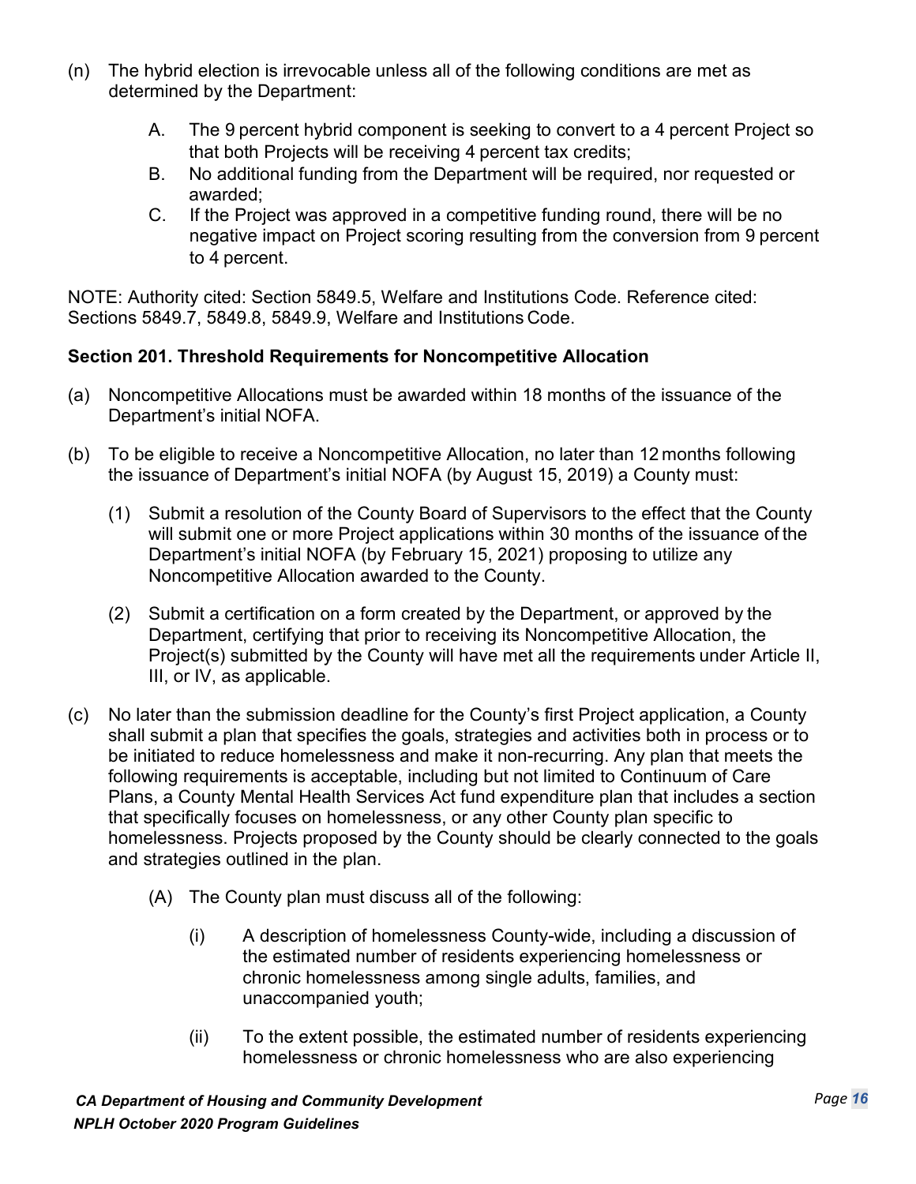(n) The hybrid election is irrevocable unless all of the following conditions are met as determined by the Department:

   A. The 9 percent hybrid component is seeking to convert to a 4 percent Project so that both Projects will be receiving 4 percent tax credits;
   B. No additional funding from the Department will be required, nor requested or awarded;
   C. If the Project was approved in a competitive funding round, there will be no negative impact on Project scoring resulting from the conversion from 9 percent to 4 percent.

NOTE: Authority cited: Section 5849.5, Welfare and Institutions Code. Reference cited: Sections 5849.7, 5849.8, 5849.9, Welfare and Institutions Code.

**Section 201. Threshold Requirements for Noncompetitive Allocation**

(a) Noncompetitive Allocations must be awarded within 18 months of the issuance of the Department's initial NOFA.

(b) To be eligible to receive a Noncompetitive Allocation, no later than 12 months following the issuance of Department's initial NOFA (by August 15, 2019) a County must:

   (1) Submit a resolution of the County Board of Supervisors to the effect that the County will submit one or more Project applications within 30 months of the issuance of the Department's initial NOFA (by February 15, 2021) proposing to utilize any Noncompetitive Allocation awarded to the County.

   (2) Submit a certification on a form created by the Department, or approved by the Department, certifying that prior to receiving its Noncompetitive Allocation, the Project(s) submitted by the County will have met all the requirements under Article II, III, or IV, as applicable.

(c) No later than the submission deadline for the County's first Project application, a County shall submit a plan that specifies the goals, strategies and activities both in process or to be initiated to reduce homelessness and make it non-recurring. Any plan that meets the following requirements is acceptable, including but not limited to Continuum of Care Plans, a County Mental Health Services Act fund expenditure plan that includes a section that specifically focuses on homelessness, or any other County plan specific to homelessness. Projects proposed by the County should be clearly connected to the goals and strategies outlined in the plan.

   (A) The County plan must discuss all of the following:

      (i) A description of homelessness County-wide, including a discussion of the estimated number of residents experiencing homelessness or chronic homelessness among single adults, families, and unaccompanied youth;

      (ii) To the extent possible, the estimated number of residents experiencing homelessness or chronic homelessness who are also experiencing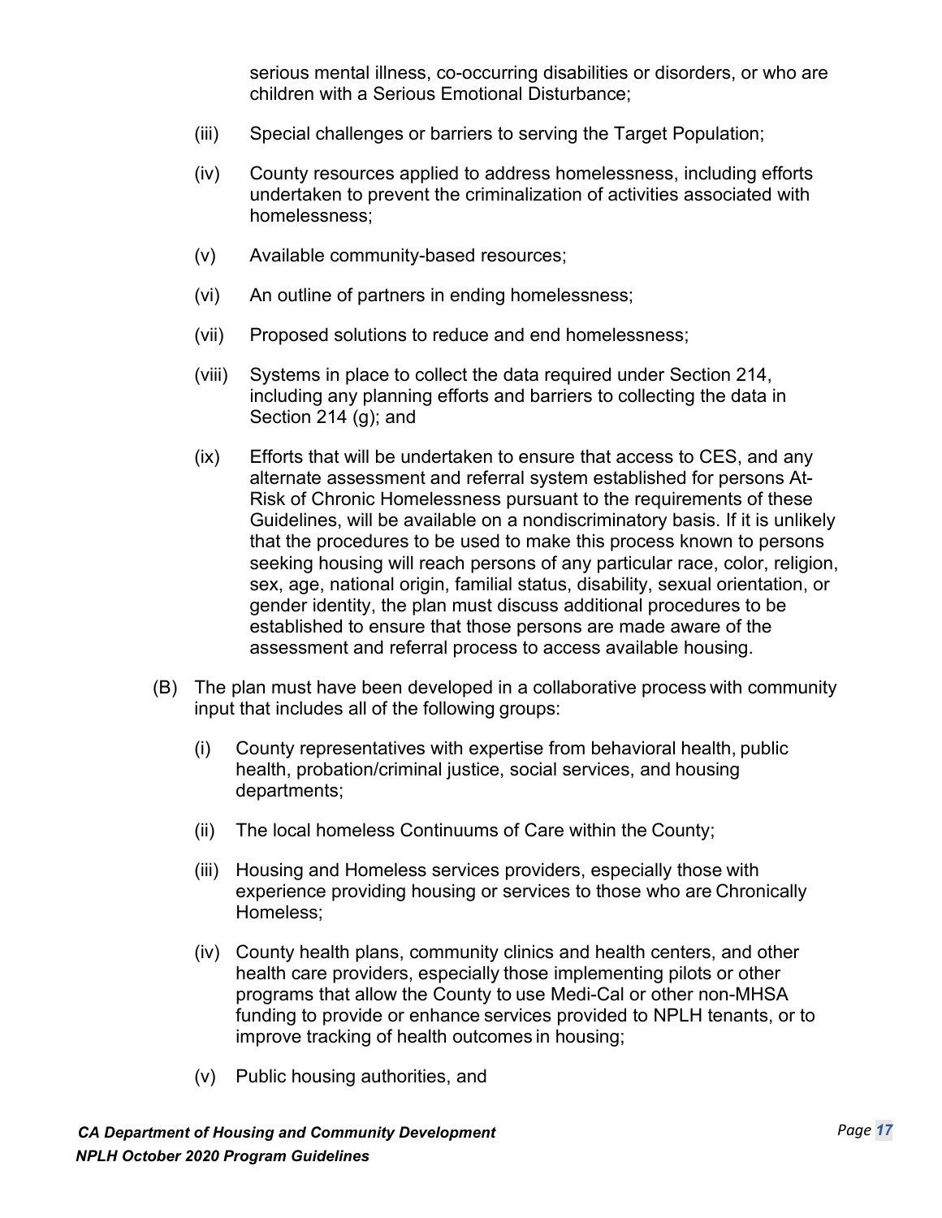serious mental illness, co-occurring disabilities or disorders, or who are children with a Serious Emotional Disturbance;

(iii) Special challenges or barriers to serving the Target Population;

(iv) County resources applied to address homelessness, including efforts undertaken to prevent the criminalization of activities associated with homelessness;

(v) Available community-based resources;

(vi) An outline of partners in ending homelessness;

(vii) Proposed solutions to reduce and end homelessness;

(viii) Systems in place to collect the data required under Section 214, including any planning efforts and barriers to collecting the data in Section 214 (g); and

(ix) Efforts that will be undertaken to ensure that access to CES, and any alternate assessment and referral system established for persons At-Risk of Chronic Homelessness pursuant to the requirements of these Guidelines, will be available on a nondiscriminatory basis. If it is unlikely that the procedures to be used to make this process known to persons seeking housing will reach persons of any particular race, color, religion, sex, age, national origin, familial status, disability, sexual orientation, or gender identity, the plan must discuss additional procedures to be established to ensure that those persons are made aware of the assessment and referral process to access available housing.

(B) The plan must have been developed in a collaborative process with community input that includes all of the following groups:

(i) County representatives with expertise from behavioral health, public health, probation/criminal justice, social services, and housing departments;

(ii) The local homeless Continuums of Care within the County;

(iii) Housing and Homeless services providers, especially those with experience providing housing or services to those who are Chronically Homeless;

(iv) County health plans, community clinics and health centers, and other health care providers, especially those implementing pilots or other programs that allow the County to use Medi-Cal or other non-MHSA funding to provide or enhance services provided to NPLH tenants, or to improve tracking of health outcomes in housing;

(v) Public housing authorities, and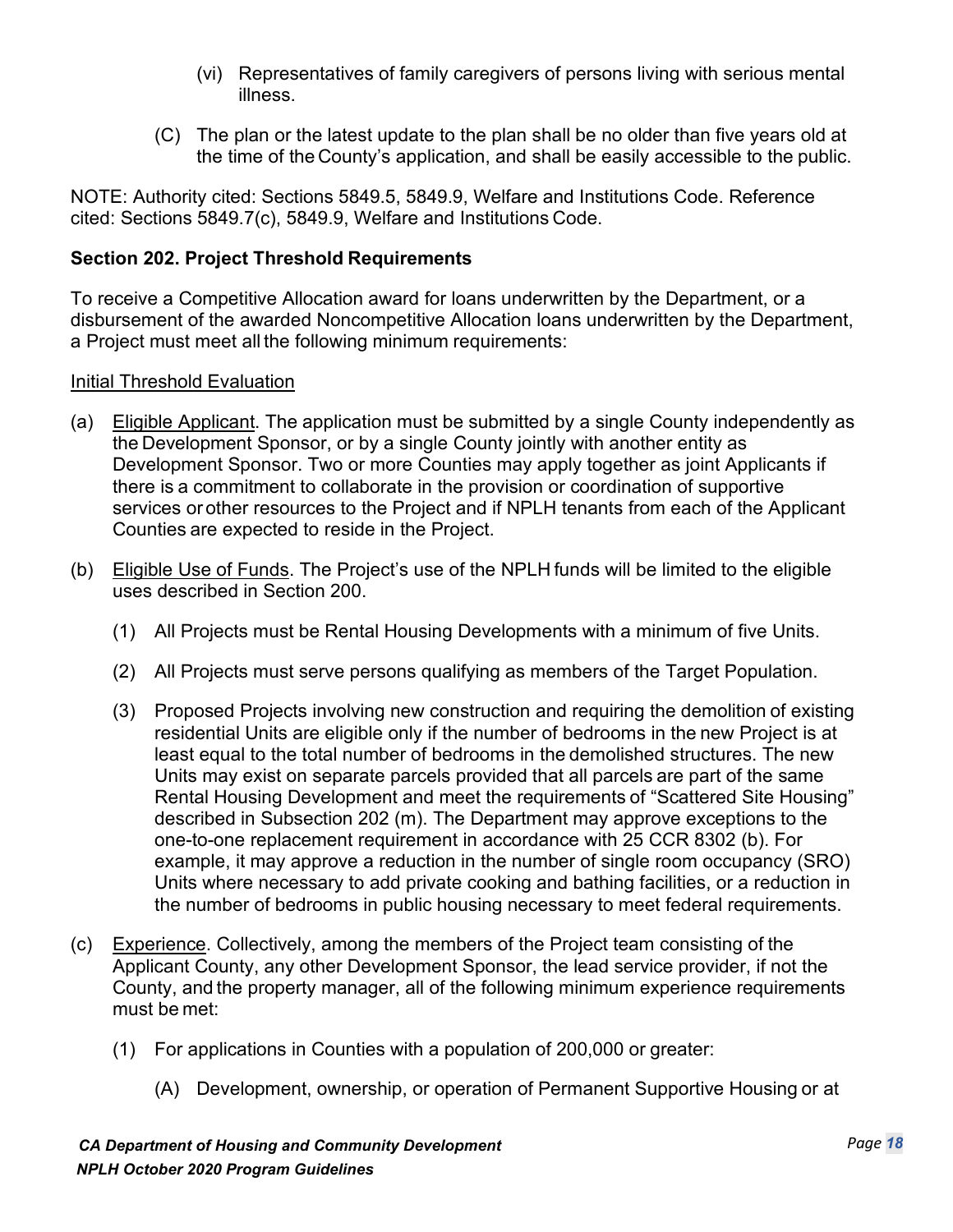(vi) Representatives of family caregivers of persons living with serious mental illness.

(C) The plan or the latest update to the plan shall be no older than five years old at the time of the County's application, and shall be easily accessible to the public.

NOTE: Authority cited: Sections 5849.5, 5849.9, Welfare and Institutions Code. Reference cited: Sections 5849.7(c), 5849.9, Welfare and Institutions Code.

**Section 202. Project Threshold Requirements**

To receive a Competitive Allocation award for loans underwritten by the Department, or a disbursement of the awarded Noncompetitive Allocation loans underwritten by the Department, a Project must meet all the following minimum requirements:

Initial Threshold Evaluation

(a) Eligible Applicant. The application must be submitted by a single County independently as the Development Sponsor, or by a single County jointly with another entity as Development Sponsor. Two or more Counties may apply together as joint Applicants if there is a commitment to collaborate in the provision or coordination of supportive services or other resources to the Project and if NPLH tenants from each of the Applicant Counties are expected to reside in the Project.

(b) Eligible Use of Funds. The Project's use of the NPLH funds will be limited to the eligible uses described in Section 200.

(1) All Projects must be Rental Housing Developments with a minimum of five Units.

(2) All Projects must serve persons qualifying as members of the Target Population.

(3) Proposed Projects involving new construction and requiring the demolition of existing residential Units are eligible only if the number of bedrooms in the new Project is at least equal to the total number of bedrooms in the demolished structures. The new Units may exist on separate parcels provided that all parcels are part of the same Rental Housing Development and meet the requirements of "Scattered Site Housing" described in Subsection 202 (m). The Department may approve exceptions to the one-to-one replacement requirement in accordance with 25 CCR 8302 (b). For example, it may approve a reduction in the number of single room occupancy (SRO) Units where necessary to add private cooking and bathing facilities, or a reduction in the number of bedrooms in public housing necessary to meet federal requirements.

(c) Experience. Collectively, among the members of the Project team consisting of the Applicant County, any other Development Sponsor, the lead service provider, if not the County, and the property manager, all of the following minimum experience requirements must be met:

(1) For applications in Counties with a population of 200,000 or greater:

(A) Development, ownership, or operation of Permanent Supportive Housing or at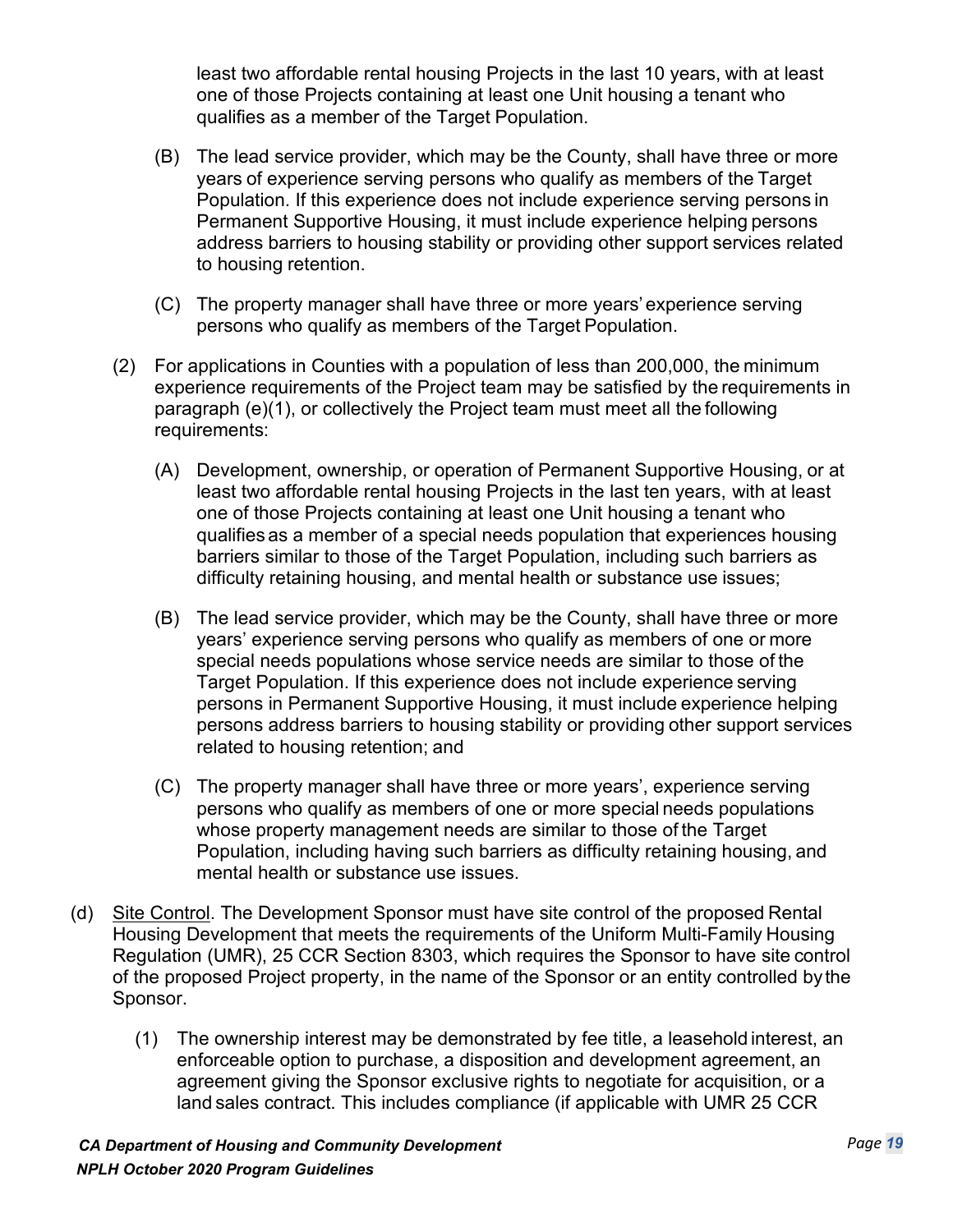least two affordable rental housing Projects in the last 10 years, with at least one of those Projects containing at least one Unit housing a tenant who qualifies as a member of the Target Population.

   (B) The lead service provider, which may be the County, shall have three or more years of experience serving persons who qualify as members of the Target Population. If this experience does not include experience serving persons in Permanent Supportive Housing, it must include experience helping persons address barriers to housing stability or providing other support services related to housing retention.

   (C) The property manager shall have three or more years' experience serving persons who qualify as members of the Target Population.

(2) For applications in Counties with a population of less than 200,000, the minimum experience requirements of the Project team may be satisfied by the requirements in paragraph (e)(1), or collectively the Project team must meet all the following requirements:

   (A) Development, ownership, or operation of Permanent Supportive Housing, or at least two affordable rental housing Projects in the last ten years, with at least one of those Projects containing at least one Unit housing a tenant who qualifies as a member of a special needs population that experiences housing barriers similar to those of the Target Population, including such barriers as difficulty retaining housing, and mental health or substance use issues;

   (B) The lead service provider, which may be the County, shall have three or more years' experience serving persons who qualify as members of one or more special needs populations whose service needs are similar to those of the Target Population. If this experience does not include experience serving persons in Permanent Supportive Housing, it must include experience helping persons address barriers to housing stability or providing other support services related to housing retention; and

   (C) The property manager shall have three or more years', experience serving persons who qualify as members of one or more special needs populations whose property management needs are similar to those of the Target Population, including having such barriers as difficulty retaining housing, and mental health or substance use issues.

(d) <u>Site Control</u>. The Development Sponsor must have site control of the proposed Rental Housing Development that meets the requirements of the Uniform Multi-Family Housing Regulation (UMR), 25 CCR Section 8303, which requires the Sponsor to have site control of the proposed Project property, in the name of the Sponsor or an entity controlled by the Sponsor.

   (1) The ownership interest may be demonstrated by fee title, a leasehold interest, an enforceable option to purchase, a disposition and development agreement, an agreement giving the Sponsor exclusive rights to negotiate for acquisition, or a land sales contract. This includes compliance (if applicable with UMR 25 CCR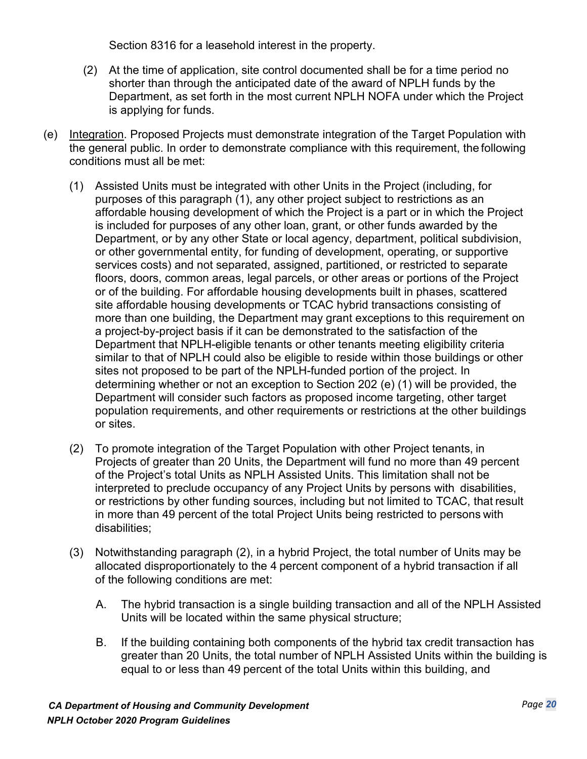Section 8316 for a leasehold interest in the property.

(2) At the time of application, site control documented shall be for a time period no shorter than through the anticipated date of the award of NPLH funds by the Department, as set forth in the most current NPLH NOFA under which the Project is applying for funds.

(e) Integration. Proposed Projects must demonstrate integration of the Target Population with the general public. In order to demonstrate compliance with this requirement, the following conditions must all be met:

(1) Assisted Units must be integrated with other Units in the Project (including, for purposes of this paragraph (1), any other project subject to restrictions as an affordable housing development of which the Project is a part or in which the Project is included for purposes of any other loan, grant, or other funds awarded by the Department, or by any other State or local agency, department, political subdivision, or other governmental entity, for funding of development, operating, or supportive services costs) and not separated, assigned, partitioned, or restricted to separate floors, doors, common areas, legal parcels, or other areas or portions of the Project or of the building. For affordable housing developments built in phases, scattered site affordable housing developments or TCAC hybrid transactions consisting of more than one building, the Department may grant exceptions to this requirement on a project-by-project basis if it can be demonstrated to the satisfaction of the Department that NPLH-eligible tenants or other tenants meeting eligibility criteria similar to that of NPLH could also be eligible to reside within those buildings or other sites not proposed to be part of the NPLH-funded portion of the project. In determining whether or not an exception to Section 202 (e) (1) will be provided, the Department will consider such factors as proposed income targeting, other target population requirements, and other requirements or restrictions at the other buildings or sites.

(2) To promote integration of the Target Population with other Project tenants, in Projects of greater than 20 Units, the Department will fund no more than 49 percent of the Project's total Units as NPLH Assisted Units. This limitation shall not be interpreted to preclude occupancy of any Project Units by persons with disabilities, or restrictions by other funding sources, including but not limited to TCAC, that result in more than 49 percent of the total Project Units being restricted to persons with disabilities;

(3) Notwithstanding paragraph (2), in a hybrid Project, the total number of Units may be allocated disproportionately to the 4 percent component of a hybrid transaction if all of the following conditions are met:

A. The hybrid transaction is a single building transaction and all of the NPLH Assisted Units will be located within the same physical structure;

B. If the building containing both components of the hybrid tax credit transaction has greater than 20 Units, the total number of NPLH Assisted Units within the building is equal to or less than 49 percent of the total Units within this building, and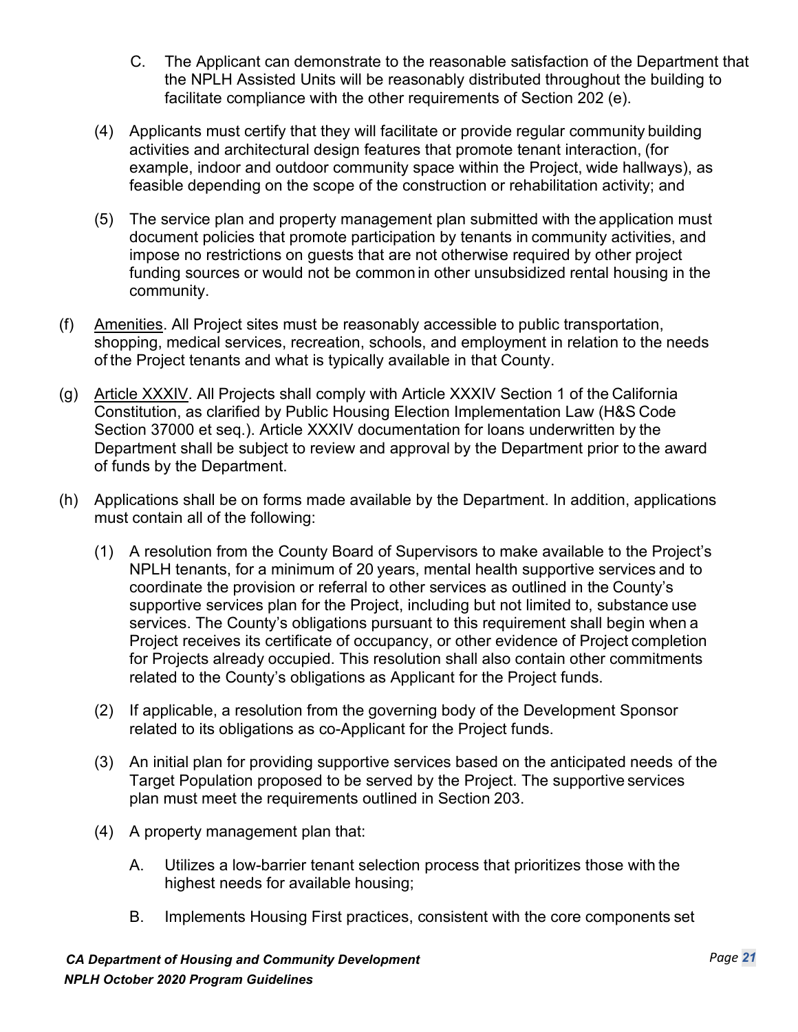C. The Applicant can demonstrate to the reasonable satisfaction of the Department that the NPLH Assisted Units will be reasonably distributed throughout the building to facilitate compliance with the other requirements of Section 202 (e).

(4) Applicants must certify that they will facilitate or provide regular community building activities and architectural design features that promote tenant interaction, (for example, indoor and outdoor community space within the Project, wide hallways), as feasible depending on the scope of the construction or rehabilitation activity; and

(5) The service plan and property management plan submitted with the application must document policies that promote participation by tenants in community activities, and impose no restrictions on guests that are not otherwise required by other project funding sources or would not be common in other unsubsidized rental housing in the community.

(f) <u>Amenities</u>. All Project sites must be reasonably accessible to public transportation, shopping, medical services, recreation, schools, and employment in relation to the needs of the Project tenants and what is typically available in that County.

(g) <u>Article XXXIV</u>. All Projects shall comply with Article XXXIV Section 1 of the California Constitution, as clarified by Public Housing Election Implementation Law (H&S Code Section 37000 et seq.). Article XXXIV documentation for loans underwritten by the Department shall be subject to review and approval by the Department prior to the award of funds by the Department.

(h) Applications shall be on forms made available by the Department. In addition, applications must contain all of the following:

(1) A resolution from the County Board of Supervisors to make available to the Project's NPLH tenants, for a minimum of 20 years, mental health supportive services and to coordinate the provision or referral to other services as outlined in the County's supportive services plan for the Project, including but not limited to, substance use services. The County's obligations pursuant to this requirement shall begin when a Project receives its certificate of occupancy, or other evidence of Project completion for Projects already occupied. This resolution shall also contain other commitments related to the County's obligations as Applicant for the Project funds.

(2) If applicable, a resolution from the governing body of the Development Sponsor related to its obligations as co-Applicant for the Project funds.

(3) An initial plan for providing supportive services based on the anticipated needs of the Target Population proposed to be served by the Project. The supportive services plan must meet the requirements outlined in Section 203.

(4) A property management plan that:

A. Utilizes a low-barrier tenant selection process that prioritizes those with the highest needs for available housing;

B. Implements Housing First practices, consistent with the core components set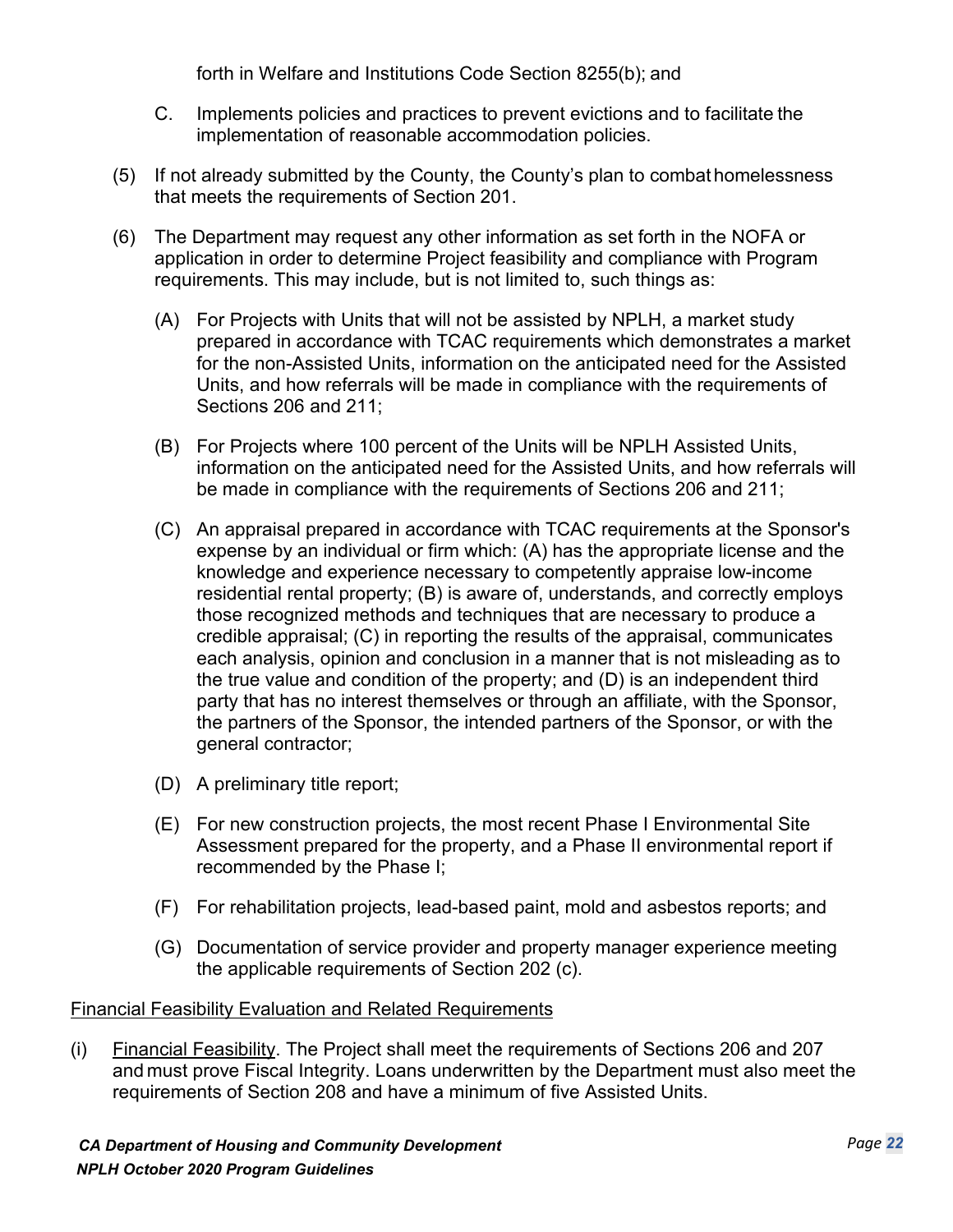forth in Welfare and Institutions Code Section 8255(b); and

C. Implements policies and practices to prevent evictions and to facilitate the implementation of reasonable accommodation policies.

(5) If not already submitted by the County, the County's plan to combat homelessness that meets the requirements of Section 201.

(6) The Department may request any other information as set forth in the NOFA or application in order to determine Project feasibility and compliance with Program requirements. This may include, but is not limited to, such things as:

(A) For Projects with Units that will not be assisted by NPLH, a market study prepared in accordance with TCAC requirements which demonstrates a market for the non-Assisted Units, information on the anticipated need for the Assisted Units, and how referrals will be made in compliance with the requirements of Sections 206 and 211;

(B) For Projects where 100 percent of the Units will be NPLH Assisted Units, information on the anticipated need for the Assisted Units, and how referrals will be made in compliance with the requirements of Sections 206 and 211;

(C) An appraisal prepared in accordance with TCAC requirements at the Sponsor's expense by an individual or firm which: (A) has the appropriate license and the knowledge and experience necessary to competently appraise low-income residential rental property; (B) is aware of, understands, and correctly employs those recognized methods and techniques that are necessary to produce a credible appraisal; (C) in reporting the results of the appraisal, communicates each analysis, opinion and conclusion in a manner that is not misleading as to the true value and condition of the property; and (D) is an independent third party that has no interest themselves or through an affiliate, with the Sponsor, the partners of the Sponsor, the intended partners of the Sponsor, or with the general contractor;

(D) A preliminary title report;

(E) For new construction projects, the most recent Phase I Environmental Site Assessment prepared for the property, and a Phase II environmental report if recommended by the Phase I;

(F) For rehabilitation projects, lead-based paint, mold and asbestos reports; and

(G) Documentation of service provider and property manager experience meeting the applicable requirements of Section 202 (c).

Financial Feasibility Evaluation and Related Requirements

(i) Financial Feasibility. The Project shall meet the requirements of Sections 206 and 207 and must prove Fiscal Integrity. Loans underwritten by the Department must also meet the requirements of Section 208 and have a minimum of five Assisted Units.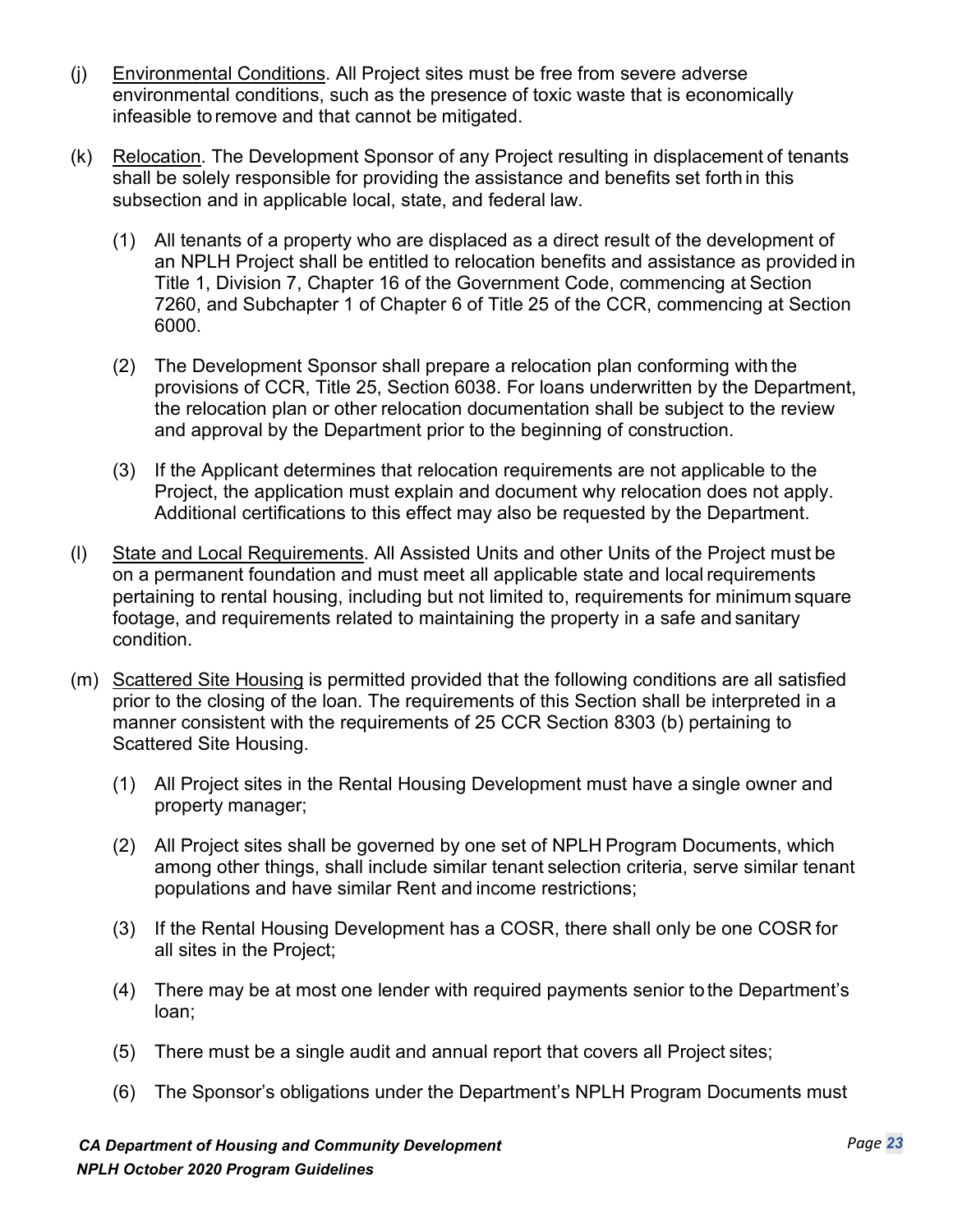(j) Environmental Conditions. All Project sites must be free from severe adverse environmental conditions, such as the presence of toxic waste that is economically infeasible to remove and that cannot be mitigated.

(k) Relocation. The Development Sponsor of any Project resulting in displacement of tenants shall be solely responsible for providing the assistance and benefits set forth in this subsection and in applicable local, state, and federal law.

   (1) All tenants of a property who are displaced as a direct result of the development of an NPLH Project shall be entitled to relocation benefits and assistance as provided in Title 1, Division 7, Chapter 16 of the Government Code, commencing at Section 7260, and Subchapter 1 of Chapter 6 of Title 25 of the CCR, commencing at Section 6000.

   (2) The Development Sponsor shall prepare a relocation plan conforming with the provisions of CCR, Title 25, Section 6038. For loans underwritten by the Department, the relocation plan or other relocation documentation shall be subject to the review and approval by the Department prior to the beginning of construction.

   (3) If the Applicant determines that relocation requirements are not applicable to the Project, the application must explain and document why relocation does not apply. Additional certifications to this effect may also be requested by the Department.

(l) State and Local Requirements. All Assisted Units and other Units of the Project must be on a permanent foundation and must meet all applicable state and local requirements pertaining to rental housing, including but not limited to, requirements for minimum square footage, and requirements related to maintaining the property in a safe and sanitary condition.

(m) Scattered Site Housing is permitted provided that the following conditions are all satisfied prior to the closing of the loan. The requirements of this Section shall be interpreted in a manner consistent with the requirements of 25 CCR Section 8303 (b) pertaining to Scattered Site Housing.

   (1) All Project sites in the Rental Housing Development must have a single owner and property manager;

   (2) All Project sites shall be governed by one set of NPLH Program Documents, which among other things, shall include similar tenant selection criteria, serve similar tenant populations and have similar Rent and income restrictions;

   (3) If the Rental Housing Development has a COSR, there shall only be one COSR for all sites in the Project;

   (4) There may be at most one lender with required payments senior to the Department's loan;

   (5) There must be a single audit and annual report that covers all Project sites;

   (6) The Sponsor's obligations under the Department's NPLH Program Documents must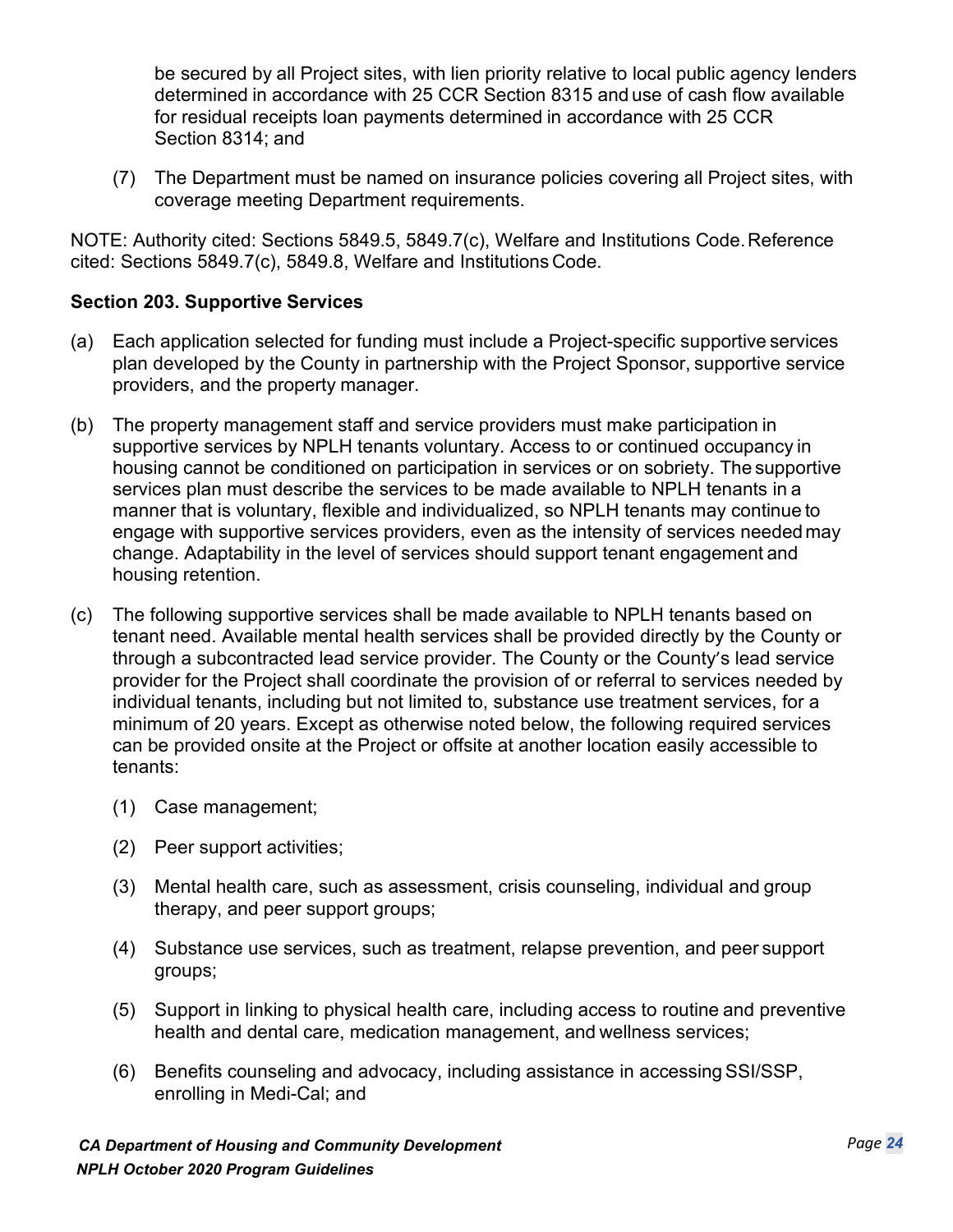be secured by all Project sites, with lien priority relative to local public agency lenders determined in accordance with 25 CCR Section 8315 and use of cash flow available for residual receipts loan payments determined in accordance with 25 CCR Section 8314; and

(7) The Department must be named on insurance policies covering all Project sites, with coverage meeting Department requirements.

NOTE: Authority cited: Sections 5849.5, 5849.7(c), Welfare and Institutions Code. Reference cited: Sections 5849.7(c), 5849.8, Welfare and Institutions Code.

**Section 203. Supportive Services**

(a) Each application selected for funding must include a Project-specific supportive services plan developed by the County in partnership with the Project Sponsor, supportive service providers, and the property manager.

(b) The property management staff and service providers must make participation in supportive services by NPLH tenants voluntary. Access to or continued occupancy in housing cannot be conditioned on participation in services or on sobriety. The supportive services plan must describe the services to be made available to NPLH tenants in a manner that is voluntary, flexible and individualized, so NPLH tenants may continue to engage with supportive services providers, even as the intensity of services needed may change. Adaptability in the level of services should support tenant engagement and housing retention.

(c) The following supportive services shall be made available to NPLH tenants based on tenant need. Available mental health services shall be provided directly by the County or through a subcontracted lead service provider. The County or the County's lead service provider for the Project shall coordinate the provision of or referral to services needed by individual tenants, including but not limited to, substance use treatment services, for a minimum of 20 years. Except as otherwise noted below, the following required services can be provided onsite at the Project or offsite at another location easily accessible to tenants:

(1) Case management;

(2) Peer support activities;

(3) Mental health care, such as assessment, crisis counseling, individual and group therapy, and peer support groups;

(4) Substance use services, such as treatment, relapse prevention, and peer support groups;

(5) Support in linking to physical health care, including access to routine and preventive health and dental care, medication management, and wellness services;

(6) Benefits counseling and advocacy, including assistance in accessing SSI/SSP, enrolling in Medi-Cal; and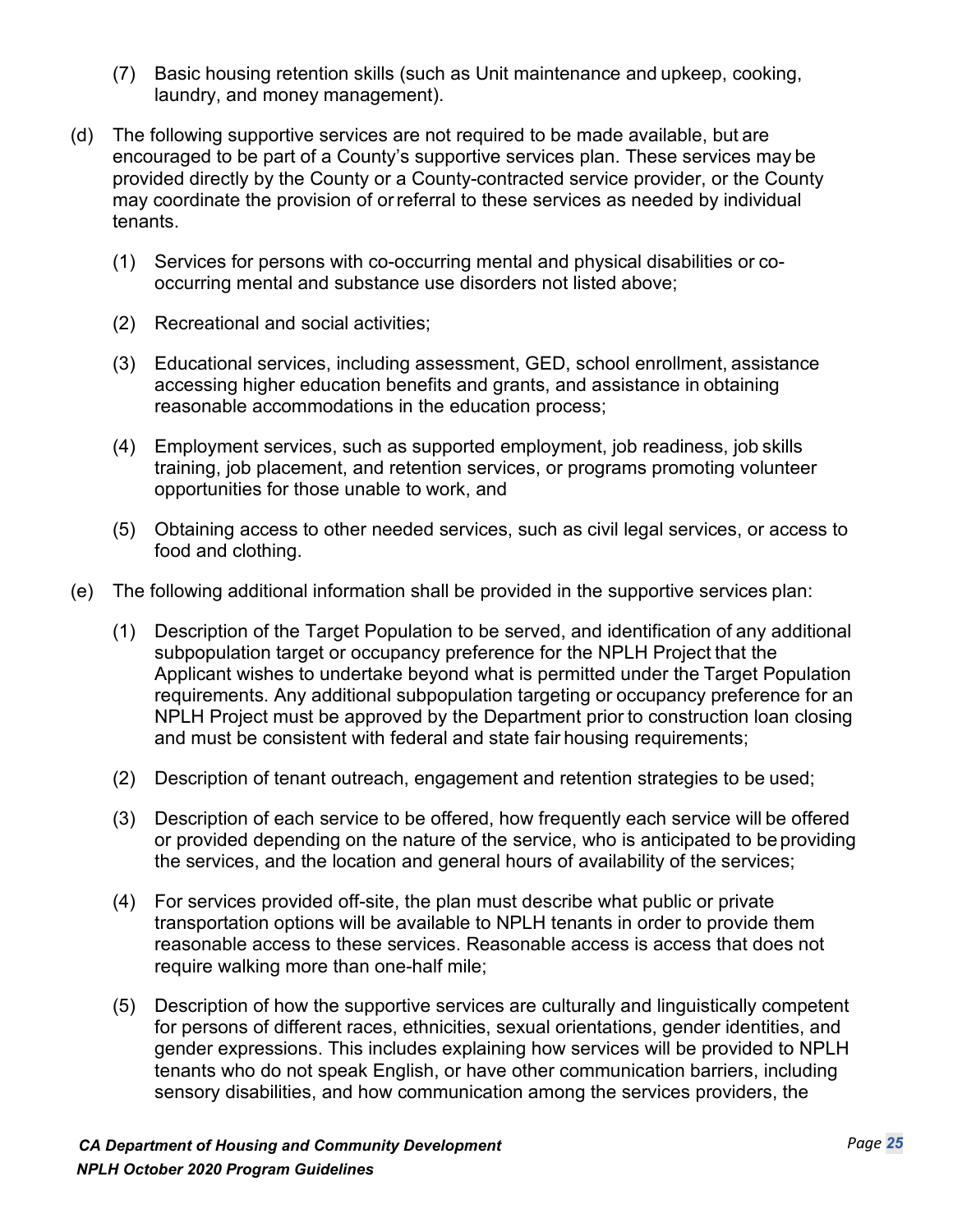(7) Basic housing retention skills (such as Unit maintenance and upkeep, cooking, laundry, and money management).

(d) The following supportive services are not required to be made available, but are encouraged to be part of a County's supportive services plan. These services may be provided directly by the County or a County-contracted service provider, or the County may coordinate the provision of or referral to these services as needed by individual tenants.

(1) Services for persons with co-occurring mental and physical disabilities or co-occurring mental and substance use disorders not listed above;

(2) Recreational and social activities;

(3) Educational services, including assessment, GED, school enrollment, assistance accessing higher education benefits and grants, and assistance in obtaining reasonable accommodations in the education process;

(4) Employment services, such as supported employment, job readiness, job skills training, job placement, and retention services, or programs promoting volunteer opportunities for those unable to work, and

(5) Obtaining access to other needed services, such as civil legal services, or access to food and clothing.

(e) The following additional information shall be provided in the supportive services plan:

(1) Description of the Target Population to be served, and identification of any additional subpopulation target or occupancy preference for the NPLH Project that the Applicant wishes to undertake beyond what is permitted under the Target Population requirements. Any additional subpopulation targeting or occupancy preference for an NPLH Project must be approved by the Department prior to construction loan closing and must be consistent with federal and state fair housing requirements;

(2) Description of tenant outreach, engagement and retention strategies to be used;

(3) Description of each service to be offered, how frequently each service will be offered or provided depending on the nature of the service, who is anticipated to be providing the services, and the location and general hours of availability of the services;

(4) For services provided off-site, the plan must describe what public or private transportation options will be available to NPLH tenants in order to provide them reasonable access to these services. Reasonable access is access that does not require walking more than one-half mile;

(5) Description of how the supportive services are culturally and linguistically competent for persons of different races, ethnicities, sexual orientations, gender identities, and gender expressions. This includes explaining how services will be provided to NPLH tenants who do not speak English, or have other communication barriers, including sensory disabilities, and how communication among the services providers, the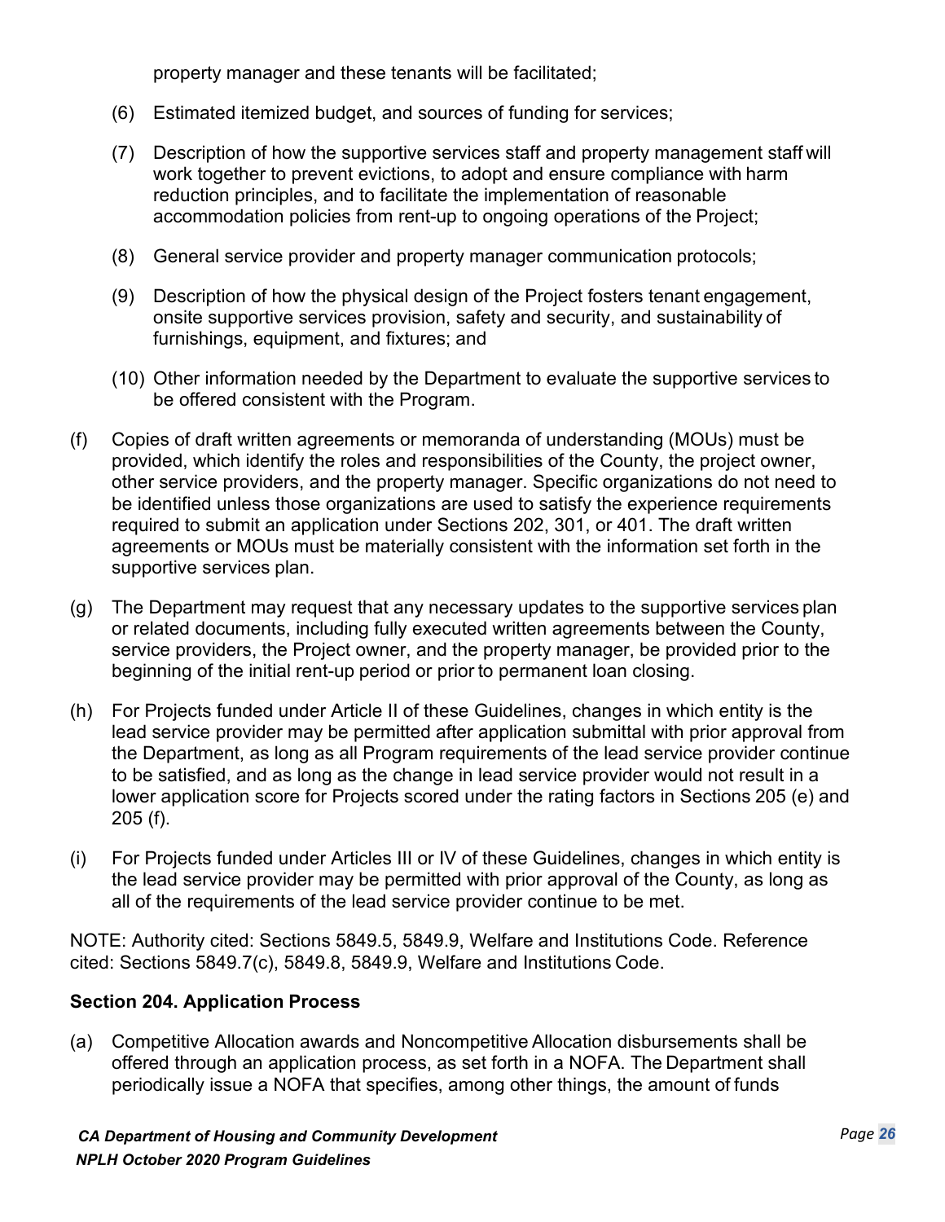property manager and these tenants will be facilitated;

(6) Estimated itemized budget, and sources of funding for services;

(7) Description of how the supportive services staff and property management staff will work together to prevent evictions, to adopt and ensure compliance with harm reduction principles, and to facilitate the implementation of reasonable accommodation policies from rent-up to ongoing operations of the Project;

(8) General service provider and property manager communication protocols;

(9) Description of how the physical design of the Project fosters tenant engagement, onsite supportive services provision, safety and security, and sustainability of furnishings, equipment, and fixtures; and

(10) Other information needed by the Department to evaluate the supportive services to be offered consistent with the Program.

(f) Copies of draft written agreements or memoranda of understanding (MOUs) must be provided, which identify the roles and responsibilities of the County, the project owner, other service providers, and the property manager. Specific organizations do not need to be identified unless those organizations are used to satisfy the experience requirements required to submit an application under Sections 202, 301, or 401. The draft written agreements or MOUs must be materially consistent with the information set forth in the supportive services plan.

(g) The Department may request that any necessary updates to the supportive services plan or related documents, including fully executed written agreements between the County, service providers, the Project owner, and the property manager, be provided prior to the beginning of the initial rent-up period or prior to permanent loan closing.

(h) For Projects funded under Article II of these Guidelines, changes in which entity is the lead service provider may be permitted after application submittal with prior approval from the Department, as long as all Program requirements of the lead service provider continue to be satisfied, and as long as the change in lead service provider would not result in a lower application score for Projects scored under the rating factors in Sections 205 (e) and 205 (f).

(i) For Projects funded under Articles III or IV of these Guidelines, changes in which entity is the lead service provider may be permitted with prior approval of the County, as long as all of the requirements of the lead service provider continue to be met.

NOTE: Authority cited: Sections 5849.5, 5849.9, Welfare and Institutions Code. Reference cited: Sections 5849.7(c), 5849.8, 5849.9, Welfare and Institutions Code.

### Section 204. Application Process

(a) Competitive Allocation awards and Noncompetitive Allocation disbursements shall be offered through an application process, as set forth in a NOFA. The Department shall periodically issue a NOFA that specifies, among other things, the amount of funds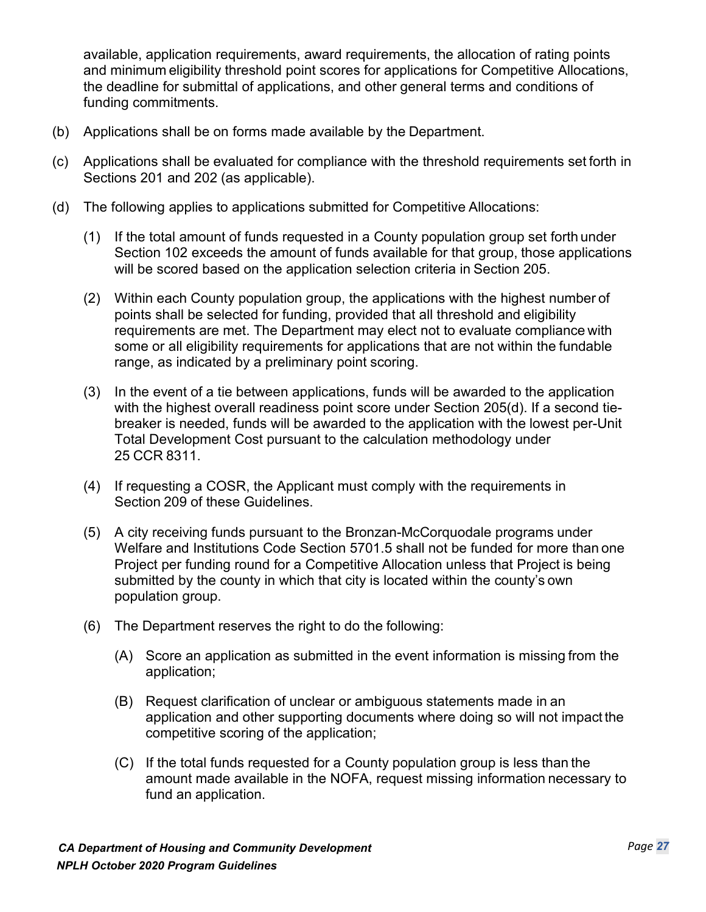available, application requirements, award requirements, the allocation of rating points and minimum eligibility threshold point scores for applications for Competitive Allocations, the deadline for submittal of applications, and other general terms and conditions of funding commitments.

(b) Applications shall be on forms made available by the Department.

(c) Applications shall be evaluated for compliance with the threshold requirements set forth in Sections 201 and 202 (as applicable).

(d) The following applies to applications submitted for Competitive Allocations:

   (1) If the total amount of funds requested in a County population group set forth under Section 102 exceeds the amount of funds available for that group, those applications will be scored based on the application selection criteria in Section 205.

   (2) Within each County population group, the applications with the highest number of points shall be selected for funding, provided that all threshold and eligibility requirements are met. The Department may elect not to evaluate compliance with some or all eligibility requirements for applications that are not within the fundable range, as indicated by a preliminary point scoring.

   (3) In the event of a tie between applications, funds will be awarded to the application with the highest overall readiness point score under Section 205(d). If a second tie-breaker is needed, funds will be awarded to the application with the lowest per-Unit Total Development Cost pursuant to the calculation methodology under 25 CCR 8311.

   (4) If requesting a COSR, the Applicant must comply with the requirements in Section 209 of these Guidelines.

   (5) A city receiving funds pursuant to the Bronzan-McCorquodale programs under Welfare and Institutions Code Section 5701.5 shall not be funded for more than one Project per funding round for a Competitive Allocation unless that Project is being submitted by the county in which that city is located within the county's own population group.

   (6) The Department reserves the right to do the following:

      (A) Score an application as submitted in the event information is missing from the application;

      (B) Request clarification of unclear or ambiguous statements made in an application and other supporting documents where doing so will not impact the competitive scoring of the application;

      (C) If the total funds requested for a County population group is less than the amount made available in the NOFA, request missing information necessary to fund an application.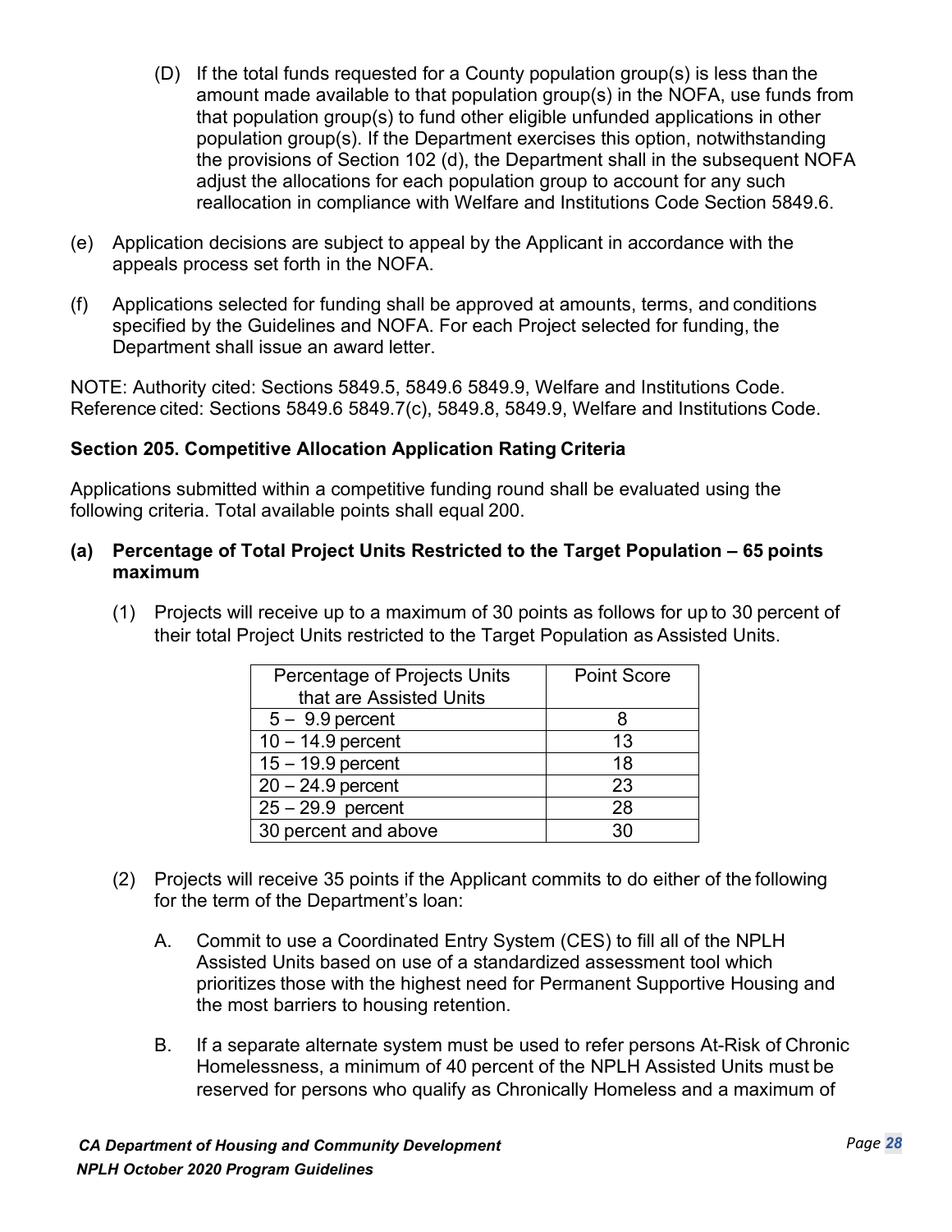(D) If the total funds requested for a County population group(s) is less than the amount made available to that population group(s) in the NOFA, use funds from that population group(s) to fund other eligible unfunded applications in other population group(s). If the Department exercises this option, notwithstanding the provisions of Section 102 (d), the Department shall in the subsequent NOFA adjust the allocations for each population group to account for any such reallocation in compliance with Welfare and Institutions Code Section 5849.6.

(e) Application decisions are subject to appeal by the Applicant in accordance with the appeals process set forth in the NOFA.

(f) Applications selected for funding shall be approved at amounts, terms, and conditions specified by the Guidelines and NOFA. For each Project selected for funding, the Department shall issue an award letter.

NOTE: Authority cited: Sections 5849.5, 5849.6 5849.9, Welfare and Institutions Code. Reference cited: Sections 5849.6 5849.7(c), 5849.8, 5849.9, Welfare and Institutions Code.

**Section 205. Competitive Allocation Application Rating Criteria**

Applications submitted within a competitive funding round shall be evaluated using the following criteria. Total available points shall equal 200.

**(a) Percentage of Total Project Units Restricted to the Target Population – 65 points maximum**

(1) Projects will receive up to a maximum of 30 points as follows for up to 30 percent of their total Project Units restricted to the Target Population as Assisted Units.

| Percentage of Projects Units that are Assisted Units | Point Score |
|---|---|
| 5 – 9.9 percent | 8 |
| 10 – 14.9 percent | 13 |
| 15 – 19.9 percent | 18 |
| 20 – 24.9 percent | 23 |
| 25 – 29.9 percent | 28 |
| 30 percent and above | 30 |

(2) Projects will receive 35 points if the Applicant commits to do either of the following for the term of the Department's loan:

A. Commit to use a Coordinated Entry System (CES) to fill all of the NPLH Assisted Units based on use of a standardized assessment tool which prioritizes those with the highest need for Permanent Supportive Housing and the most barriers to housing retention.

B. If a separate alternate system must be used to refer persons At-Risk of Chronic Homelessness, a minimum of 40 percent of the NPLH Assisted Units must be reserved for persons who qualify as Chronically Homeless and a maximum of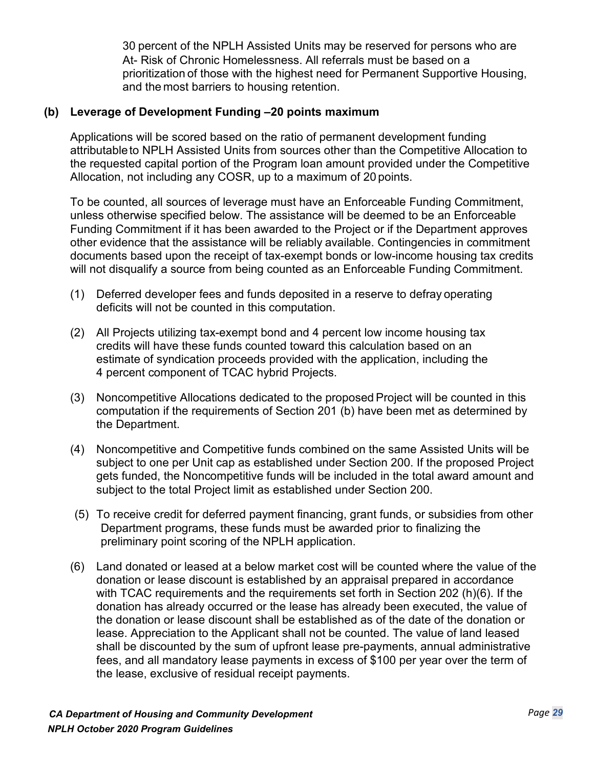30 percent of the NPLH Assisted Units may be reserved for persons who are At- Risk of Chronic Homelessness. All referrals must be based on a prioritization of those with the highest need for Permanent Supportive Housing, and the most barriers to housing retention.

**(b) Leverage of Development Funding –20 points maximum**

Applications will be scored based on the ratio of permanent development funding attributable to NPLH Assisted Units from sources other than the Competitive Allocation to the requested capital portion of the Program loan amount provided under the Competitive Allocation, not including any COSR, up to a maximum of 20 points.

To be counted, all sources of leverage must have an Enforceable Funding Commitment, unless otherwise specified below. The assistance will be deemed to be an Enforceable Funding Commitment if it has been awarded to the Project or if the Department approves other evidence that the assistance will be reliably available. Contingencies in commitment documents based upon the receipt of tax-exempt bonds or low-income housing tax credits will not disqualify a source from being counted as an Enforceable Funding Commitment.

(1) Deferred developer fees and funds deposited in a reserve to defray operating deficits will not be counted in this computation.

(2) All Projects utilizing tax-exempt bond and 4 percent low income housing tax credits will have these funds counted toward this calculation based on an estimate of syndication proceeds provided with the application, including the 4 percent component of TCAC hybrid Projects.

(3) Noncompetitive Allocations dedicated to the proposed Project will be counted in this computation if the requirements of Section 201 (b) have been met as determined by the Department.

(4) Noncompetitive and Competitive funds combined on the same Assisted Units will be subject to one per Unit cap as established under Section 200. If the proposed Project gets funded, the Noncompetitive funds will be included in the total award amount and subject to the total Project limit as established under Section 200.

(5) To receive credit for deferred payment financing, grant funds, or subsidies from other Department programs, these funds must be awarded prior to finalizing the preliminary point scoring of the NPLH application.

(6) Land donated or leased at a below market cost will be counted where the value of the donation or lease discount is established by an appraisal prepared in accordance with TCAC requirements and the requirements set forth in Section 202 (h)(6). If the donation has already occurred or the lease has already been executed, the value of the donation or lease discount shall be established as of the date of the donation or lease. Appreciation to the Applicant shall not be counted. The value of land leased shall be discounted by the sum of upfront lease pre-payments, annual administrative fees, and all mandatory lease payments in excess of $100 per year over the term of the lease, exclusive of residual receipt payments.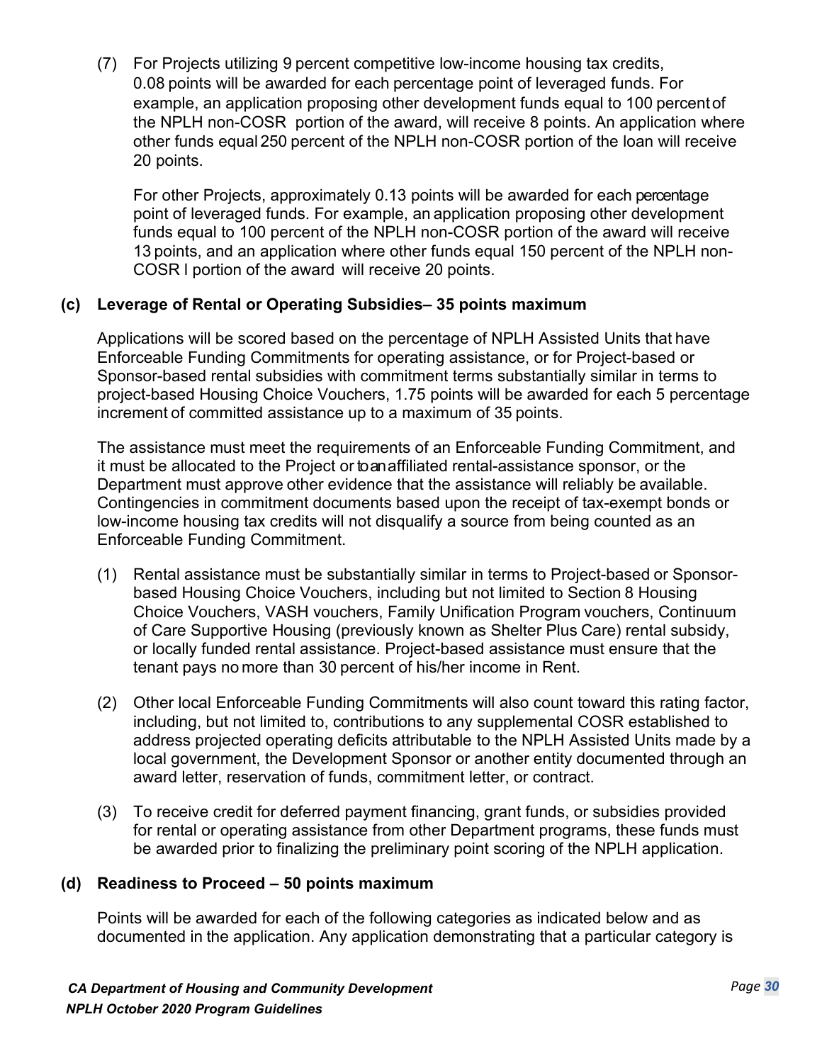(7) For Projects utilizing 9 percent competitive low-income housing tax credits, 0.08 points will be awarded for each percentage point of leveraged funds. For example, an application proposing other development funds equal to 100 percent of the NPLH non-COSR portion of the award, will receive 8 points. An application where other funds equal 250 percent of the NPLH non-COSR portion of the loan will receive 20 points.

   For other Projects, approximately 0.13 points will be awarded for each percentage point of leveraged funds. For example, an application proposing other development funds equal to 100 percent of the NPLH non-COSR portion of the award will receive 13 points, and an application where other funds equal 150 percent of the NPLH non-COSR l portion of the award will receive 20 points.

**(c) Leverage of Rental or Operating Subsidies– 35 points maximum**

Applications will be scored based on the percentage of NPLH Assisted Units that have Enforceable Funding Commitments for operating assistance, or for Project-based or Sponsor-based rental subsidies with commitment terms substantially similar in terms to project-based Housing Choice Vouchers, 1.75 points will be awarded for each 5 percentage increment of committed assistance up to a maximum of 35 points.

The assistance must meet the requirements of an Enforceable Funding Commitment, and it must be allocated to the Project or to an affiliated rental-assistance sponsor, or the Department must approve other evidence that the assistance will reliably be available. Contingencies in commitment documents based upon the receipt of tax-exempt bonds or low-income housing tax credits will not disqualify a source from being counted as an Enforceable Funding Commitment.

(1) Rental assistance must be substantially similar in terms to Project-based or Sponsor-based Housing Choice Vouchers, including but not limited to Section 8 Housing Choice Vouchers, VASH vouchers, Family Unification Program vouchers, Continuum of Care Supportive Housing (previously known as Shelter Plus Care) rental subsidy, or locally funded rental assistance. Project-based assistance must ensure that the tenant pays no more than 30 percent of his/her income in Rent.

(2) Other local Enforceable Funding Commitments will also count toward this rating factor, including, but not limited to, contributions to any supplemental COSR established to address projected operating deficits attributable to the NPLH Assisted Units made by a local government, the Development Sponsor or another entity documented through an award letter, reservation of funds, commitment letter, or contract.

(3) To receive credit for deferred payment financing, grant funds, or subsidies provided for rental or operating assistance from other Department programs, these funds must be awarded prior to finalizing the preliminary point scoring of the NPLH application.

**(d) Readiness to Proceed – 50 points maximum**

Points will be awarded for each of the following categories as indicated below and as documented in the application. Any application demonstrating that a particular category is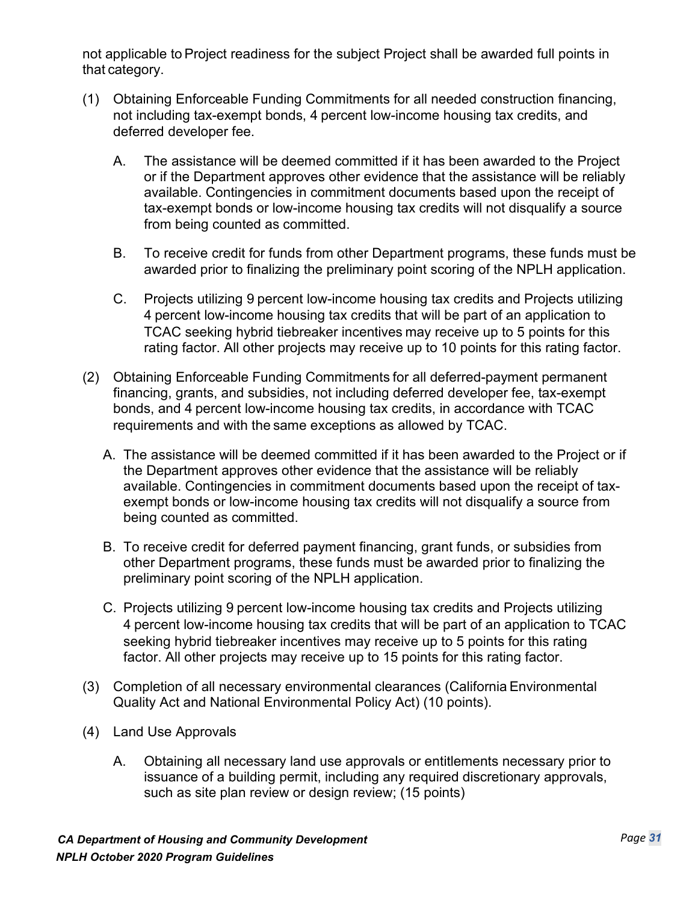not applicable to Project readiness for the subject Project shall be awarded full points in that category.

(1) Obtaining Enforceable Funding Commitments for all needed construction financing, not including tax-exempt bonds, 4 percent low-income housing tax credits, and deferred developer fee.

   A. The assistance will be deemed committed if it has been awarded to the Project or if the Department approves other evidence that the assistance will be reliably available. Contingencies in commitment documents based upon the receipt of tax-exempt bonds or low-income housing tax credits will not disqualify a source from being counted as committed.

   B. To receive credit for funds from other Department programs, these funds must be awarded prior to finalizing the preliminary point scoring of the NPLH application.

   C. Projects utilizing 9 percent low-income housing tax credits and Projects utilizing 4 percent low-income housing tax credits that will be part of an application to TCAC seeking hybrid tiebreaker incentives may receive up to 5 points for this rating factor. All other projects may receive up to 10 points for this rating factor.

(2) Obtaining Enforceable Funding Commitments for all deferred-payment permanent financing, grants, and subsidies, not including deferred developer fee, tax-exempt bonds, and 4 percent low-income housing tax credits, in accordance with TCAC requirements and with the same exceptions as allowed by TCAC.

   A. The assistance will be deemed committed if it has been awarded to the Project or if the Department approves other evidence that the assistance will be reliably available. Contingencies in commitment documents based upon the receipt of tax-exempt bonds or low-income housing tax credits will not disqualify a source from being counted as committed.

   B. To receive credit for deferred payment financing, grant funds, or subsidies from other Department programs, these funds must be awarded prior to finalizing the preliminary point scoring of the NPLH application.

   C. Projects utilizing 9 percent low-income housing tax credits and Projects utilizing 4 percent low-income housing tax credits that will be part of an application to TCAC seeking hybrid tiebreaker incentives may receive up to 5 points for this rating factor. All other projects may receive up to 15 points for this rating factor.

(3) Completion of all necessary environmental clearances (California Environmental Quality Act and National Environmental Policy Act) (10 points).

(4) Land Use Approvals

   A. Obtaining all necessary land use approvals or entitlements necessary prior to issuance of a building permit, including any required discretionary approvals, such as site plan review or design review; (15 points)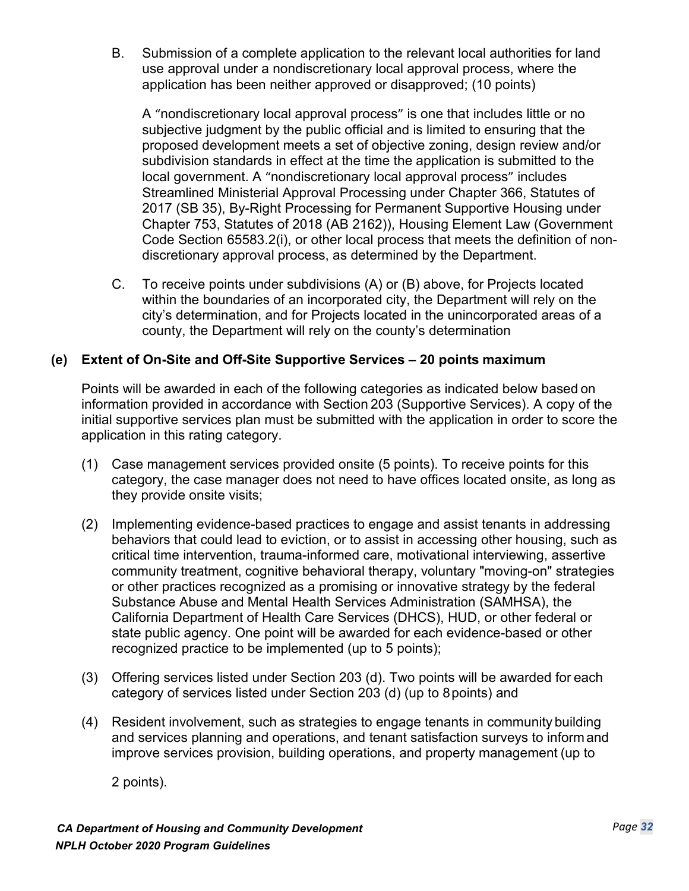B. Submission of a complete application to the relevant local authorities for land use approval under a nondiscretionary local approval process, where the application has been neither approved or disapproved; (10 points)

   A "nondiscretionary local approval process" is one that includes little or no subjective judgment by the public official and is limited to ensuring that the proposed development meets a set of objective zoning, design review and/or subdivision standards in effect at the time the application is submitted to the local government. A "nondiscretionary local approval process" includes Streamlined Ministerial Approval Processing under Chapter 366, Statutes of 2017 (SB 35), By-Right Processing for Permanent Supportive Housing under Chapter 753, Statutes of 2018 (AB 2162)), Housing Element Law (Government Code Section 65583.2(i), or other local process that meets the definition of non-discretionary approval process, as determined by the Department.

C. To receive points under subdivisions (A) or (B) above, for Projects located within the boundaries of an incorporated city, the Department will rely on the city's determination, and for Projects located in the unincorporated areas of a county, the Department will rely on the county's determination

**(e) Extent of On-Site and Off-Site Supportive Services – 20 points maximum**

Points will be awarded in each of the following categories as indicated below based on information provided in accordance with Section 203 (Supportive Services). A copy of the initial supportive services plan must be submitted with the application in order to score the application in this rating category.

(1) Case management services provided onsite (5 points). To receive points for this category, the case manager does not need to have offices located onsite, as long as they provide onsite visits;

(2) Implementing evidence-based practices to engage and assist tenants in addressing behaviors that could lead to eviction, or to assist in accessing other housing, such as critical time intervention, trauma-informed care, motivational interviewing, assertive community treatment, cognitive behavioral therapy, voluntary "moving-on" strategies or other practices recognized as a promising or innovative strategy by the federal Substance Abuse and Mental Health Services Administration (SAMHSA), the California Department of Health Care Services (DHCS), HUD, or other federal or state public agency. One point will be awarded for each evidence-based or other recognized practice to be implemented (up to 5 points);

(3) Offering services listed under Section 203 (d). Two points will be awarded for each category of services listed under Section 203 (d) (up to 8 points) and

(4) Resident involvement, such as strategies to engage tenants in community building and services planning and operations, and tenant satisfaction surveys to inform and improve services provision, building operations, and property management (up to 2 points).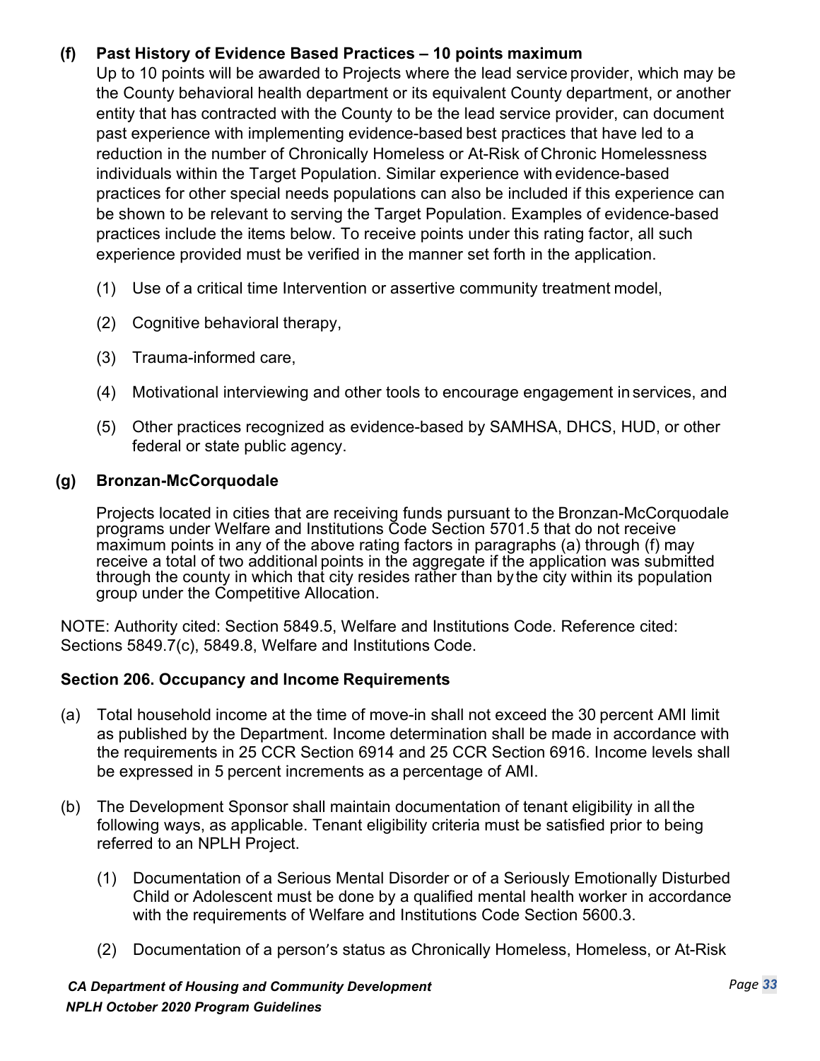**(f) Past History of Evidence Based Practices – 10 points maximum**

Up to 10 points will be awarded to Projects where the lead service provider, which may be the County behavioral health department or its equivalent County department, or another entity that has contracted with the County to be the lead service provider, can document past experience with implementing evidence-based best practices that have led to a reduction in the number of Chronically Homeless or At-Risk of Chronic Homelessness individuals within the Target Population. Similar experience with evidence-based practices for other special needs populations can also be included if this experience can be shown to be relevant to serving the Target Population. Examples of evidence-based practices include the items below. To receive points under this rating factor, all such experience provided must be verified in the manner set forth in the application.

(1) Use of a critical time Intervention or assertive community treatment model,

(2) Cognitive behavioral therapy,

(3) Trauma-informed care,

(4) Motivational interviewing and other tools to encourage engagement in services, and

(5) Other practices recognized as evidence-based by SAMHSA, DHCS, HUD, or other federal or state public agency.

**(g) Bronzan-McCorquodale**

Projects located in cities that are receiving funds pursuant to the Bronzan-McCorquodale programs under Welfare and Institutions Code Section 5701.5 that do not receive maximum points in any of the above rating factors in paragraphs (a) through (f) may receive a total of two additional points in the aggregate if the application was submitted through the county in which that city resides rather than by the city within its population group under the Competitive Allocation.

NOTE: Authority cited: Section 5849.5, Welfare and Institutions Code. Reference cited: Sections 5849.7(c), 5849.8, Welfare and Institutions Code.

**Section 206. Occupancy and Income Requirements**

(a) Total household income at the time of move-in shall not exceed the 30 percent AMI limit as published by the Department. Income determination shall be made in accordance with the requirements in 25 CCR Section 6914 and 25 CCR Section 6916. Income levels shall be expressed in 5 percent increments as a percentage of AMI.

(b) The Development Sponsor shall maintain documentation of tenant eligibility in all the following ways, as applicable. Tenant eligibility criteria must be satisfied prior to being referred to an NPLH Project.

(1) Documentation of a Serious Mental Disorder or of a Seriously Emotionally Disturbed Child or Adolescent must be done by a qualified mental health worker in accordance with the requirements of Welfare and Institutions Code Section 5600.3.

(2) Documentation of a person's status as Chronically Homeless, Homeless, or At-Risk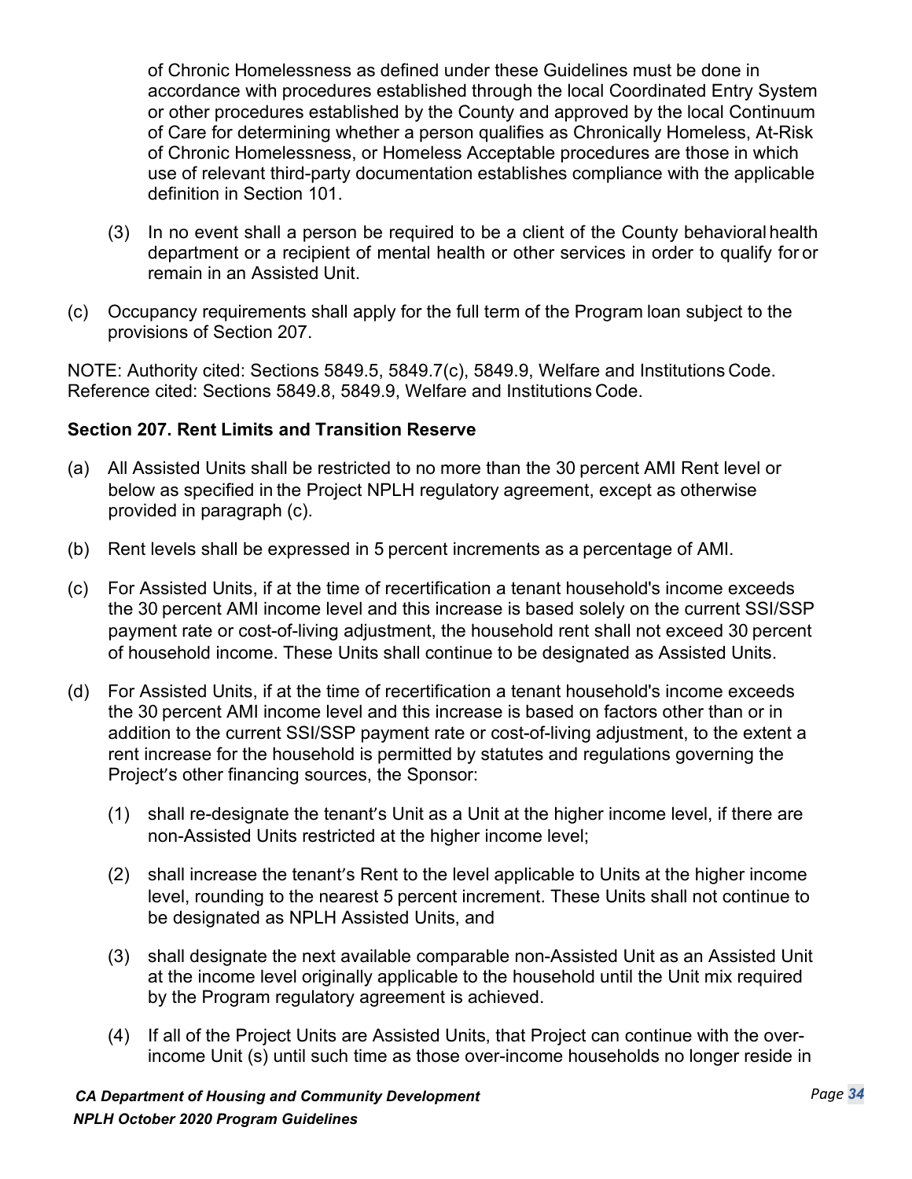of Chronic Homelessness as defined under these Guidelines must be done in accordance with procedures established through the local Coordinated Entry System or other procedures established by the County and approved by the local Continuum of Care for determining whether a person qualifies as Chronically Homeless, At-Risk of Chronic Homelessness, or Homeless Acceptable procedures are those in which use of relevant third-party documentation establishes compliance with the applicable definition in Section 101.

(3) In no event shall a person be required to be a client of the County behavioral health department or a recipient of mental health or other services in order to qualify for or remain in an Assisted Unit.

(c) Occupancy requirements shall apply for the full term of the Program loan subject to the provisions of Section 207.

NOTE: Authority cited: Sections 5849.5, 5849.7(c), 5849.9, Welfare and Institutions Code. Reference cited: Sections 5849.8, 5849.9, Welfare and Institutions Code.

**Section 207. Rent Limits and Transition Reserve**

(a) All Assisted Units shall be restricted to no more than the 30 percent AMI Rent level or below as specified in the Project NPLH regulatory agreement, except as otherwise provided in paragraph (c).

(b) Rent levels shall be expressed in 5 percent increments as a percentage of AMI.

(c) For Assisted Units, if at the time of recertification a tenant household's income exceeds the 30 percent AMI income level and this increase is based solely on the current SSI/SSP payment rate or cost-of-living adjustment, the household rent shall not exceed 30 percent of household income. These Units shall continue to be designated as Assisted Units.

(d) For Assisted Units, if at the time of recertification a tenant household's income exceeds the 30 percent AMI income level and this increase is based on factors other than or in addition to the current SSI/SSP payment rate or cost-of-living adjustment, to the extent a rent increase for the household is permitted by statutes and regulations governing the Project's other financing sources, the Sponsor:

(1) shall re-designate the tenant's Unit as a Unit at the higher income level, if there are non-Assisted Units restricted at the higher income level;

(2) shall increase the tenant's Rent to the level applicable to Units at the higher income level, rounding to the nearest 5 percent increment. These Units shall not continue to be designated as NPLH Assisted Units, and

(3) shall designate the next available comparable non-Assisted Unit as an Assisted Unit at the income level originally applicable to the household until the Unit mix required by the Program regulatory agreement is achieved.

(4) If all of the Project Units are Assisted Units, that Project can continue with the over-income Unit (s) until such time as those over-income households no longer reside in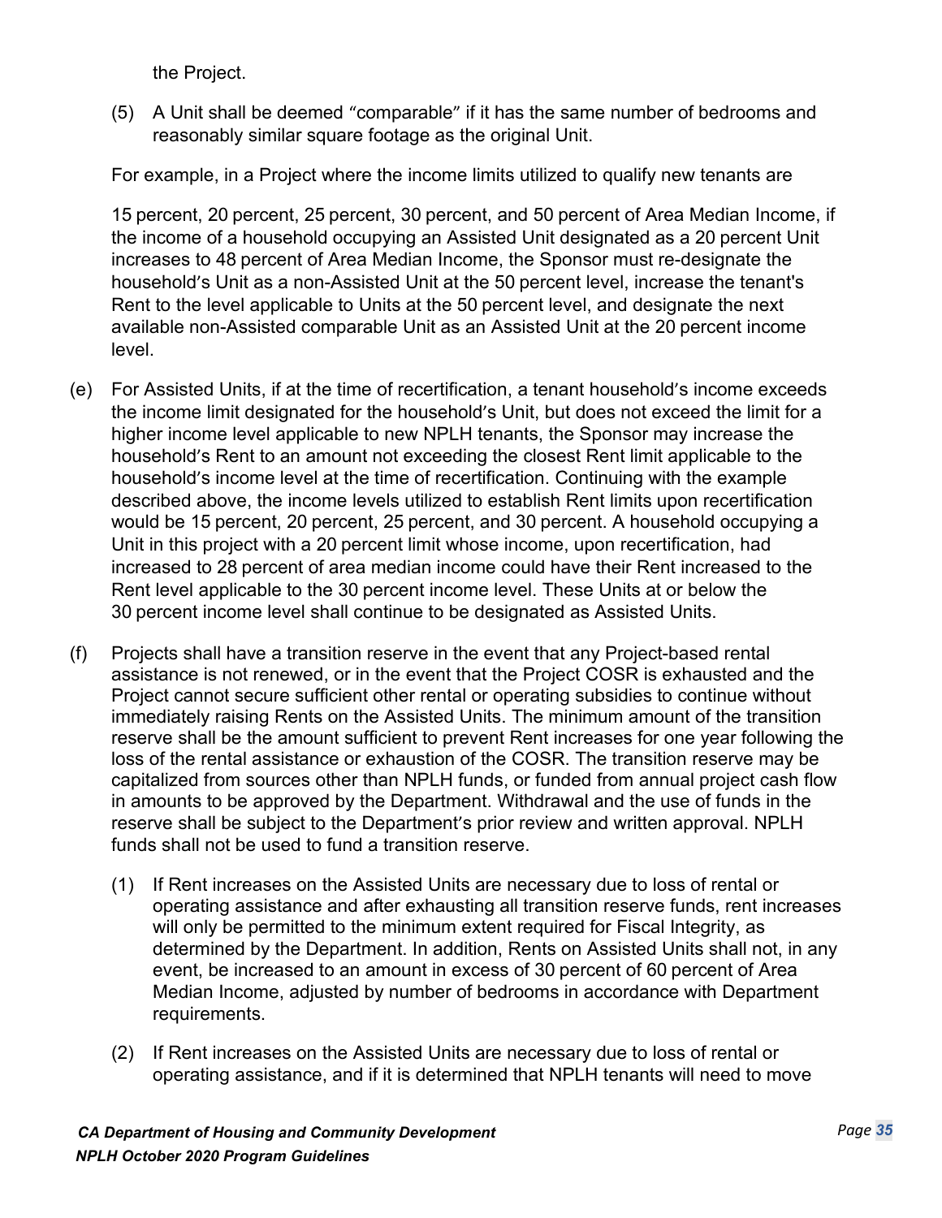the Project.

(5) A Unit shall be deemed "comparable" if it has the same number of bedrooms and reasonably similar square footage as the original Unit.

For example, in a Project where the income limits utilized to qualify new tenants are

15 percent, 20 percent, 25 percent, 30 percent, and 50 percent of Area Median Income, if the income of a household occupying an Assisted Unit designated as a 20 percent Unit increases to 48 percent of Area Median Income, the Sponsor must re-designate the household's Unit as a non-Assisted Unit at the 50 percent level, increase the tenant's Rent to the level applicable to Units at the 50 percent level, and designate the next available non-Assisted comparable Unit as an Assisted Unit at the 20 percent income level.

(e) For Assisted Units, if at the time of recertification, a tenant household's income exceeds the income limit designated for the household's Unit, but does not exceed the limit for a higher income level applicable to new NPLH tenants, the Sponsor may increase the household's Rent to an amount not exceeding the closest Rent limit applicable to the household's income level at the time of recertification. Continuing with the example described above, the income levels utilized to establish Rent limits upon recertification would be 15 percent, 20 percent, 25 percent, and 30 percent. A household occupying a Unit in this project with a 20 percent limit whose income, upon recertification, had increased to 28 percent of area median income could have their Rent increased to the Rent level applicable to the 30 percent income level. These Units at or below the 30 percent income level shall continue to be designated as Assisted Units.

(f) Projects shall have a transition reserve in the event that any Project-based rental assistance is not renewed, or in the event that the Project COSR is exhausted and the Project cannot secure sufficient other rental or operating subsidies to continue without immediately raising Rents on the Assisted Units. The minimum amount of the transition reserve shall be the amount sufficient to prevent Rent increases for one year following the loss of the rental assistance or exhaustion of the COSR. The transition reserve may be capitalized from sources other than NPLH funds, or funded from annual project cash flow in amounts to be approved by the Department. Withdrawal and the use of funds in the reserve shall be subject to the Department's prior review and written approval. NPLH funds shall not be used to fund a transition reserve.

(1) If Rent increases on the Assisted Units are necessary due to loss of rental or operating assistance and after exhausting all transition reserve funds, rent increases will only be permitted to the minimum extent required for Fiscal Integrity, as determined by the Department. In addition, Rents on Assisted Units shall not, in any event, be increased to an amount in excess of 30 percent of 60 percent of Area Median Income, adjusted by number of bedrooms in accordance with Department requirements.

(2) If Rent increases on the Assisted Units are necessary due to loss of rental or operating assistance, and if it is determined that NPLH tenants will need to move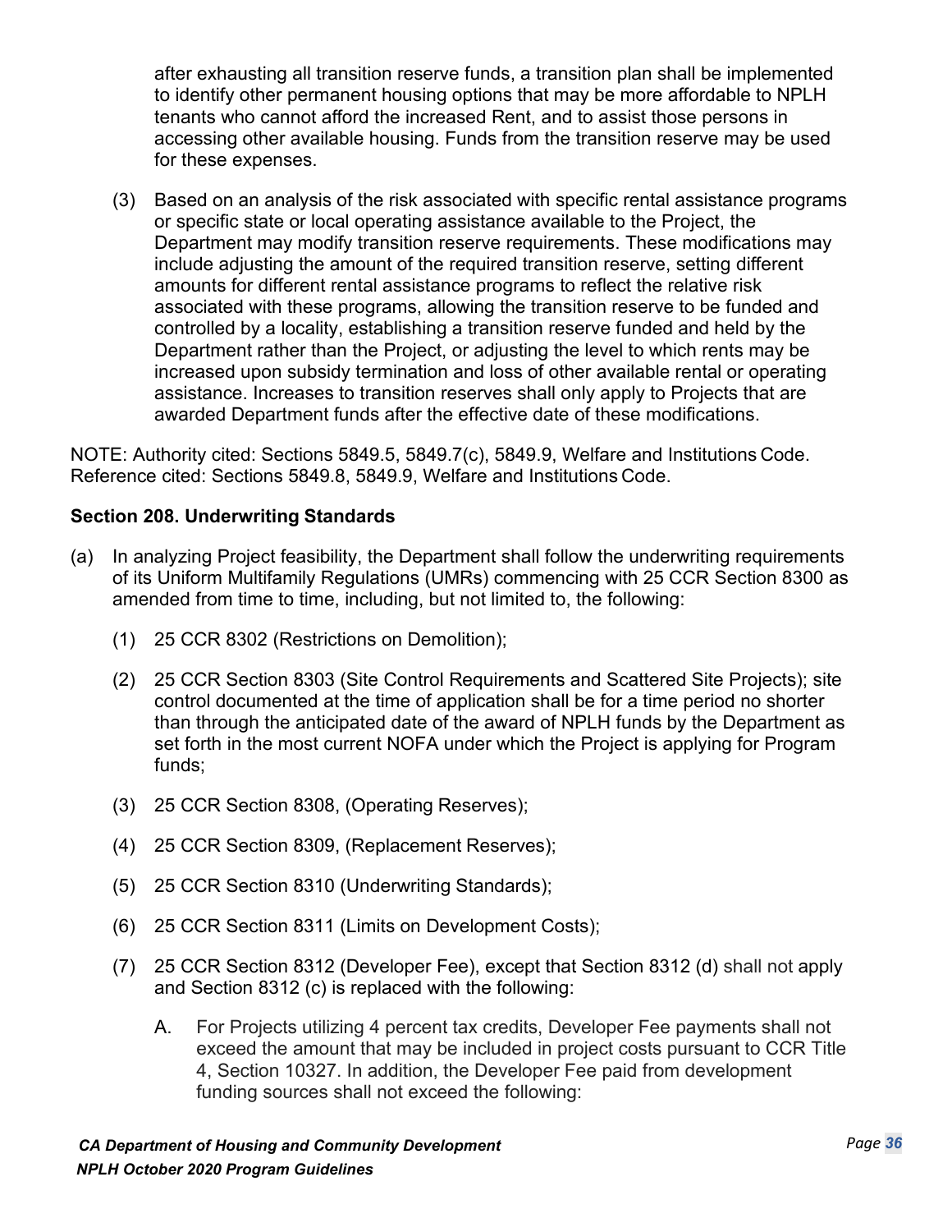after exhausting all transition reserve funds, a transition plan shall be implemented to identify other permanent housing options that may be more affordable to NPLH tenants who cannot afford the increased Rent, and to assist those persons in accessing other available housing. Funds from the transition reserve may be used for these expenses.

(3) Based on an analysis of the risk associated with specific rental assistance programs or specific state or local operating assistance available to the Project, the Department may modify transition reserve requirements. These modifications may include adjusting the amount of the required transition reserve, setting different amounts for different rental assistance programs to reflect the relative risk associated with these programs, allowing the transition reserve to be funded and controlled by a locality, establishing a transition reserve funded and held by the Department rather than the Project, or adjusting the level to which rents may be increased upon subsidy termination and loss of other available rental or operating assistance. Increases to transition reserves shall only apply to Projects that are awarded Department funds after the effective date of these modifications.

NOTE: Authority cited: Sections 5849.5, 5849.7(c), 5849.9, Welfare and Institutions Code. Reference cited: Sections 5849.8, 5849.9, Welfare and Institutions Code.

**Section 208. Underwriting Standards**

(a) In analyzing Project feasibility, the Department shall follow the underwriting requirements of its Uniform Multifamily Regulations (UMRs) commencing with 25 CCR Section 8300 as amended from time to time, including, but not limited to, the following:

(1) 25 CCR 8302 (Restrictions on Demolition);

(2) 25 CCR Section 8303 (Site Control Requirements and Scattered Site Projects); site control documented at the time of application shall be for a time period no shorter than through the anticipated date of the award of NPLH funds by the Department as set forth in the most current NOFA under which the Project is applying for Program funds;

(3) 25 CCR Section 8308, (Operating Reserves);

(4) 25 CCR Section 8309, (Replacement Reserves);

(5) 25 CCR Section 8310 (Underwriting Standards);

(6) 25 CCR Section 8311 (Limits on Development Costs);

(7) 25 CCR Section 8312 (Developer Fee), except that Section 8312 (d) shall not apply and Section 8312 (c) is replaced with the following:

A. For Projects utilizing 4 percent tax credits, Developer Fee payments shall not exceed the amount that may be included in project costs pursuant to CCR Title 4, Section 10327. In addition, the Developer Fee paid from development funding sources shall not exceed the following: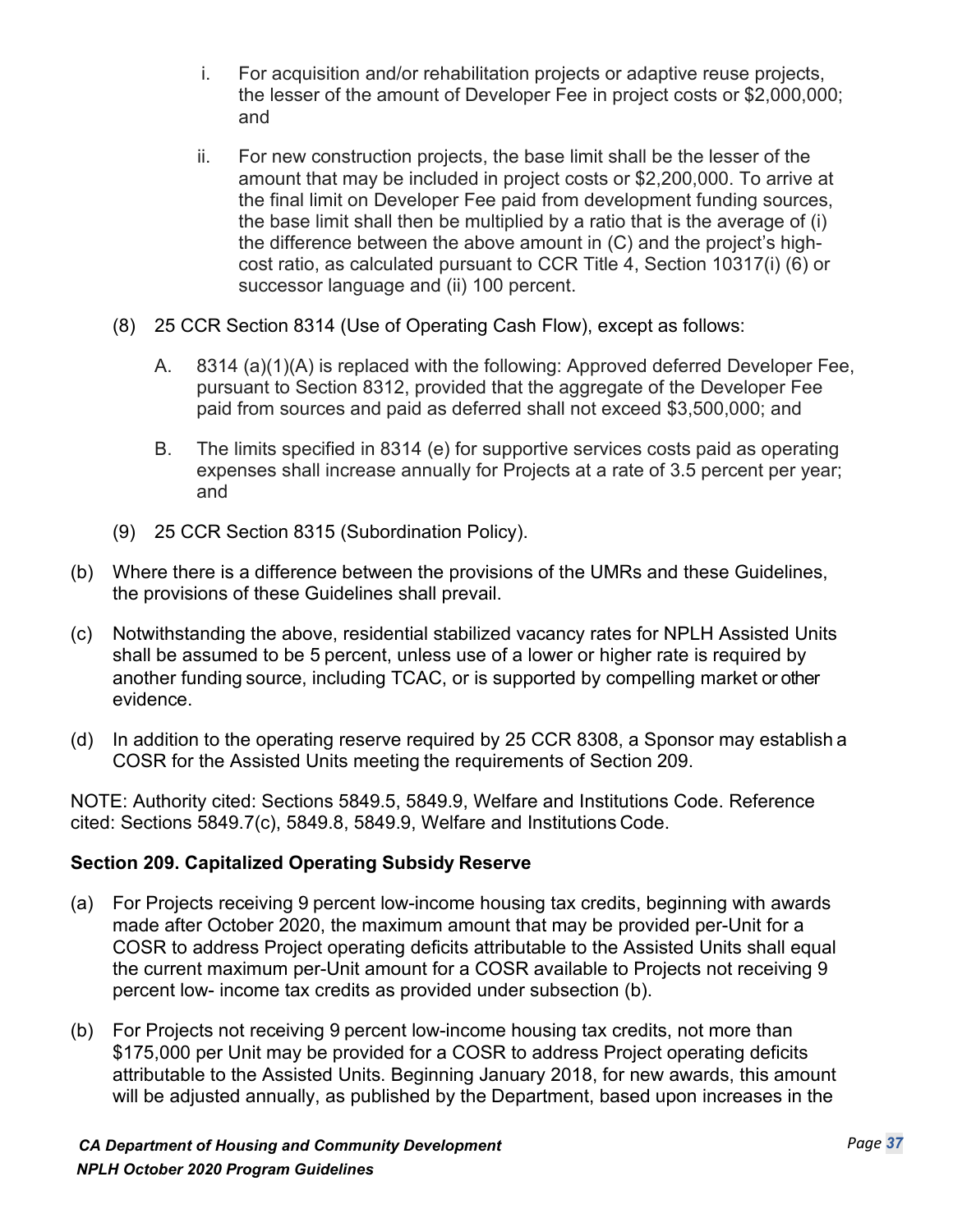i. For acquisition and/or rehabilitation projects or adaptive reuse projects, the lesser of the amount of Developer Fee in project costs or $2,000,000; and

ii. For new construction projects, the base limit shall be the lesser of the amount that may be included in project costs or $2,200,000. To arrive at the final limit on Developer Fee paid from development funding sources, the base limit shall then be multiplied by a ratio that is the average of (i) the difference between the above amount in (C) and the project's high-cost ratio, as calculated pursuant to CCR Title 4, Section 10317(i) (6) or successor language and (ii) 100 percent.

(8) 25 CCR Section 8314 (Use of Operating Cash Flow), except as follows:

A. 8314 (a)(1)(A) is replaced with the following: Approved deferred Developer Fee, pursuant to Section 8312, provided that the aggregate of the Developer Fee paid from sources and paid as deferred shall not exceed $3,500,000; and

B. The limits specified in 8314 (e) for supportive services costs paid as operating expenses shall increase annually for Projects at a rate of 3.5 percent per year; and

(9) 25 CCR Section 8315 (Subordination Policy).

(b) Where there is a difference between the provisions of the UMRs and these Guidelines, the provisions of these Guidelines shall prevail.

(c) Notwithstanding the above, residential stabilized vacancy rates for NPLH Assisted Units shall be assumed to be 5 percent, unless use of a lower or higher rate is required by another funding source, including TCAC, or is supported by compelling market or other evidence.

(d) In addition to the operating reserve required by 25 CCR 8308, a Sponsor may establish a COSR for the Assisted Units meeting the requirements of Section 209.

NOTE: Authority cited: Sections 5849.5, 5849.9, Welfare and Institutions Code. Reference cited: Sections 5849.7(c), 5849.8, 5849.9, Welfare and Institutions Code.

**Section 209. Capitalized Operating Subsidy Reserve**

(a) For Projects receiving 9 percent low-income housing tax credits, beginning with awards made after October 2020, the maximum amount that may be provided per-Unit for a COSR to address Project operating deficits attributable to the Assisted Units shall equal the current maximum per-Unit amount for a COSR available to Projects not receiving 9 percent low- income tax credits as provided under subsection (b).

(b) For Projects not receiving 9 percent low-income housing tax credits, not more than $175,000 per Unit may be provided for a COSR to address Project operating deficits attributable to the Assisted Units. Beginning January 2018, for new awards, this amount will be adjusted annually, as published by the Department, based upon increases in the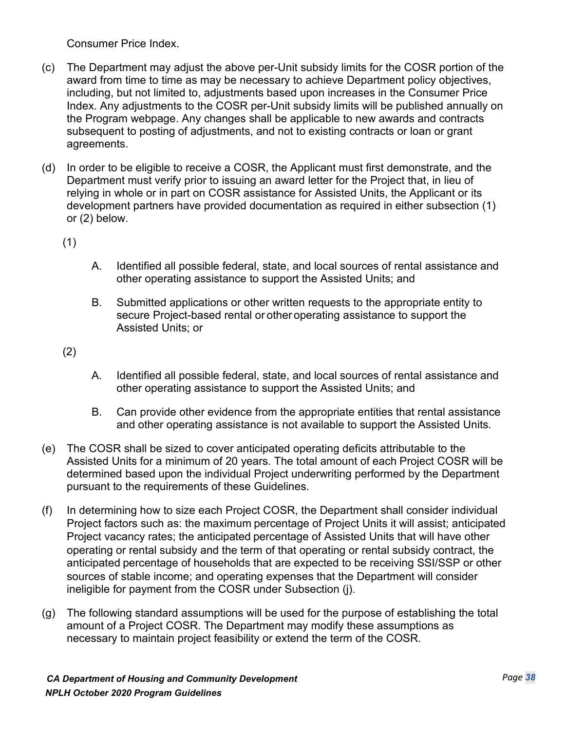Consumer Price Index.

(c) The Department may adjust the above per-Unit subsidy limits for the COSR portion of the award from time to time as may be necessary to achieve Department policy objectives, including, but not limited to, adjustments based upon increases in the Consumer Price Index. Any adjustments to the COSR per-Unit subsidy limits will be published annually on the Program webpage. Any changes shall be applicable to new awards and contracts subsequent to posting of adjustments, and not to existing contracts or loan or grant agreements.

(d) In order to be eligible to receive a COSR, the Applicant must first demonstrate, and the Department must verify prior to issuing an award letter for the Project that, in lieu of relying in whole or in part on COSR assistance for Assisted Units, the Applicant or its development partners have provided documentation as required in either subsection (1) or (2) below.

(1)

A. Identified all possible federal, state, and local sources of rental assistance and other operating assistance to support the Assisted Units; and

B. Submitted applications or other written requests to the appropriate entity to secure Project-based rental or other operating assistance to support the Assisted Units; or

(2)

A. Identified all possible federal, state, and local sources of rental assistance and other operating assistance to support the Assisted Units; and

B. Can provide other evidence from the appropriate entities that rental assistance and other operating assistance is not available to support the Assisted Units.

(e) The COSR shall be sized to cover anticipated operating deficits attributable to the Assisted Units for a minimum of 20 years. The total amount of each Project COSR will be determined based upon the individual Project underwriting performed by the Department pursuant to the requirements of these Guidelines.

(f) In determining how to size each Project COSR, the Department shall consider individual Project factors such as: the maximum percentage of Project Units it will assist; anticipated Project vacancy rates; the anticipated percentage of Assisted Units that will have other operating or rental subsidy and the term of that operating or rental subsidy contract, the anticipated percentage of households that are expected to be receiving SSI/SSP or other sources of stable income; and operating expenses that the Department will consider ineligible for payment from the COSR under Subsection (j).

(g) The following standard assumptions will be used for the purpose of establishing the total amount of a Project COSR. The Department may modify these assumptions as necessary to maintain project feasibility or extend the term of the COSR.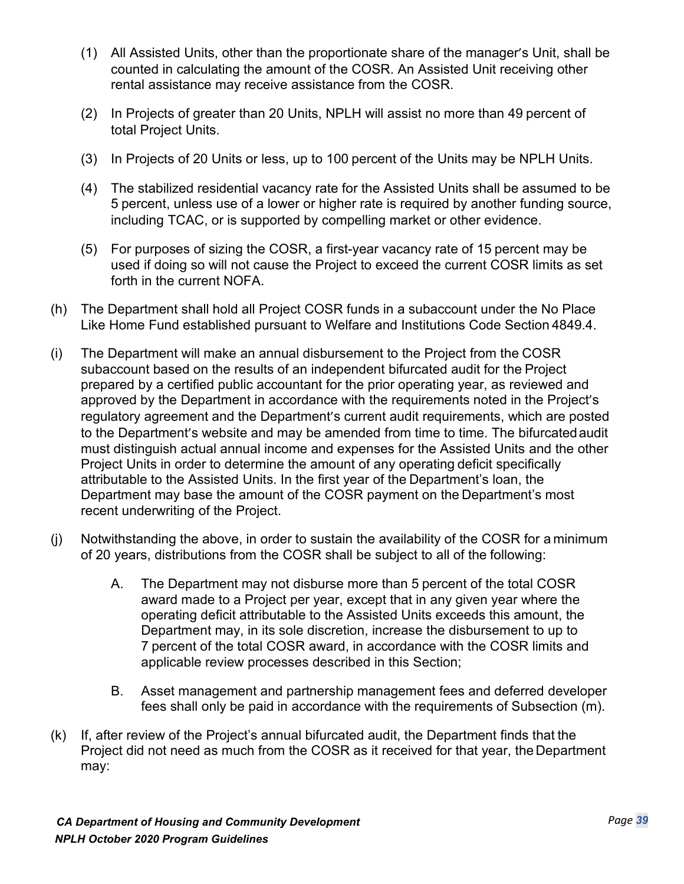(1) All Assisted Units, other than the proportionate share of the manager's Unit, shall be counted in calculating the amount of the COSR. An Assisted Unit receiving other rental assistance may receive assistance from the COSR.

(2) In Projects of greater than 20 Units, NPLH will assist no more than 49 percent of total Project Units.

(3) In Projects of 20 Units or less, up to 100 percent of the Units may be NPLH Units.

(4) The stabilized residential vacancy rate for the Assisted Units shall be assumed to be 5 percent, unless use of a lower or higher rate is required by another funding source, including TCAC, or is supported by compelling market or other evidence.

(5) For purposes of sizing the COSR, a first-year vacancy rate of 15 percent may be used if doing so will not cause the Project to exceed the current COSR limits as set forth in the current NOFA.

(h) The Department shall hold all Project COSR funds in a subaccount under the No Place Like Home Fund established pursuant to Welfare and Institutions Code Section 4849.4.

(i) The Department will make an annual disbursement to the Project from the COSR subaccount based on the results of an independent bifurcated audit for the Project prepared by a certified public accountant for the prior operating year, as reviewed and approved by the Department in accordance with the requirements noted in the Project's regulatory agreement and the Department's current audit requirements, which are posted to the Department's website and may be amended from time to time. The bifurcated audit must distinguish actual annual income and expenses for the Assisted Units and the other Project Units in order to determine the amount of any operating deficit specifically attributable to the Assisted Units. In the first year of the Department's loan, the Department may base the amount of the COSR payment on the Department's most recent underwriting of the Project.

(j) Notwithstanding the above, in order to sustain the availability of the COSR for a minimum of 20 years, distributions from the COSR shall be subject to all of the following:

A. The Department may not disburse more than 5 percent of the total COSR award made to a Project per year, except that in any given year where the operating deficit attributable to the Assisted Units exceeds this amount, the Department may, in its sole discretion, increase the disbursement to up to 7 percent of the total COSR award, in accordance with the COSR limits and applicable review processes described in this Section;

B. Asset management and partnership management fees and deferred developer fees shall only be paid in accordance with the requirements of Subsection (m).

(k) If, after review of the Project's annual bifurcated audit, the Department finds that the Project did not need as much from the COSR as it received for that year, the Department may: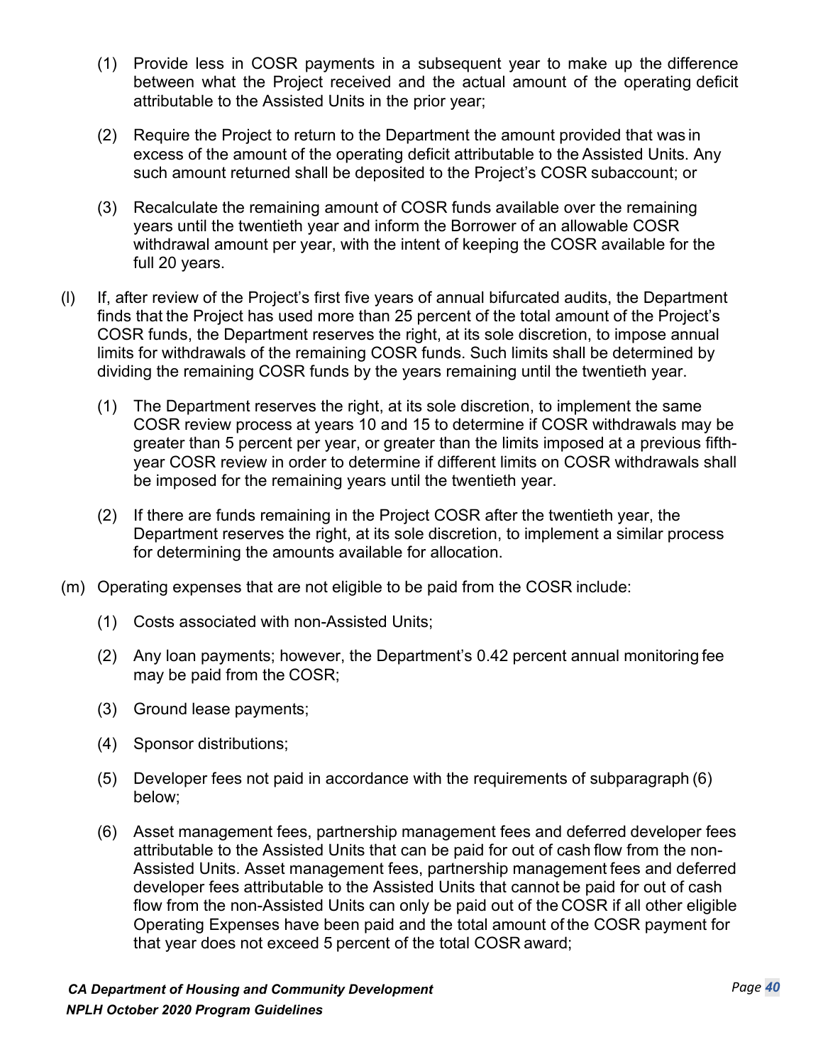(1) Provide less in COSR payments in a subsequent year to make up the difference between what the Project received and the actual amount of the operating deficit attributable to the Assisted Units in the prior year;

(2) Require the Project to return to the Department the amount provided that was in excess of the amount of the operating deficit attributable to the Assisted Units. Any such amount returned shall be deposited to the Project's COSR subaccount; or

(3) Recalculate the remaining amount of COSR funds available over the remaining years until the twentieth year and inform the Borrower of an allowable COSR withdrawal amount per year, with the intent of keeping the COSR available for the full 20 years.

(l) If, after review of the Project's first five years of annual bifurcated audits, the Department finds that the Project has used more than 25 percent of the total amount of the Project's COSR funds, the Department reserves the right, at its sole discretion, to impose annual limits for withdrawals of the remaining COSR funds. Such limits shall be determined by dividing the remaining COSR funds by the years remaining until the twentieth year.

(1) The Department reserves the right, at its sole discretion, to implement the same COSR review process at years 10 and 15 to determine if COSR withdrawals may be greater than 5 percent per year, or greater than the limits imposed at a previous fifth-year COSR review in order to determine if different limits on COSR withdrawals shall be imposed for the remaining years until the twentieth year.

(2) If there are funds remaining in the Project COSR after the twentieth year, the Department reserves the right, at its sole discretion, to implement a similar process for determining the amounts available for allocation.

(m) Operating expenses that are not eligible to be paid from the COSR include:

(1) Costs associated with non-Assisted Units;

(2) Any loan payments; however, the Department's 0.42 percent annual monitoring fee may be paid from the COSR;

(3) Ground lease payments;

(4) Sponsor distributions;

(5) Developer fees not paid in accordance with the requirements of subparagraph (6) below;

(6) Asset management fees, partnership management fees and deferred developer fees attributable to the Assisted Units that can be paid for out of cash flow from the non-Assisted Units. Asset management fees, partnership management fees and deferred developer fees attributable to the Assisted Units that cannot be paid for out of cash flow from the non-Assisted Units can only be paid out of the COSR if all other eligible Operating Expenses have been paid and the total amount of the COSR payment for that year does not exceed 5 percent of the total COSR award;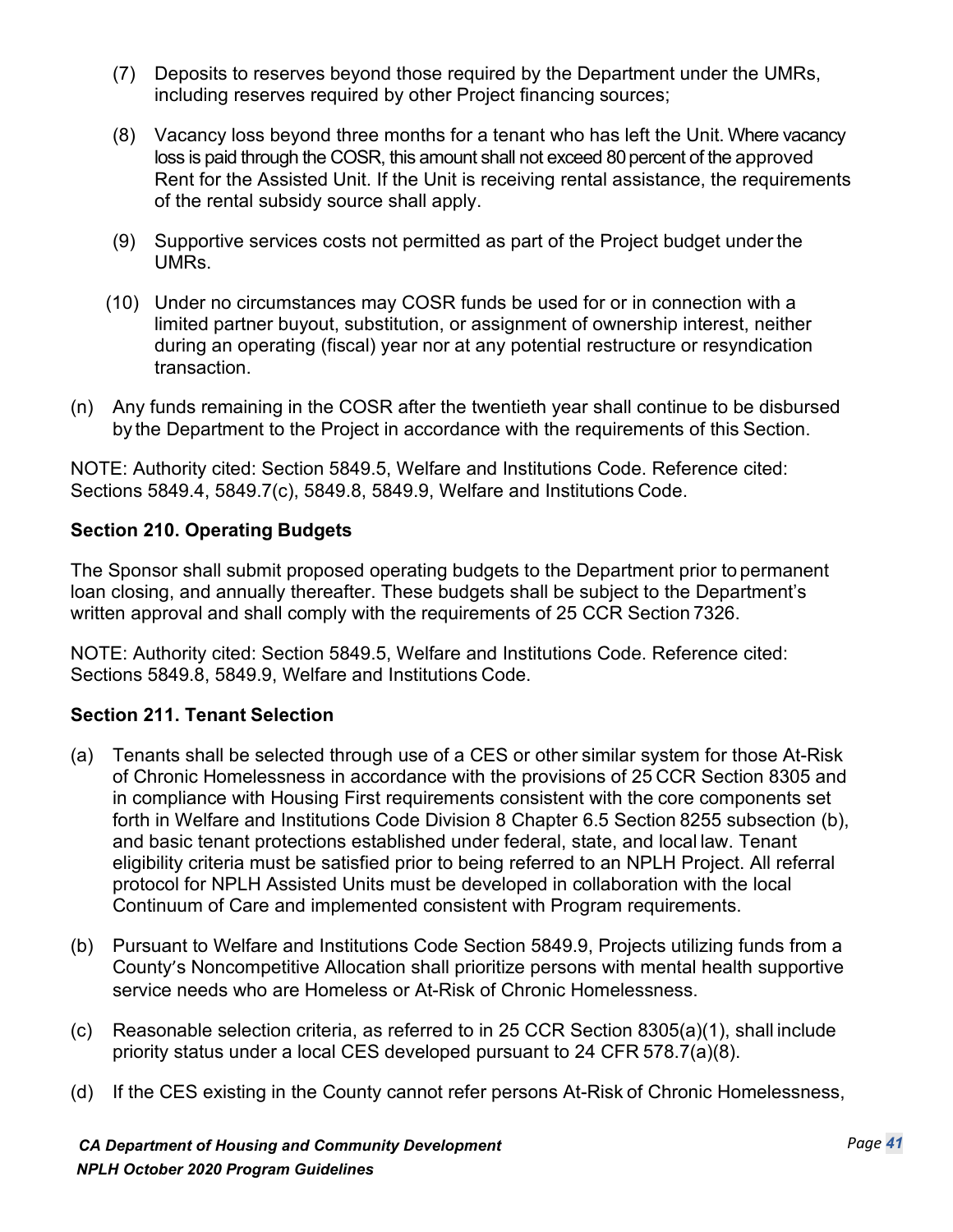(7) Deposits to reserves beyond those required by the Department under the UMRs, including reserves required by other Project financing sources;

(8) Vacancy loss beyond three months for a tenant who has left the Unit. Where vacancy loss is paid through the COSR, this amount shall not exceed 80 percent of the approved Rent for the Assisted Unit. If the Unit is receiving rental assistance, the requirements of the rental subsidy source shall apply.

(9) Supportive services costs not permitted as part of the Project budget under the UMRs.

(10) Under no circumstances may COSR funds be used for or in connection with a limited partner buyout, substitution, or assignment of ownership interest, neither during an operating (fiscal) year nor at any potential restructure or resyndication transaction.

(n) Any funds remaining in the COSR after the twentieth year shall continue to be disbursed by the Department to the Project in accordance with the requirements of this Section.

NOTE: Authority cited: Section 5849.5, Welfare and Institutions Code. Reference cited: Sections 5849.4, 5849.7(c), 5849.8, 5849.9, Welfare and Institutions Code.

**Section 210. Operating Budgets**

The Sponsor shall submit proposed operating budgets to the Department prior to permanent loan closing, and annually thereafter. These budgets shall be subject to the Department's written approval and shall comply with the requirements of 25 CCR Section 7326.

NOTE: Authority cited: Section 5849.5, Welfare and Institutions Code. Reference cited: Sections 5849.8, 5849.9, Welfare and Institutions Code.

**Section 211. Tenant Selection**

(a) Tenants shall be selected through use of a CES or other similar system for those At-Risk of Chronic Homelessness in accordance with the provisions of 25 CCR Section 8305 and in compliance with Housing First requirements consistent with the core components set forth in Welfare and Institutions Code Division 8 Chapter 6.5 Section 8255 subsection (b), and basic tenant protections established under federal, state, and local law. Tenant eligibility criteria must be satisfied prior to being referred to an NPLH Project. All referral protocol for NPLH Assisted Units must be developed in collaboration with the local Continuum of Care and implemented consistent with Program requirements.

(b) Pursuant to Welfare and Institutions Code Section 5849.9, Projects utilizing funds from a County's Noncompetitive Allocation shall prioritize persons with mental health supportive service needs who are Homeless or At-Risk of Chronic Homelessness.

(c) Reasonable selection criteria, as referred to in 25 CCR Section 8305(a)(1), shall include priority status under a local CES developed pursuant to 24 CFR 578.7(a)(8).

(d) If the CES existing in the County cannot refer persons At-Risk of Chronic Homelessness,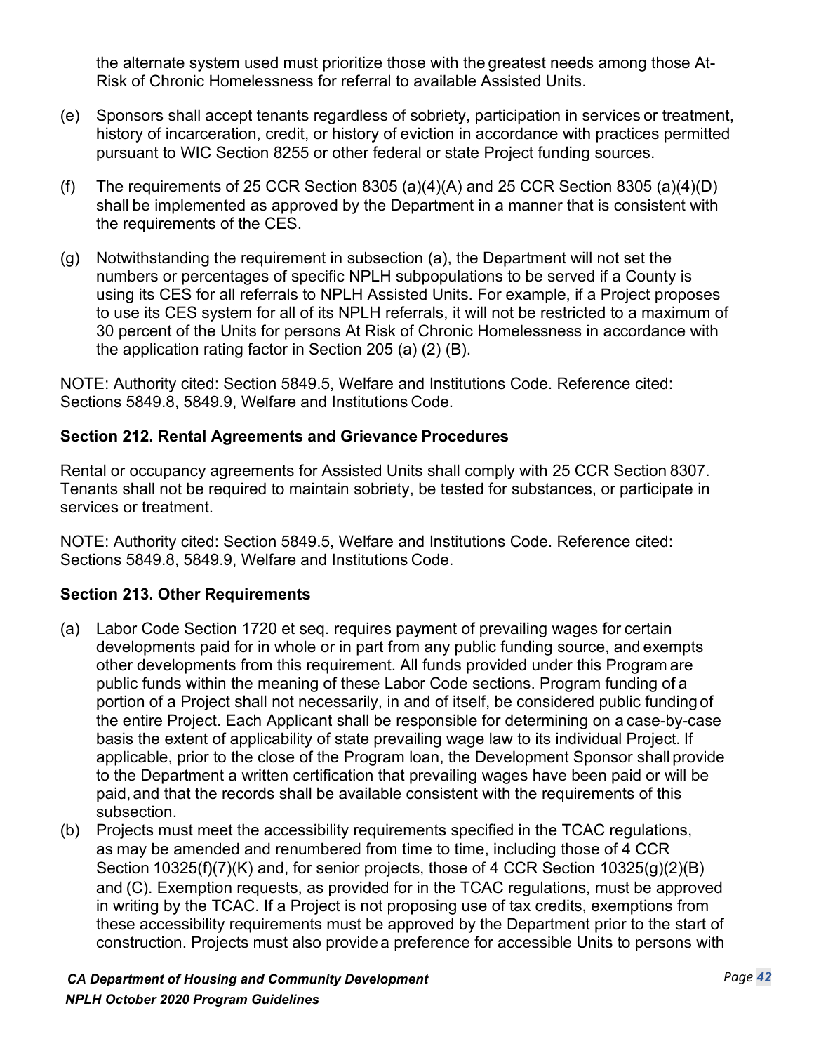the alternate system used must prioritize those with the greatest needs among those At-Risk of Chronic Homelessness for referral to available Assisted Units.

(e) Sponsors shall accept tenants regardless of sobriety, participation in services or treatment, history of incarceration, credit, or history of eviction in accordance with practices permitted pursuant to WIC Section 8255 or other federal or state Project funding sources.

(f) The requirements of 25 CCR Section 8305 (a)(4)(A) and 25 CCR Section 8305 (a)(4)(D) shall be implemented as approved by the Department in a manner that is consistent with the requirements of the CES.

(g) Notwithstanding the requirement in subsection (a), the Department will not set the numbers or percentages of specific NPLH subpopulations to be served if a County is using its CES for all referrals to NPLH Assisted Units. For example, if a Project proposes to use its CES system for all of its NPLH referrals, it will not be restricted to a maximum of 30 percent of the Units for persons At Risk of Chronic Homelessness in accordance with the application rating factor in Section 205 (a) (2) (B).

NOTE: Authority cited: Section 5849.5, Welfare and Institutions Code. Reference cited: Sections 5849.8, 5849.9, Welfare and Institutions Code.

### Section 212. Rental Agreements and Grievance Procedures

Rental or occupancy agreements for Assisted Units shall comply with 25 CCR Section 8307. Tenants shall not be required to maintain sobriety, be tested for substances, or participate in services or treatment.

NOTE: Authority cited: Section 5849.5, Welfare and Institutions Code. Reference cited: Sections 5849.8, 5849.9, Welfare and Institutions Code.

### Section 213. Other Requirements

(a) Labor Code Section 1720 et seq. requires payment of prevailing wages for certain developments paid for in whole or in part from any public funding source, and exempts other developments from this requirement. All funds provided under this Program are public funds within the meaning of these Labor Code sections. Program funding of a portion of a Project shall not necessarily, in and of itself, be considered public funding of the entire Project. Each Applicant shall be responsible for determining on a case-by-case basis the extent of applicability of state prevailing wage law to its individual Project. If applicable, prior to the close of the Program loan, the Development Sponsor shall provide to the Department a written certification that prevailing wages have been paid or will be paid, and that the records shall be available consistent with the requirements of this subsection.

(b) Projects must meet the accessibility requirements specified in the TCAC regulations, as may be amended and renumbered from time to time, including those of 4 CCR Section 10325(f)(7)(K) and, for senior projects, those of 4 CCR Section 10325(g)(2)(B) and (C). Exemption requests, as provided for in the TCAC regulations, must be approved in writing by the TCAC. If a Project is not proposing use of tax credits, exemptions from these accessibility requirements must be approved by the Department prior to the start of construction. Projects must also provide a preference for accessible Units to persons with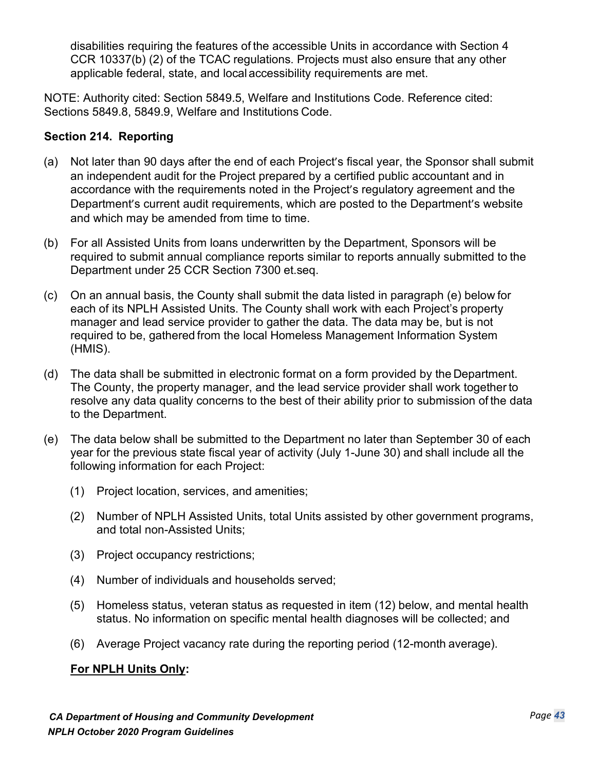disabilities requiring the features of the accessible Units in accordance with Section 4 CCR 10337(b) (2) of the TCAC regulations. Projects must also ensure that any other applicable federal, state, and local accessibility requirements are met.

NOTE: Authority cited: Section 5849.5, Welfare and Institutions Code. Reference cited: Sections 5849.8, 5849.9, Welfare and Institutions Code.

### Section 214. Reporting

(a) Not later than 90 days after the end of each Project's fiscal year, the Sponsor shall submit an independent audit for the Project prepared by a certified public accountant and in accordance with the requirements noted in the Project's regulatory agreement and the Department's current audit requirements, which are posted to the Department's website and which may be amended from time to time.

(b) For all Assisted Units from loans underwritten by the Department, Sponsors will be required to submit annual compliance reports similar to reports annually submitted to the Department under 25 CCR Section 7300 et.seq.

(c) On an annual basis, the County shall submit the data listed in paragraph (e) below for each of its NPLH Assisted Units. The County shall work with each Project's property manager and lead service provider to gather the data. The data may be, but is not required to be, gathered from the local Homeless Management Information System (HMIS).

(d) The data shall be submitted in electronic format on a form provided by the Department. The County, the property manager, and the lead service provider shall work together to resolve any data quality concerns to the best of their ability prior to submission of the data to the Department.

(e) The data below shall be submitted to the Department no later than September 30 of each year for the previous state fiscal year of activity (July 1-June 30) and shall include all the following information for each Project:

   (1) Project location, services, and amenities;

   (2) Number of NPLH Assisted Units, total Units assisted by other government programs, and total non-Assisted Units;

   (3) Project occupancy restrictions;

   (4) Number of individuals and households served;

   (5) Homeless status, veteran status as requested in item (12) below, and mental health status. No information on specific mental health diagnoses will be collected; and

   (6) Average Project vacancy rate during the reporting period (12-month average).

   **For NPLH Units Only:**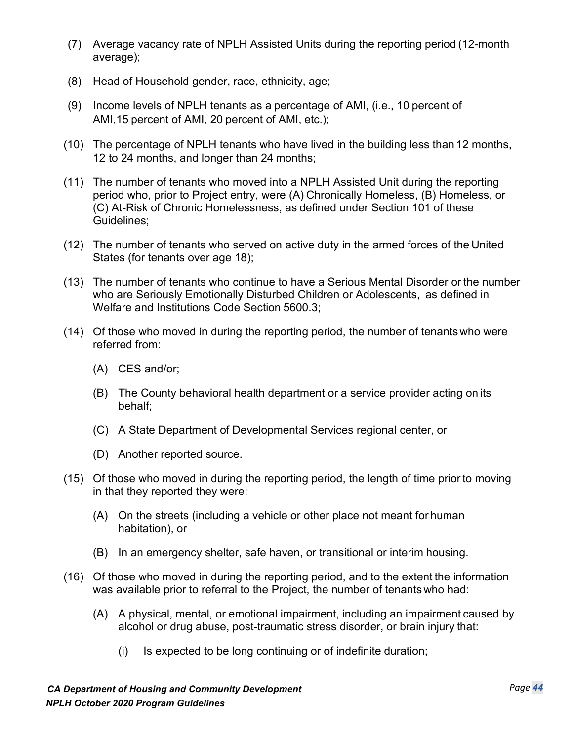(7) Average vacancy rate of NPLH Assisted Units during the reporting period (12-month average);

(8) Head of Household gender, race, ethnicity, age;

(9) Income levels of NPLH tenants as a percentage of AMI, (i.e., 10 percent of AMI,15 percent of AMI, 20 percent of AMI, etc.);

(10) The percentage of NPLH tenants who have lived in the building less than 12 months, 12 to 24 months, and longer than 24 months;

(11) The number of tenants who moved into a NPLH Assisted Unit during the reporting period who, prior to Project entry, were (A) Chronically Homeless, (B) Homeless, or (C) At-Risk of Chronic Homelessness, as defined under Section 101 of these Guidelines;

(12) The number of tenants who served on active duty in the armed forces of the United States (for tenants over age 18);

(13) The number of tenants who continue to have a Serious Mental Disorder or the number who are Seriously Emotionally Disturbed Children or Adolescents, as defined in Welfare and Institutions Code Section 5600.3;

(14) Of those who moved in during the reporting period, the number of tenants who were referred from:

  (A) CES and/or;

  (B) The County behavioral health department or a service provider acting on its behalf;

  (C) A State Department of Developmental Services regional center, or

  (D) Another reported source.

(15) Of those who moved in during the reporting period, the length of time prior to moving in that they reported they were:

  (A) On the streets (including a vehicle or other place not meant for human habitation), or

  (B) In an emergency shelter, safe haven, or transitional or interim housing.

(16) Of those who moved in during the reporting period, and to the extent the information was available prior to referral to the Project, the number of tenants who had:

  (A) A physical, mental, or emotional impairment, including an impairment caused by alcohol or drug abuse, post-traumatic stress disorder, or brain injury that:

    (i) Is expected to be long continuing or of indefinite duration;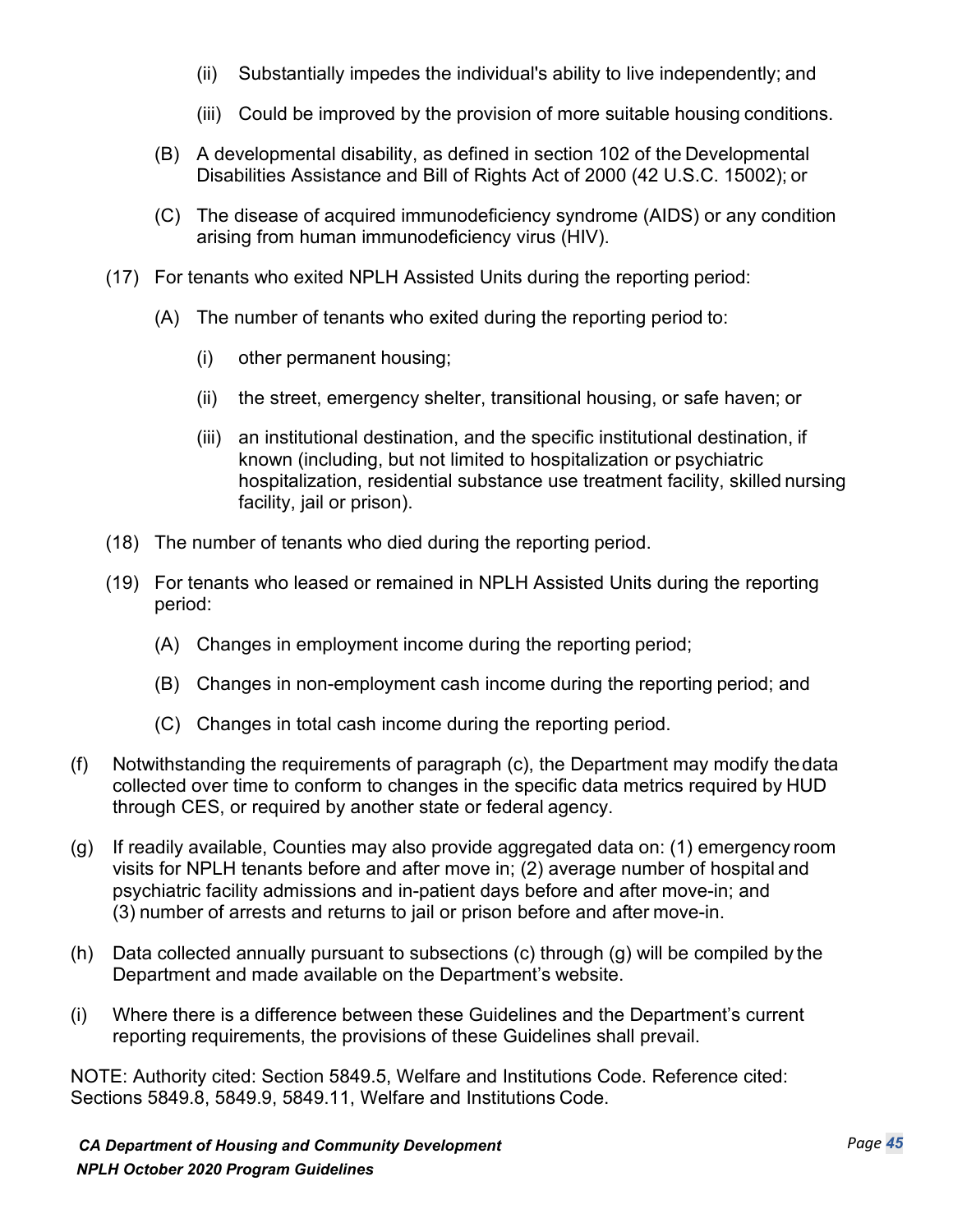(ii) Substantially impedes the individual's ability to live independently; and

(iii) Could be improved by the provision of more suitable housing conditions.

(B) A developmental disability, as defined in section 102 of the Developmental Disabilities Assistance and Bill of Rights Act of 2000 (42 U.S.C. 15002); or

(C) The disease of acquired immunodeficiency syndrome (AIDS) or any condition arising from human immunodeficiency virus (HIV).

(17) For tenants who exited NPLH Assisted Units during the reporting period:

(A) The number of tenants who exited during the reporting period to:

(i) other permanent housing;

(ii) the street, emergency shelter, transitional housing, or safe haven; or

(iii) an institutional destination, and the specific institutional destination, if known (including, but not limited to hospitalization or psychiatric hospitalization, residential substance use treatment facility, skilled nursing facility, jail or prison).

(18) The number of tenants who died during the reporting period.

(19) For tenants who leased or remained in NPLH Assisted Units during the reporting period:

(A) Changes in employment income during the reporting period;

(B) Changes in non-employment cash income during the reporting period; and

(C) Changes in total cash income during the reporting period.

(f) Notwithstanding the requirements of paragraph (c), the Department may modify the data collected over time to conform to changes in the specific data metrics required by HUD through CES, or required by another state or federal agency.

(g) If readily available, Counties may also provide aggregated data on: (1) emergency room visits for NPLH tenants before and after move in; (2) average number of hospital and psychiatric facility admissions and in-patient days before and after move-in; and (3) number of arrests and returns to jail or prison before and after move-in.

(h) Data collected annually pursuant to subsections (c) through (g) will be compiled by the Department and made available on the Department's website.

(i) Where there is a difference between these Guidelines and the Department's current reporting requirements, the provisions of these Guidelines shall prevail.

NOTE: Authority cited: Section 5849.5, Welfare and Institutions Code. Reference cited: Sections 5849.8, 5849.9, 5849.11, Welfare and Institutions Code.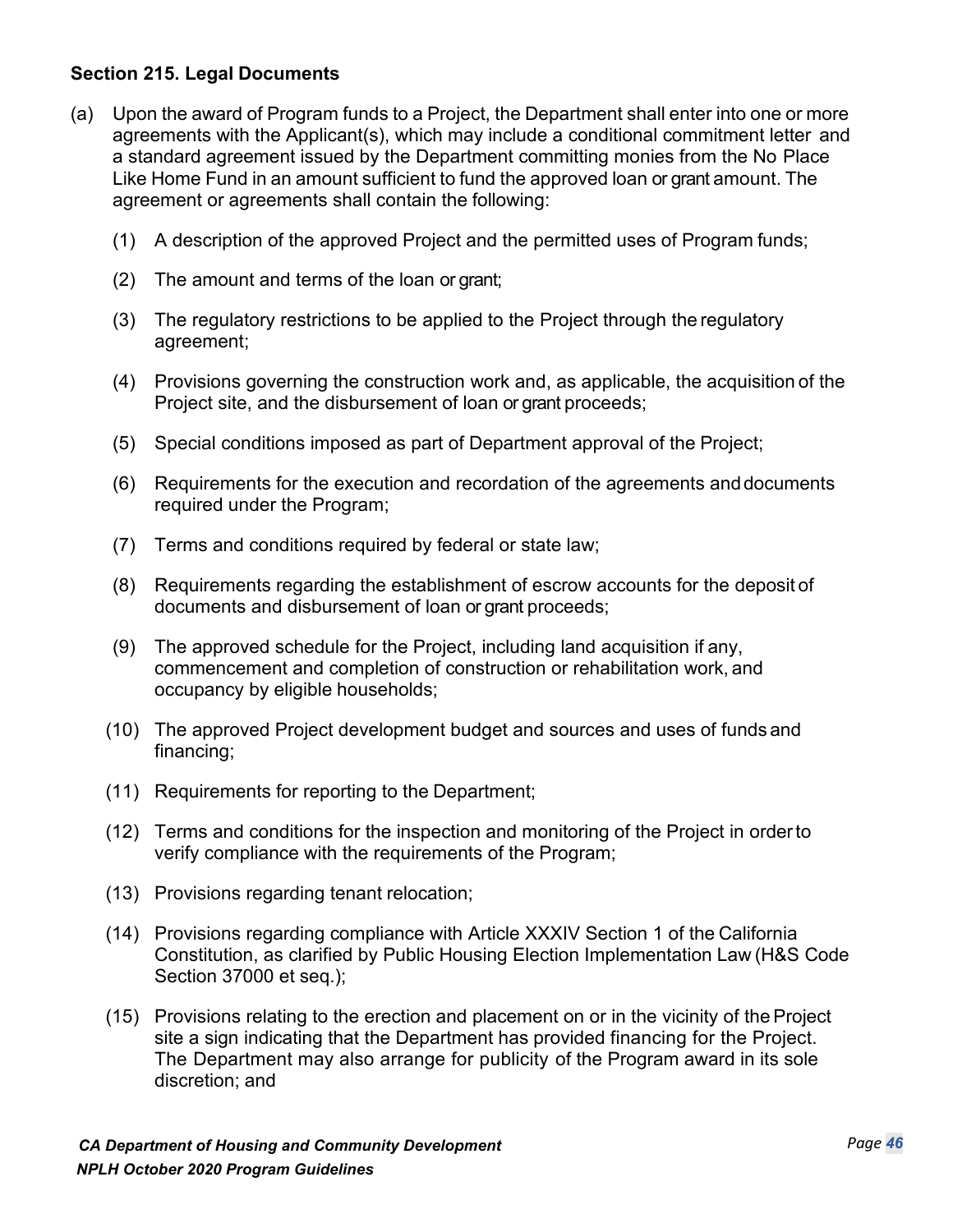### Section 215. Legal Documents

(a) Upon the award of Program funds to a Project, the Department shall enter into one or more agreements with the Applicant(s), which may include a conditional commitment letter and a standard agreement issued by the Department committing monies from the No Place Like Home Fund in an amount sufficient to fund the approved loan or grant amount. The agreement or agreements shall contain the following:

(1) A description of the approved Project and the permitted uses of Program funds;

(2) The amount and terms of the loan or grant;

(3) The regulatory restrictions to be applied to the Project through the regulatory agreement;

(4) Provisions governing the construction work and, as applicable, the acquisition of the Project site, and the disbursement of loan or grant proceeds;

(5) Special conditions imposed as part of Department approval of the Project;

(6) Requirements for the execution and recordation of the agreements and documents required under the Program;

(7) Terms and conditions required by federal or state law;

(8) Requirements regarding the establishment of escrow accounts for the deposit of documents and disbursement of loan or grant proceeds;

(9) The approved schedule for the Project, including land acquisition if any, commencement and completion of construction or rehabilitation work, and occupancy by eligible households;

(10) The approved Project development budget and sources and uses of funds and financing;

(11) Requirements for reporting to the Department;

(12) Terms and conditions for the inspection and monitoring of the Project in order to verify compliance with the requirements of the Program;

(13) Provisions regarding tenant relocation;

(14) Provisions regarding compliance with Article XXXIV Section 1 of the California Constitution, as clarified by Public Housing Election Implementation Law (H&S Code Section 37000 et seq.);

(15) Provisions relating to the erection and placement on or in the vicinity of the Project site a sign indicating that the Department has provided financing for the Project. The Department may also arrange for publicity of the Program award in its sole discretion; and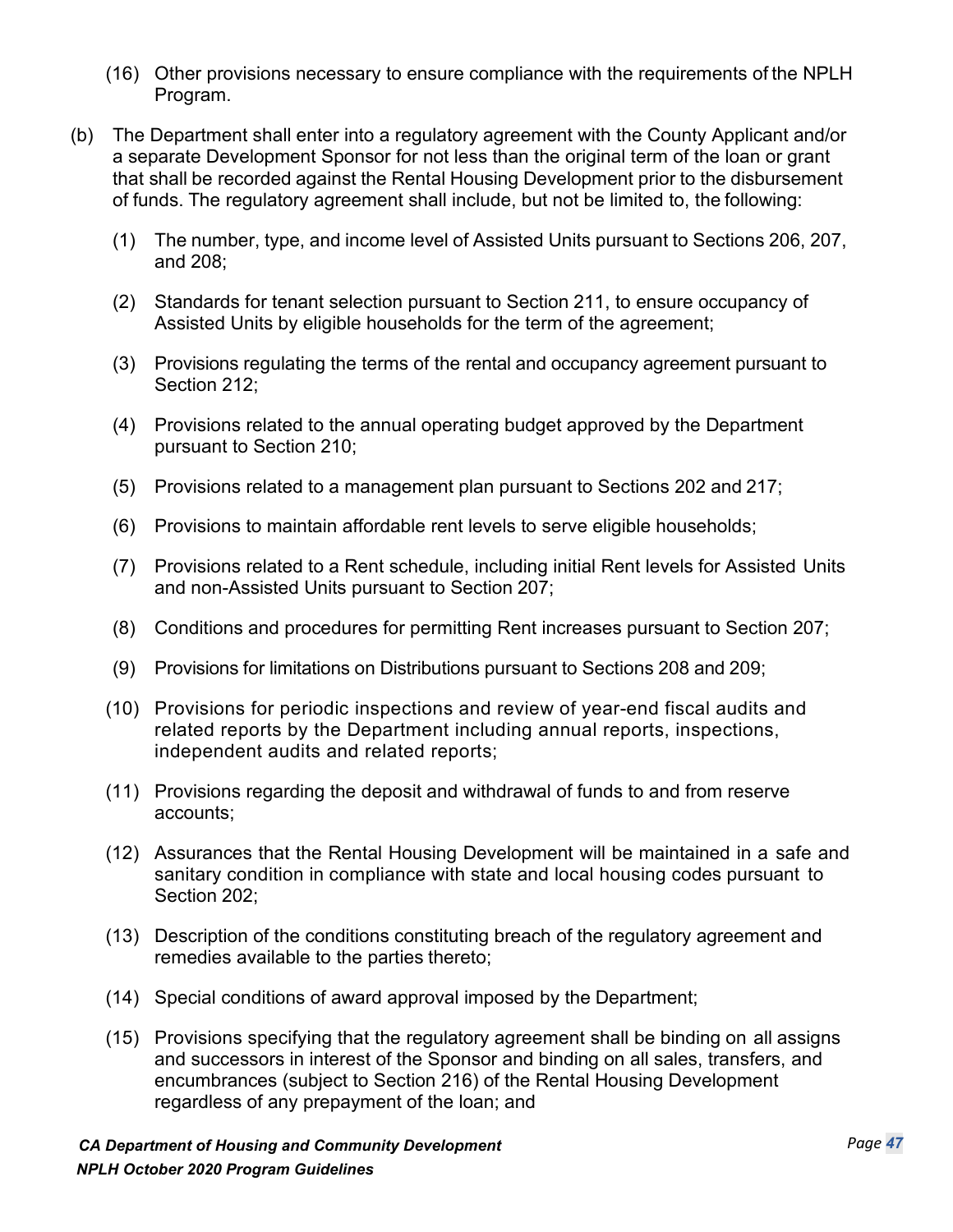(16) Other provisions necessary to ensure compliance with the requirements of the NPLH Program.

(b) The Department shall enter into a regulatory agreement with the County Applicant and/or a separate Development Sponsor for not less than the original term of the loan or grant that shall be recorded against the Rental Housing Development prior to the disbursement of funds. The regulatory agreement shall include, but not be limited to, the following:

(1) The number, type, and income level of Assisted Units pursuant to Sections 206, 207, and 208;

(2) Standards for tenant selection pursuant to Section 211, to ensure occupancy of Assisted Units by eligible households for the term of the agreement;

(3) Provisions regulating the terms of the rental and occupancy agreement pursuant to Section 212;

(4) Provisions related to the annual operating budget approved by the Department pursuant to Section 210;

(5) Provisions related to a management plan pursuant to Sections 202 and 217;

(6) Provisions to maintain affordable rent levels to serve eligible households;

(7) Provisions related to a Rent schedule, including initial Rent levels for Assisted Units and non-Assisted Units pursuant to Section 207;

(8) Conditions and procedures for permitting Rent increases pursuant to Section 207;

(9) Provisions for limitations on Distributions pursuant to Sections 208 and 209;

(10) Provisions for periodic inspections and review of year-end fiscal audits and related reports by the Department including annual reports, inspections, independent audits and related reports;

(11) Provisions regarding the deposit and withdrawal of funds to and from reserve accounts;

(12) Assurances that the Rental Housing Development will be maintained in a safe and sanitary condition in compliance with state and local housing codes pursuant to Section 202;

(13) Description of the conditions constituting breach of the regulatory agreement and remedies available to the parties thereto;

(14) Special conditions of award approval imposed by the Department;

(15) Provisions specifying that the regulatory agreement shall be binding on all assigns and successors in interest of the Sponsor and binding on all sales, transfers, and encumbrances (subject to Section 216) of the Rental Housing Development regardless of any prepayment of the loan; and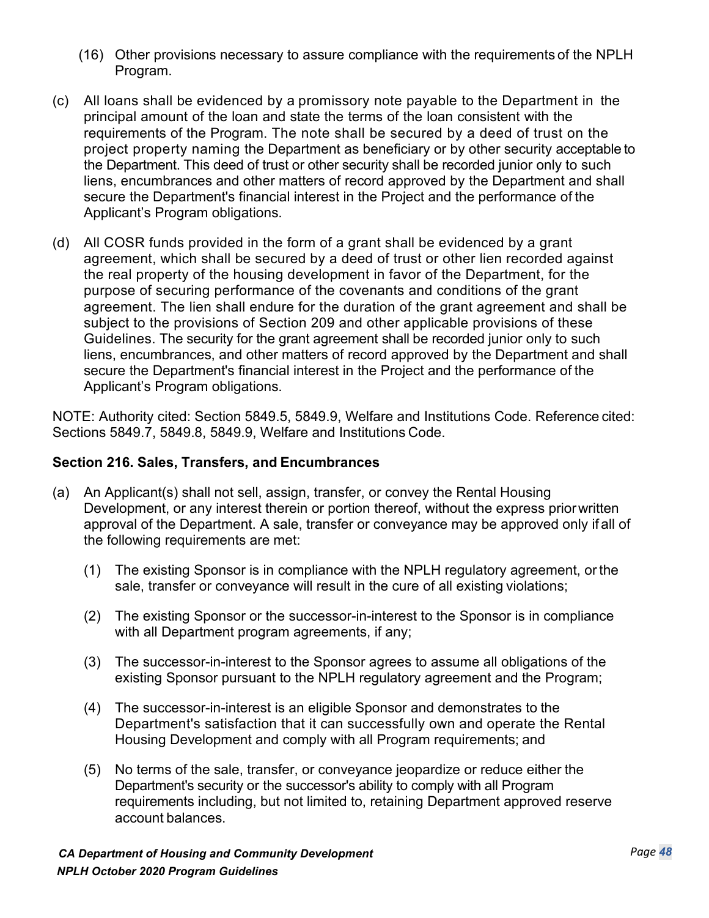(16) Other provisions necessary to assure compliance with the requirements of the NPLH Program.

(c) All loans shall be evidenced by a promissory note payable to the Department in the principal amount of the loan and state the terms of the loan consistent with the requirements of the Program. The note shall be secured by a deed of trust on the project property naming the Department as beneficiary or by other security acceptable to the Department. This deed of trust or other security shall be recorded junior only to such liens, encumbrances and other matters of record approved by the Department and shall secure the Department's financial interest in the Project and the performance of the Applicant's Program obligations.

(d) All COSR funds provided in the form of a grant shall be evidenced by a grant agreement, which shall be secured by a deed of trust or other lien recorded against the real property of the housing development in favor of the Department, for the purpose of securing performance of the covenants and conditions of the grant agreement. The lien shall endure for the duration of the grant agreement and shall be subject to the provisions of Section 209 and other applicable provisions of these Guidelines. The security for the grant agreement shall be recorded junior only to such liens, encumbrances, and other matters of record approved by the Department and shall secure the Department's financial interest in the Project and the performance of the Applicant's Program obligations.

NOTE: Authority cited: Section 5849.5, 5849.9, Welfare and Institutions Code. Reference cited: Sections 5849.7, 5849.8, 5849.9, Welfare and Institutions Code.

### Section 216. Sales, Transfers, and Encumbrances

(a) An Applicant(s) shall not sell, assign, transfer, or convey the Rental Housing Development, or any interest therein or portion thereof, without the express prior written approval of the Department. A sale, transfer or conveyance may be approved only if all of the following requirements are met:

(1) The existing Sponsor is in compliance with the NPLH regulatory agreement, or the sale, transfer or conveyance will result in the cure of all existing violations;

(2) The existing Sponsor or the successor-in-interest to the Sponsor is in compliance with all Department program agreements, if any;

(3) The successor-in-interest to the Sponsor agrees to assume all obligations of the existing Sponsor pursuant to the NPLH regulatory agreement and the Program;

(4) The successor-in-interest is an eligible Sponsor and demonstrates to the Department's satisfaction that it can successfully own and operate the Rental Housing Development and comply with all Program requirements; and

(5) No terms of the sale, transfer, or conveyance jeopardize or reduce either the Department's security or the successor's ability to comply with all Program requirements including, but not limited to, retaining Department approved reserve account balances.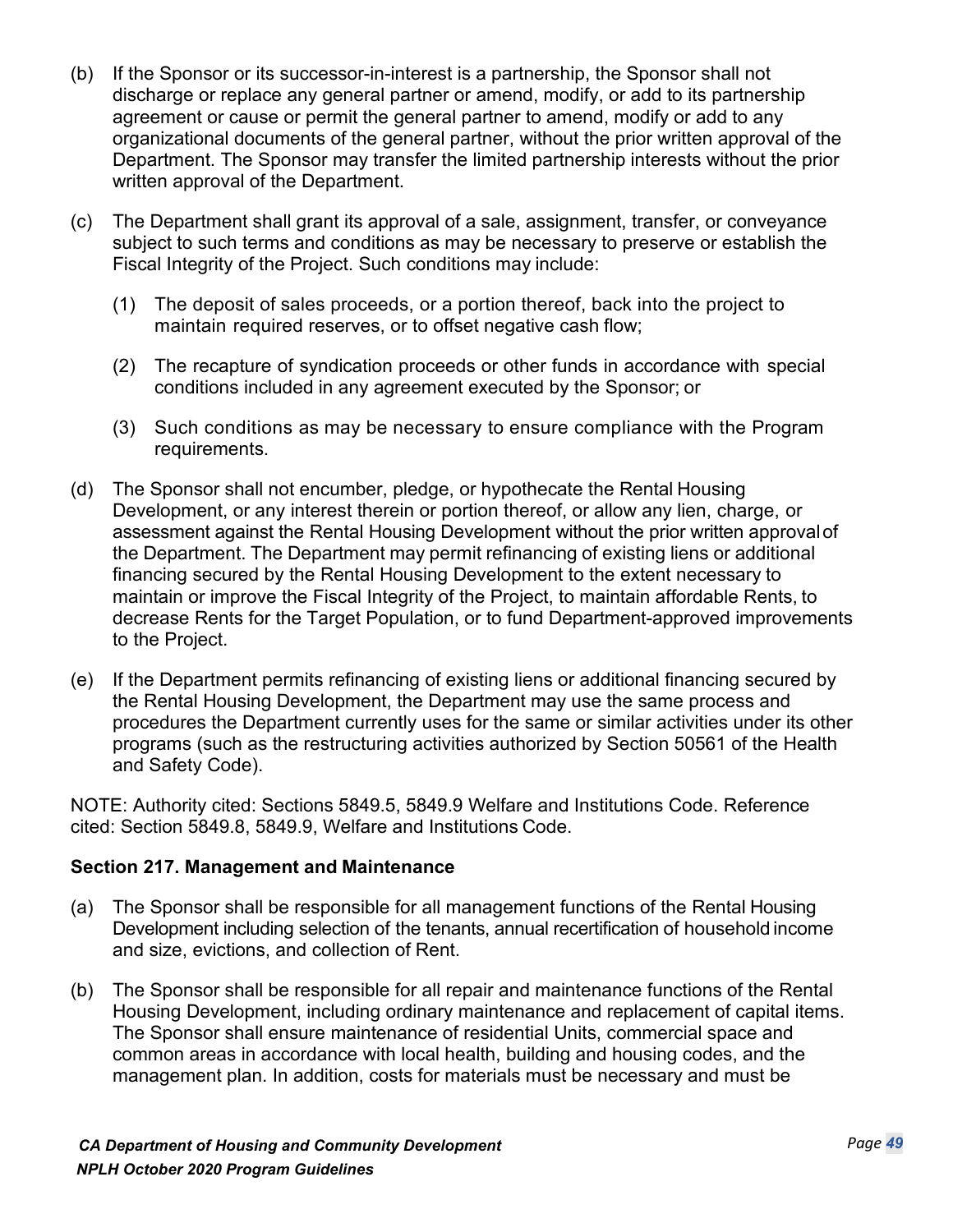(b) If the Sponsor or its successor-in-interest is a partnership, the Sponsor shall not discharge or replace any general partner or amend, modify, or add to its partnership agreement or cause or permit the general partner to amend, modify or add to any organizational documents of the general partner, without the prior written approval of the Department. The Sponsor may transfer the limited partnership interests without the prior written approval of the Department.

(c) The Department shall grant its approval of a sale, assignment, transfer, or conveyance subject to such terms and conditions as may be necessary to preserve or establish the Fiscal Integrity of the Project. Such conditions may include:

  (1) The deposit of sales proceeds, or a portion thereof, back into the project to maintain required reserves, or to offset negative cash flow;

  (2) The recapture of syndication proceeds or other funds in accordance with special conditions included in any agreement executed by the Sponsor; or

  (3) Such conditions as may be necessary to ensure compliance with the Program requirements.

(d) The Sponsor shall not encumber, pledge, or hypothecate the Rental Housing Development, or any interest therein or portion thereof, or allow any lien, charge, or assessment against the Rental Housing Development without the prior written approval of the Department. The Department may permit refinancing of existing liens or additional financing secured by the Rental Housing Development to the extent necessary to maintain or improve the Fiscal Integrity of the Project, to maintain affordable Rents, to decrease Rents for the Target Population, or to fund Department-approved improvements to the Project.

(e) If the Department permits refinancing of existing liens or additional financing secured by the Rental Housing Development, the Department may use the same process and procedures the Department currently uses for the same or similar activities under its other programs (such as the restructuring activities authorized by Section 50561 of the Health and Safety Code).

NOTE: Authority cited: Sections 5849.5, 5849.9 Welfare and Institutions Code. Reference cited: Section 5849.8, 5849.9, Welfare and Institutions Code.

**Section 217. Management and Maintenance**

(a) The Sponsor shall be responsible for all management functions of the Rental Housing Development including selection of the tenants, annual recertification of household income and size, evictions, and collection of Rent.

(b) The Sponsor shall be responsible for all repair and maintenance functions of the Rental Housing Development, including ordinary maintenance and replacement of capital items. The Sponsor shall ensure maintenance of residential Units, commercial space and common areas in accordance with local health, building and housing codes, and the management plan. In addition, costs for materials must be necessary and must be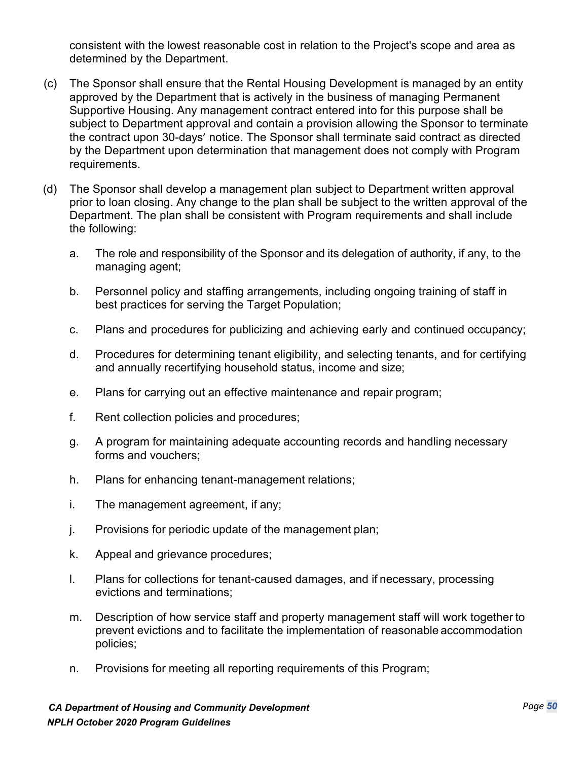consistent with the lowest reasonable cost in relation to the Project's scope and area as determined by the Department.

(c) The Sponsor shall ensure that the Rental Housing Development is managed by an entity approved by the Department that is actively in the business of managing Permanent Supportive Housing. Any management contract entered into for this purpose shall be subject to Department approval and contain a provision allowing the Sponsor to terminate the contract upon 30-days′ notice. The Sponsor shall terminate said contract as directed by the Department upon determination that management does not comply with Program requirements.

(d) The Sponsor shall develop a management plan subject to Department written approval prior to loan closing. Any change to the plan shall be subject to the written approval of the Department. The plan shall be consistent with Program requirements and shall include the following:

a. The role and responsibility of the Sponsor and its delegation of authority, if any, to the managing agent;

b. Personnel policy and staffing arrangements, including ongoing training of staff in best practices for serving the Target Population;

c. Plans and procedures for publicizing and achieving early and continued occupancy;

d. Procedures for determining tenant eligibility, and selecting tenants, and for certifying and annually recertifying household status, income and size;

e. Plans for carrying out an effective maintenance and repair program;

f. Rent collection policies and procedures;

g. A program for maintaining adequate accounting records and handling necessary forms and vouchers;

h. Plans for enhancing tenant-management relations;

i. The management agreement, if any;

j. Provisions for periodic update of the management plan;

k. Appeal and grievance procedures;

l. Plans for collections for tenant-caused damages, and if necessary, processing evictions and terminations;

m. Description of how service staff and property management staff will work together to prevent evictions and to facilitate the implementation of reasonable accommodation policies;

n. Provisions for meeting all reporting requirements of this Program;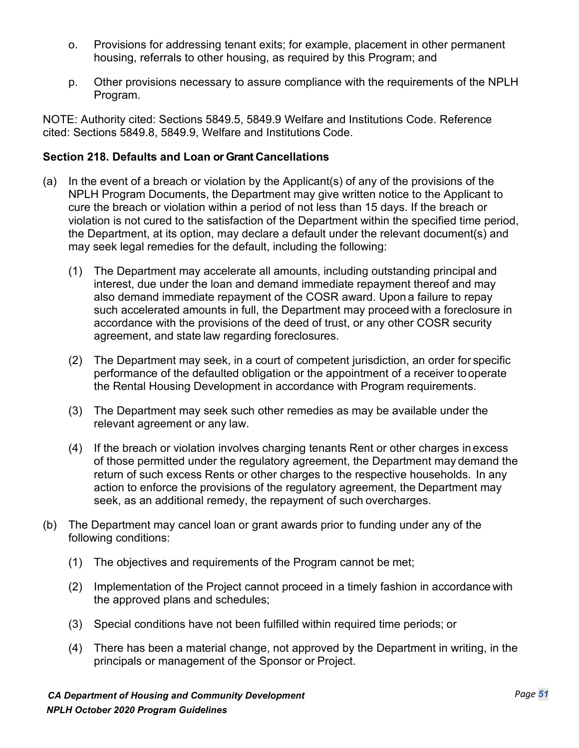o. Provisions for addressing tenant exits; for example, placement in other permanent housing, referrals to other housing, as required by this Program; and

p. Other provisions necessary to assure compliance with the requirements of the NPLH Program.

NOTE: Authority cited: Sections 5849.5, 5849.9 Welfare and Institutions Code. Reference cited: Sections 5849.8, 5849.9, Welfare and Institutions Code.

**Section 218. Defaults and Loan or Grant Cancellations**

(a) In the event of a breach or violation by the Applicant(s) of any of the provisions of the NPLH Program Documents, the Department may give written notice to the Applicant to cure the breach or violation within a period of not less than 15 days. If the breach or violation is not cured to the satisfaction of the Department within the specified time period, the Department, at its option, may declare a default under the relevant document(s) and may seek legal remedies for the default, including the following:

  (1) The Department may accelerate all amounts, including outstanding principal and interest, due under the loan and demand immediate repayment thereof and may also demand immediate repayment of the COSR award. Upon a failure to repay such accelerated amounts in full, the Department may proceed with a foreclosure in accordance with the provisions of the deed of trust, or any other COSR security agreement, and state law regarding foreclosures.

  (2) The Department may seek, in a court of competent jurisdiction, an order for specific performance of the defaulted obligation or the appointment of a receiver to operate the Rental Housing Development in accordance with Program requirements.

  (3) The Department may seek such other remedies as may be available under the relevant agreement or any law.

  (4) If the breach or violation involves charging tenants Rent or other charges in excess of those permitted under the regulatory agreement, the Department may demand the return of such excess Rents or other charges to the respective households. In any action to enforce the provisions of the regulatory agreement, the Department may seek, as an additional remedy, the repayment of such overcharges.

(b) The Department may cancel loan or grant awards prior to funding under any of the following conditions:

  (1) The objectives and requirements of the Program cannot be met;

  (2) Implementation of the Project cannot proceed in a timely fashion in accordance with the approved plans and schedules;

  (3) Special conditions have not been fulfilled within required time periods; or

  (4) There has been a material change, not approved by the Department in writing, in the principals or management of the Sponsor or Project.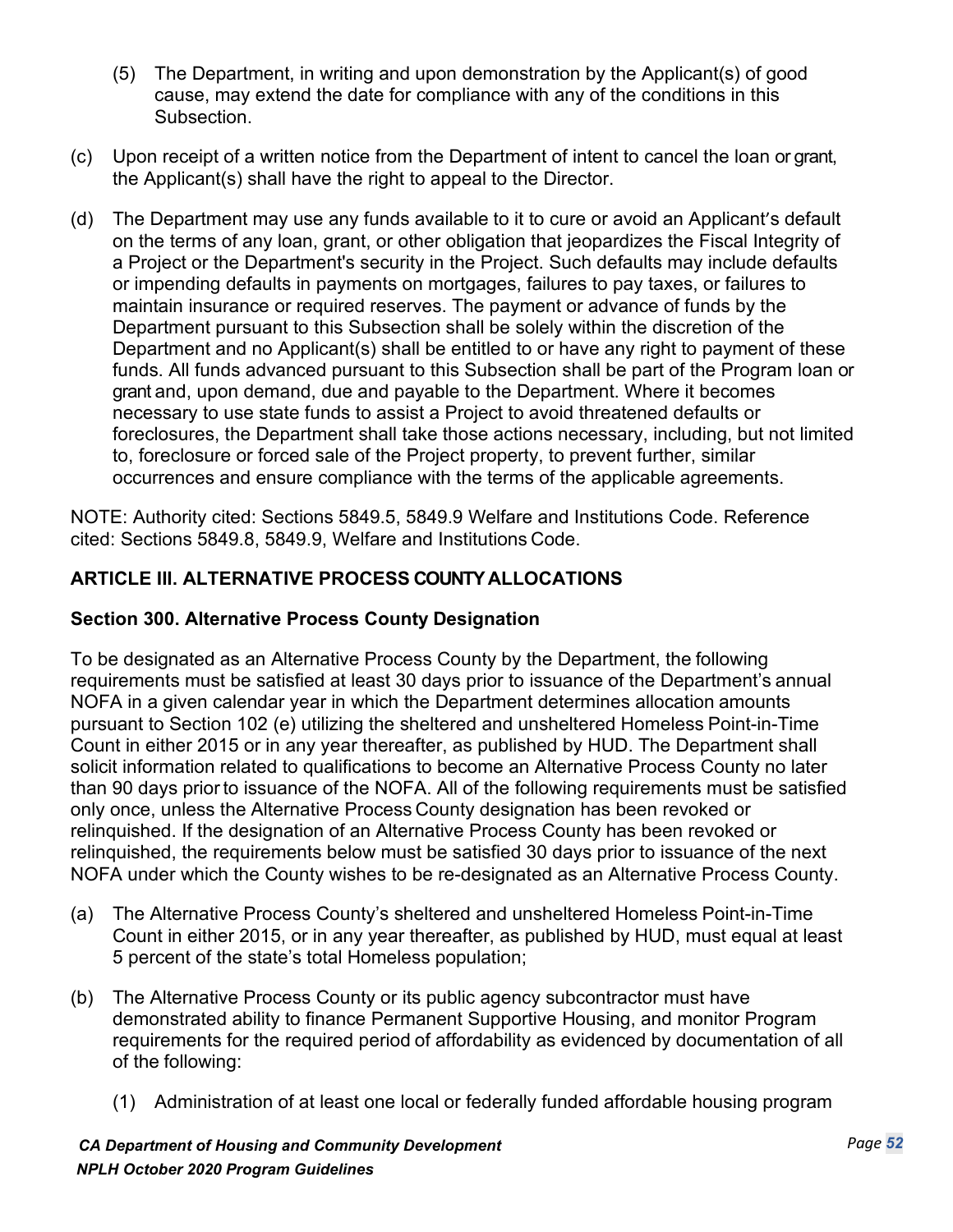(5) The Department, in writing and upon demonstration by the Applicant(s) of good cause, may extend the date for compliance with any of the conditions in this Subsection.

(c) Upon receipt of a written notice from the Department of intent to cancel the loan or grant, the Applicant(s) shall have the right to appeal to the Director.

(d) The Department may use any funds available to it to cure or avoid an Applicant's default on the terms of any loan, grant, or other obligation that jeopardizes the Fiscal Integrity of a Project or the Department's security in the Project. Such defaults may include defaults or impending defaults in payments on mortgages, failures to pay taxes, or failures to maintain insurance or required reserves. The payment or advance of funds by the Department pursuant to this Subsection shall be solely within the discretion of the Department and no Applicant(s) shall be entitled to or have any right to payment of these funds. All funds advanced pursuant to this Subsection shall be part of the Program loan or grant and, upon demand, due and payable to the Department. Where it becomes necessary to use state funds to assist a Project to avoid threatened defaults or foreclosures, the Department shall take those actions necessary, including, but not limited to, foreclosure or forced sale of the Project property, to prevent further, similar occurrences and ensure compliance with the terms of the applicable agreements.

NOTE: Authority cited: Sections 5849.5, 5849.9 Welfare and Institutions Code. Reference cited: Sections 5849.8, 5849.9, Welfare and Institutions Code.

## ARTICLE III. ALTERNATIVE PROCESS COUNTY ALLOCATIONS

### Section 300. Alternative Process County Designation

To be designated as an Alternative Process County by the Department, the following requirements must be satisfied at least 30 days prior to issuance of the Department's annual NOFA in a given calendar year in which the Department determines allocation amounts pursuant to Section 102 (e) utilizing the sheltered and unsheltered Homeless Point-in-Time Count in either 2015 or in any year thereafter, as published by HUD. The Department shall solicit information related to qualifications to become an Alternative Process County no later than 90 days prior to issuance of the NOFA. All of the following requirements must be satisfied only once, unless the Alternative Process County designation has been revoked or relinquished. If the designation of an Alternative Process County has been revoked or relinquished, the requirements below must be satisfied 30 days prior to issuance of the next NOFA under which the County wishes to be re-designated as an Alternative Process County.

(a) The Alternative Process County's sheltered and unsheltered Homeless Point-in-Time Count in either 2015, or in any year thereafter, as published by HUD, must equal at least 5 percent of the state's total Homeless population;

(b) The Alternative Process County or its public agency subcontractor must have demonstrated ability to finance Permanent Supportive Housing, and monitor Program requirements for the required period of affordability as evidenced by documentation of all of the following:

(1) Administration of at least one local or federally funded affordable housing program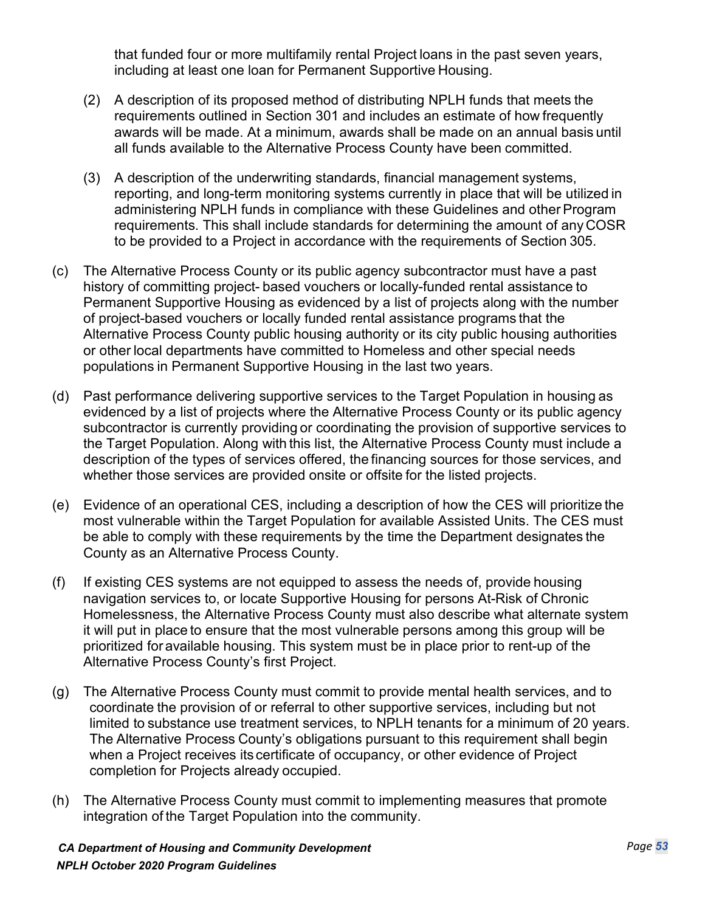that funded four or more multifamily rental Project loans in the past seven years, including at least one loan for Permanent Supportive Housing.

(2) A description of its proposed method of distributing NPLH funds that meets the requirements outlined in Section 301 and includes an estimate of how frequently awards will be made. At a minimum, awards shall be made on an annual basis until all funds available to the Alternative Process County have been committed.

(3) A description of the underwriting standards, financial management systems, reporting, and long-term monitoring systems currently in place that will be utilized in administering NPLH funds in compliance with these Guidelines and other Program requirements. This shall include standards for determining the amount of any COSR to be provided to a Project in accordance with the requirements of Section 305.

(c) The Alternative Process County or its public agency subcontractor must have a past history of committing project- based vouchers or locally-funded rental assistance to Permanent Supportive Housing as evidenced by a list of projects along with the number of project-based vouchers or locally funded rental assistance programs that the Alternative Process County public housing authority or its city public housing authorities or other local departments have committed to Homeless and other special needs populations in Permanent Supportive Housing in the last two years.

(d) Past performance delivering supportive services to the Target Population in housing as evidenced by a list of projects where the Alternative Process County or its public agency subcontractor is currently providing or coordinating the provision of supportive services to the Target Population. Along with this list, the Alternative Process County must include a description of the types of services offered, the financing sources for those services, and whether those services are provided onsite or offsite for the listed projects.

(e) Evidence of an operational CES, including a description of how the CES will prioritize the most vulnerable within the Target Population for available Assisted Units. The CES must be able to comply with these requirements by the time the Department designates the County as an Alternative Process County.

(f) If existing CES systems are not equipped to assess the needs of, provide housing navigation services to, or locate Supportive Housing for persons At-Risk of Chronic Homelessness, the Alternative Process County must also describe what alternate system it will put in place to ensure that the most vulnerable persons among this group will be prioritized for available housing. This system must be in place prior to rent-up of the Alternative Process County's first Project.

(g) The Alternative Process County must commit to provide mental health services, and to coordinate the provision of or referral to other supportive services, including but not limited to substance use treatment services, to NPLH tenants for a minimum of 20 years. The Alternative Process County's obligations pursuant to this requirement shall begin when a Project receives its certificate of occupancy, or other evidence of Project completion for Projects already occupied.

(h) The Alternative Process County must commit to implementing measures that promote integration of the Target Population into the community.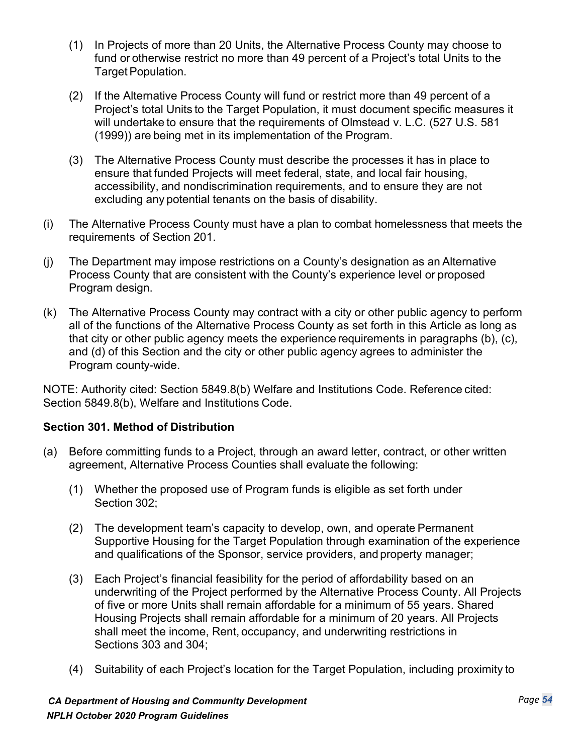(1) In Projects of more than 20 Units, the Alternative Process County may choose to fund or otherwise restrict no more than 49 percent of a Project's total Units to the Target Population.

(2) If the Alternative Process County will fund or restrict more than 49 percent of a Project's total Units to the Target Population, it must document specific measures it will undertake to ensure that the requirements of Olmstead v. L.C. (527 U.S. 581 (1999)) are being met in its implementation of the Program.

(3) The Alternative Process County must describe the processes it has in place to ensure that funded Projects will meet federal, state, and local fair housing, accessibility, and nondiscrimination requirements, and to ensure they are not excluding any potential tenants on the basis of disability.

(i) The Alternative Process County must have a plan to combat homelessness that meets the requirements of Section 201.

(j) The Department may impose restrictions on a County's designation as an Alternative Process County that are consistent with the County's experience level or proposed Program design.

(k) The Alternative Process County may contract with a city or other public agency to perform all of the functions of the Alternative Process County as set forth in this Article as long as that city or other public agency meets the experience requirements in paragraphs (b), (c), and (d) of this Section and the city or other public agency agrees to administer the Program county-wide.

NOTE: Authority cited: Section 5849.8(b) Welfare and Institutions Code. Reference cited: Section 5849.8(b), Welfare and Institutions Code.

**Section 301. Method of Distribution**

(a) Before committing funds to a Project, through an award letter, contract, or other written agreement, Alternative Process Counties shall evaluate the following:

(1) Whether the proposed use of Program funds is eligible as set forth under Section 302;

(2) The development team's capacity to develop, own, and operate Permanent Supportive Housing for the Target Population through examination of the experience and qualifications of the Sponsor, service providers, and property manager;

(3) Each Project's financial feasibility for the period of affordability based on an underwriting of the Project performed by the Alternative Process County. All Projects of five or more Units shall remain affordable for a minimum of 55 years. Shared Housing Projects shall remain affordable for a minimum of 20 years. All Projects shall meet the income, Rent, occupancy, and underwriting restrictions in Sections 303 and 304;

(4) Suitability of each Project's location for the Target Population, including proximity to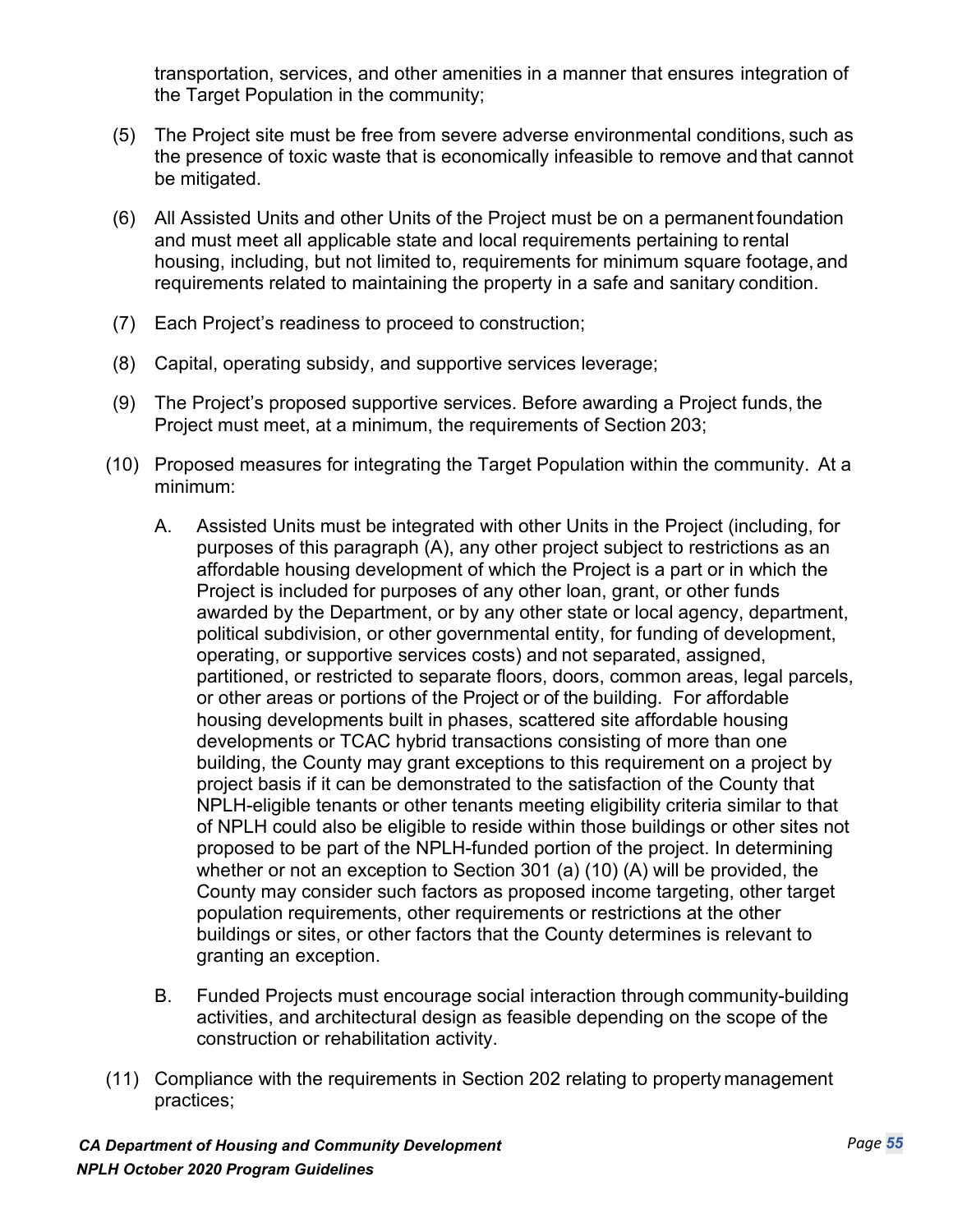transportation, services, and other amenities in a manner that ensures integration of the Target Population in the community;

(5) The Project site must be free from severe adverse environmental conditions, such as the presence of toxic waste that is economically infeasible to remove and that cannot be mitigated.

(6) All Assisted Units and other Units of the Project must be on a permanent foundation and must meet all applicable state and local requirements pertaining to rental housing, including, but not limited to, requirements for minimum square footage, and requirements related to maintaining the property in a safe and sanitary condition.

(7) Each Project's readiness to proceed to construction;

(8) Capital, operating subsidy, and supportive services leverage;

(9) The Project's proposed supportive services. Before awarding a Project funds, the Project must meet, at a minimum, the requirements of Section 203;

(10) Proposed measures for integrating the Target Population within the community. At a minimum:

A. Assisted Units must be integrated with other Units in the Project (including, for purposes of this paragraph (A), any other project subject to restrictions as an affordable housing development of which the Project is a part or in which the Project is included for purposes of any other loan, grant, or other funds awarded by the Department, or by any other state or local agency, department, political subdivision, or other governmental entity, for funding of development, operating, or supportive services costs) and not separated, assigned, partitioned, or restricted to separate floors, doors, common areas, legal parcels, or other areas or portions of the Project or of the building. For affordable housing developments built in phases, scattered site affordable housing developments or TCAC hybrid transactions consisting of more than one building, the County may grant exceptions to this requirement on a project by project basis if it can be demonstrated to the satisfaction of the County that NPLH-eligible tenants or other tenants meeting eligibility criteria similar to that of NPLH could also be eligible to reside within those buildings or other sites not proposed to be part of the NPLH-funded portion of the project. In determining whether or not an exception to Section 301 (a) (10) (A) will be provided, the County may consider such factors as proposed income targeting, other target population requirements, other requirements or restrictions at the other buildings or sites, or other factors that the County determines is relevant to granting an exception.

B. Funded Projects must encourage social interaction through community-building activities, and architectural design as feasible depending on the scope of the construction or rehabilitation activity.

(11) Compliance with the requirements in Section 202 relating to property management practices;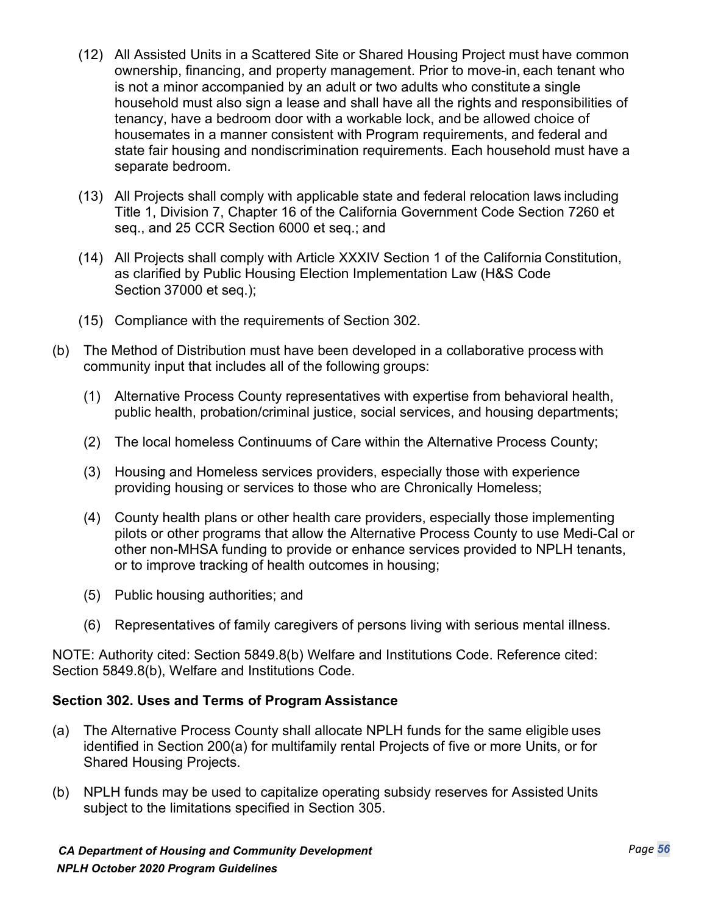(12) All Assisted Units in a Scattered Site or Shared Housing Project must have common ownership, financing, and property management. Prior to move-in, each tenant who is not a minor accompanied by an adult or two adults who constitute a single household must also sign a lease and shall have all the rights and responsibilities of tenancy, have a bedroom door with a workable lock, and be allowed choice of housemates in a manner consistent with Program requirements, and federal and state fair housing and nondiscrimination requirements. Each household must have a separate bedroom.

(13) All Projects shall comply with applicable state and federal relocation laws including Title 1, Division 7, Chapter 16 of the California Government Code Section 7260 et seq., and 25 CCR Section 6000 et seq.; and

(14) All Projects shall comply with Article XXXIV Section 1 of the California Constitution, as clarified by Public Housing Election Implementation Law (H&S Code Section 37000 et seq.);

(15) Compliance with the requirements of Section 302.

(b) The Method of Distribution must have been developed in a collaborative process with community input that includes all of the following groups:

(1) Alternative Process County representatives with expertise from behavioral health, public health, probation/criminal justice, social services, and housing departments;

(2) The local homeless Continuums of Care within the Alternative Process County;

(3) Housing and Homeless services providers, especially those with experience providing housing or services to those who are Chronically Homeless;

(4) County health plans or other health care providers, especially those implementing pilots or other programs that allow the Alternative Process County to use Medi-Cal or other non-MHSA funding to provide or enhance services provided to NPLH tenants, or to improve tracking of health outcomes in housing;

(5) Public housing authorities; and

(6) Representatives of family caregivers of persons living with serious mental illness.

NOTE: Authority cited: Section 5849.8(b) Welfare and Institutions Code. Reference cited: Section 5849.8(b), Welfare and Institutions Code.

**Section 302. Uses and Terms of Program Assistance**

(a) The Alternative Process County shall allocate NPLH funds for the same eligible uses identified in Section 200(a) for multifamily rental Projects of five or more Units, or for Shared Housing Projects.

(b) NPLH funds may be used to capitalize operating subsidy reserves for Assisted Units subject to the limitations specified in Section 305.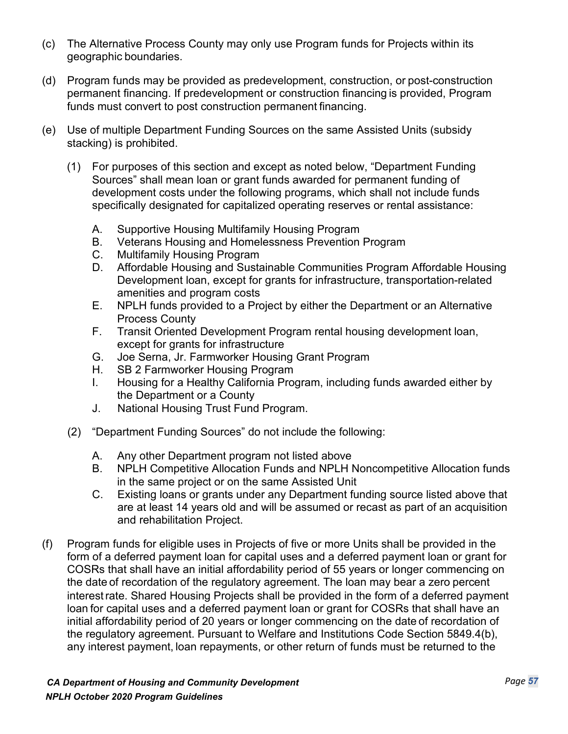(c) The Alternative Process County may only use Program funds for Projects within its geographic boundaries.

(d) Program funds may be provided as predevelopment, construction, or post-construction permanent financing. If predevelopment or construction financing is provided, Program funds must convert to post construction permanent financing.

(e) Use of multiple Department Funding Sources on the same Assisted Units (subsidy stacking) is prohibited.

(1) For purposes of this section and except as noted below, "Department Funding Sources" shall mean loan or grant funds awarded for permanent funding of development costs under the following programs, which shall not include funds specifically designated for capitalized operating reserves or rental assistance:

A. Supportive Housing Multifamily Housing Program
B. Veterans Housing and Homelessness Prevention Program
C. Multifamily Housing Program
D. Affordable Housing and Sustainable Communities Program Affordable Housing Development loan, except for grants for infrastructure, transportation-related amenities and program costs
E. NPLH funds provided to a Project by either the Department or an Alternative Process County
F. Transit Oriented Development Program rental housing development loan, except for grants for infrastructure
G. Joe Serna, Jr. Farmworker Housing Grant Program
H. SB 2 Farmworker Housing Program
I. Housing for a Healthy California Program, including funds awarded either by the Department or a County
J. National Housing Trust Fund Program.

(2) "Department Funding Sources" do not include the following:

A. Any other Department program not listed above
B. NPLH Competitive Allocation Funds and NPLH Noncompetitive Allocation funds in the same project or on the same Assisted Unit
C. Existing loans or grants under any Department funding source listed above that are at least 14 years old and will be assumed or recast as part of an acquisition and rehabilitation Project.

(f) Program funds for eligible uses in Projects of five or more Units shall be provided in the form of a deferred payment loan for capital uses and a deferred payment loan or grant for COSRs that shall have an initial affordability period of 55 years or longer commencing on the date of recordation of the regulatory agreement. The loan may bear a zero percent interest rate. Shared Housing Projects shall be provided in the form of a deferred payment loan for capital uses and a deferred payment loan or grant for COSRs that shall have an initial affordability period of 20 years or longer commencing on the date of recordation of the regulatory agreement. Pursuant to Welfare and Institutions Code Section 5849.4(b), any interest payment, loan repayments, or other return of funds must be returned to the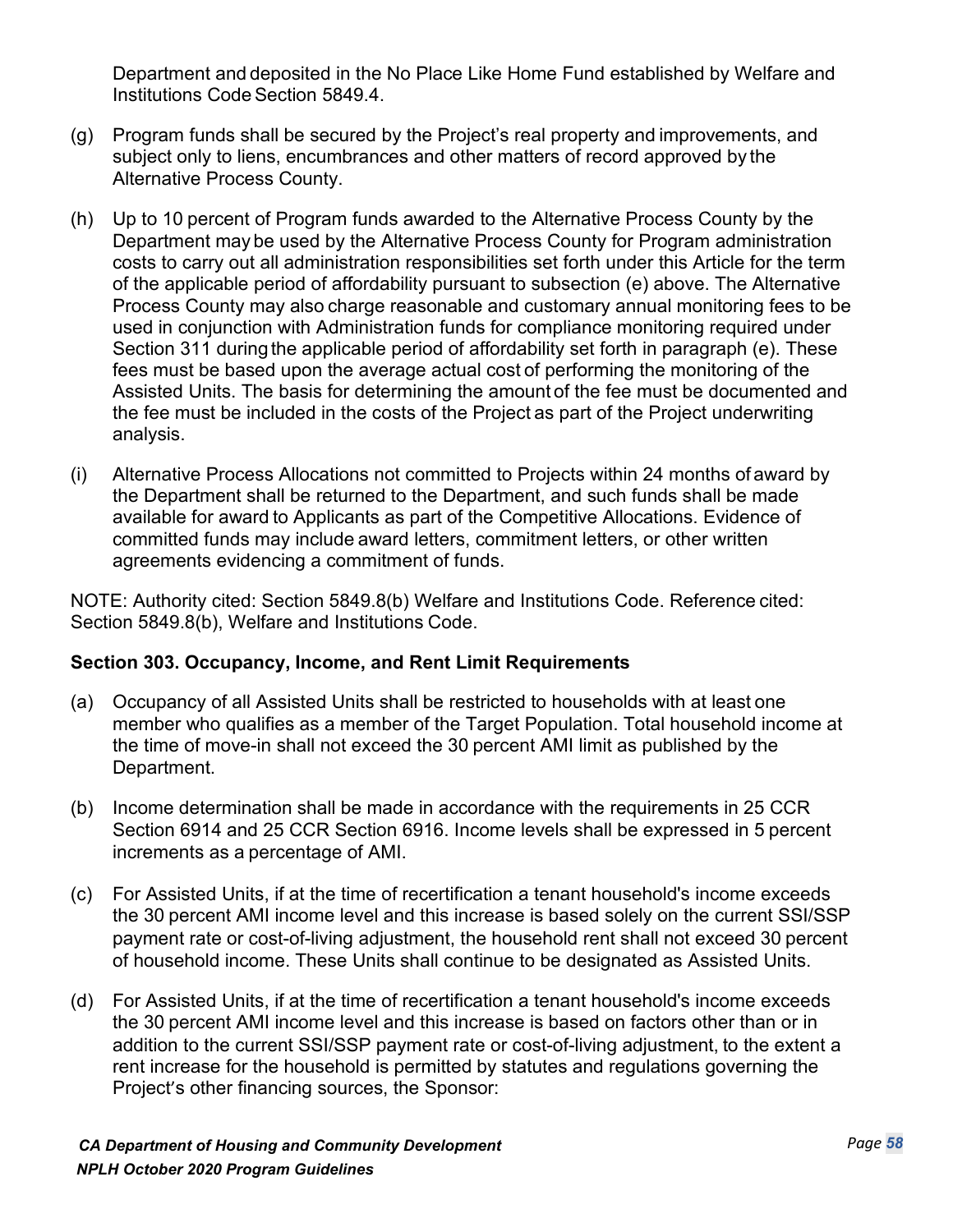Department and deposited in the No Place Like Home Fund established by Welfare and Institutions Code Section 5849.4.

(g) Program funds shall be secured by the Project's real property and improvements, and subject only to liens, encumbrances and other matters of record approved by the Alternative Process County.

(h) Up to 10 percent of Program funds awarded to the Alternative Process County by the Department may be used by the Alternative Process County for Program administration costs to carry out all administration responsibilities set forth under this Article for the term of the applicable period of affordability pursuant to subsection (e) above. The Alternative Process County may also charge reasonable and customary annual monitoring fees to be used in conjunction with Administration funds for compliance monitoring required under Section 311 during the applicable period of affordability set forth in paragraph (e). These fees must be based upon the average actual cost of performing the monitoring of the Assisted Units. The basis for determining the amount of the fee must be documented and the fee must be included in the costs of the Project as part of the Project underwriting analysis.

(i) Alternative Process Allocations not committed to Projects within 24 months of award by the Department shall be returned to the Department, and such funds shall be made available for award to Applicants as part of the Competitive Allocations. Evidence of committed funds may include award letters, commitment letters, or other written agreements evidencing a commitment of funds.

NOTE: Authority cited: Section 5849.8(b) Welfare and Institutions Code. Reference cited: Section 5849.8(b), Welfare and Institutions Code.

**Section 303. Occupancy, Income, and Rent Limit Requirements**

(a) Occupancy of all Assisted Units shall be restricted to households with at least one member who qualifies as a member of the Target Population. Total household income at the time of move-in shall not exceed the 30 percent AMI limit as published by the Department.

(b) Income determination shall be made in accordance with the requirements in 25 CCR Section 6914 and 25 CCR Section 6916. Income levels shall be expressed in 5 percent increments as a percentage of AMI.

(c) For Assisted Units, if at the time of recertification a tenant household's income exceeds the 30 percent AMI income level and this increase is based solely on the current SSI/SSP payment rate or cost-of-living adjustment, the household rent shall not exceed 30 percent of household income. These Units shall continue to be designated as Assisted Units.

(d) For Assisted Units, if at the time of recertification a tenant household's income exceeds the 30 percent AMI income level and this increase is based on factors other than or in addition to the current SSI/SSP payment rate or cost-of-living adjustment, to the extent a rent increase for the household is permitted by statutes and regulations governing the Project's other financing sources, the Sponsor: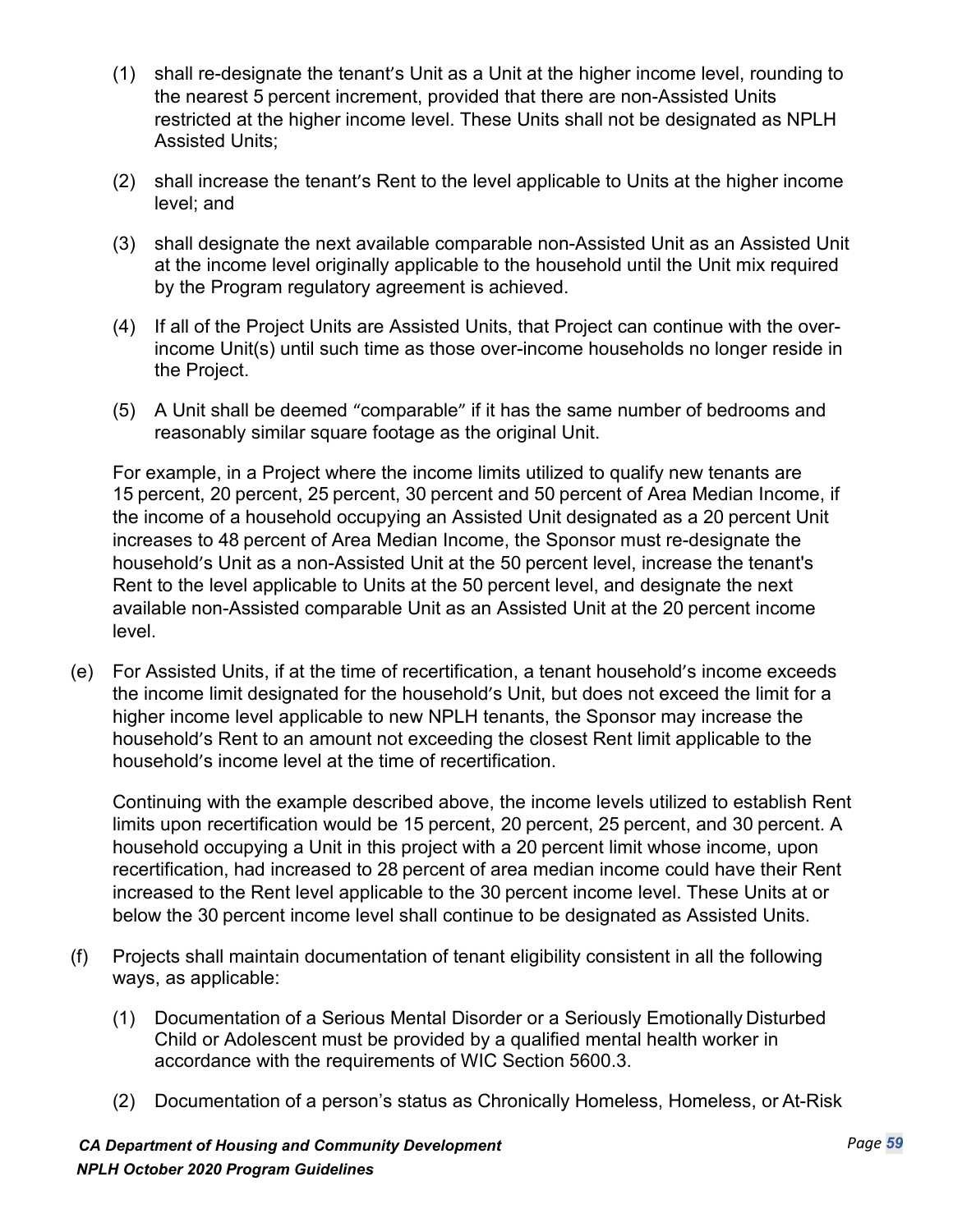(1) shall re-designate the tenant's Unit as a Unit at the higher income level, rounding to the nearest 5 percent increment, provided that there are non-Assisted Units restricted at the higher income level. These Units shall not be designated as NPLH Assisted Units;

(2) shall increase the tenant's Rent to the level applicable to Units at the higher income level; and

(3) shall designate the next available comparable non-Assisted Unit as an Assisted Unit at the income level originally applicable to the household until the Unit mix required by the Program regulatory agreement is achieved.

(4) If all of the Project Units are Assisted Units, that Project can continue with the over-income Unit(s) until such time as those over-income households no longer reside in the Project.

(5) A Unit shall be deemed "comparable" if it has the same number of bedrooms and reasonably similar square footage as the original Unit.

For example, in a Project where the income limits utilized to qualify new tenants are 15 percent, 20 percent, 25 percent, 30 percent and 50 percent of Area Median Income, if the income of a household occupying an Assisted Unit designated as a 20 percent Unit increases to 48 percent of Area Median Income, the Sponsor must re-designate the household's Unit as a non-Assisted Unit at the 50 percent level, increase the tenant's Rent to the level applicable to Units at the 50 percent level, and designate the next available non-Assisted comparable Unit as an Assisted Unit at the 20 percent income level.

(e) For Assisted Units, if at the time of recertification, a tenant household's income exceeds the income limit designated for the household's Unit, but does not exceed the limit for a higher income level applicable to new NPLH tenants, the Sponsor may increase the household's Rent to an amount not exceeding the closest Rent limit applicable to the household's income level at the time of recertification.

Continuing with the example described above, the income levels utilized to establish Rent limits upon recertification would be 15 percent, 20 percent, 25 percent, and 30 percent. A household occupying a Unit in this project with a 20 percent limit whose income, upon recertification, had increased to 28 percent of area median income could have their Rent increased to the Rent level applicable to the 30 percent income level. These Units at or below the 30 percent income level shall continue to be designated as Assisted Units.

(f) Projects shall maintain documentation of tenant eligibility consistent in all the following ways, as applicable:

(1) Documentation of a Serious Mental Disorder or a Seriously Emotionally Disturbed Child or Adolescent must be provided by a qualified mental health worker in accordance with the requirements of WIC Section 5600.3.

(2) Documentation of a person's status as Chronically Homeless, Homeless, or At-Risk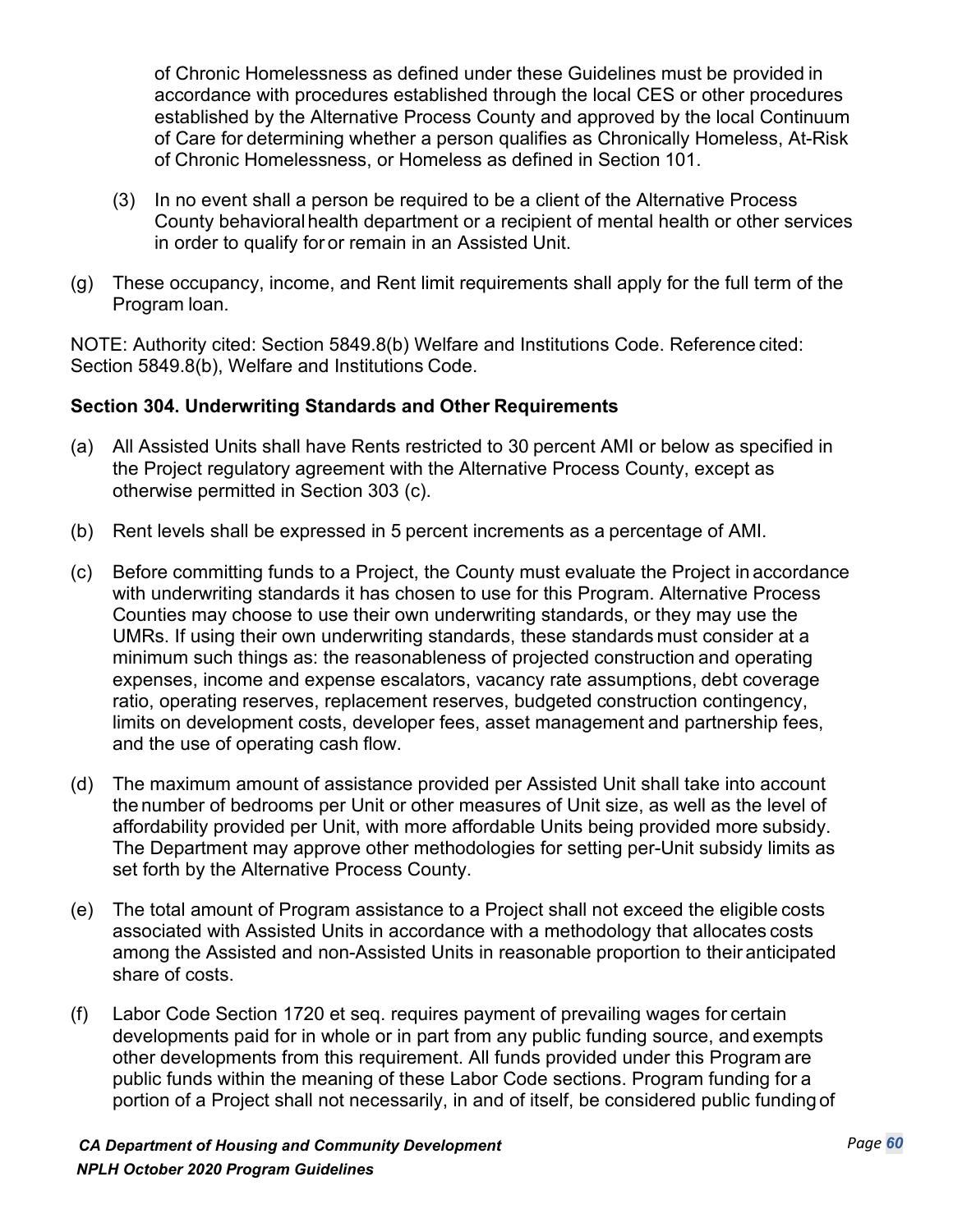of Chronic Homelessness as defined under these Guidelines must be provided in accordance with procedures established through the local CES or other procedures established by the Alternative Process County and approved by the local Continuum of Care for determining whether a person qualifies as Chronically Homeless, At-Risk of Chronic Homelessness, or Homeless as defined in Section 101.

(3) In no event shall a person be required to be a client of the Alternative Process County behavioral health department or a recipient of mental health or other services in order to qualify for or remain in an Assisted Unit.

(g) These occupancy, income, and Rent limit requirements shall apply for the full term of the Program loan.

NOTE: Authority cited: Section 5849.8(b) Welfare and Institutions Code. Reference cited: Section 5849.8(b), Welfare and Institutions Code.

**Section 304. Underwriting Standards and Other Requirements**

(a) All Assisted Units shall have Rents restricted to 30 percent AMI or below as specified in the Project regulatory agreement with the Alternative Process County, except as otherwise permitted in Section 303 (c).

(b) Rent levels shall be expressed in 5 percent increments as a percentage of AMI.

(c) Before committing funds to a Project, the County must evaluate the Project in accordance with underwriting standards it has chosen to use for this Program. Alternative Process Counties may choose to use their own underwriting standards, or they may use the UMRs. If using their own underwriting standards, these standards must consider at a minimum such things as: the reasonableness of projected construction and operating expenses, income and expense escalators, vacancy rate assumptions, debt coverage ratio, operating reserves, replacement reserves, budgeted construction contingency, limits on development costs, developer fees, asset management and partnership fees, and the use of operating cash flow.

(d) The maximum amount of assistance provided per Assisted Unit shall take into account the number of bedrooms per Unit or other measures of Unit size, as well as the level of affordability provided per Unit, with more affordable Units being provided more subsidy. The Department may approve other methodologies for setting per-Unit subsidy limits as set forth by the Alternative Process County.

(e) The total amount of Program assistance to a Project shall not exceed the eligible costs associated with Assisted Units in accordance with a methodology that allocates costs among the Assisted and non-Assisted Units in reasonable proportion to their anticipated share of costs.

(f) Labor Code Section 1720 et seq. requires payment of prevailing wages for certain developments paid for in whole or in part from any public funding source, and exempts other developments from this requirement. All funds provided under this Program are public funds within the meaning of these Labor Code sections. Program funding for a portion of a Project shall not necessarily, in and of itself, be considered public funding of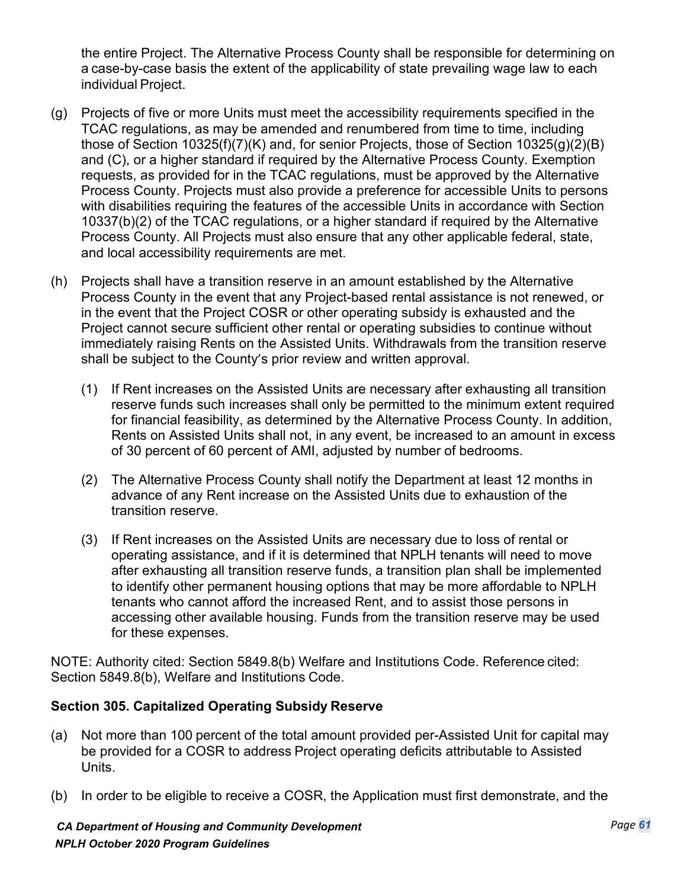the entire Project. The Alternative Process County shall be responsible for determining on a case-by-case basis the extent of the applicability of state prevailing wage law to each individual Project.

(g) Projects of five or more Units must meet the accessibility requirements specified in the TCAC regulations, as may be amended and renumbered from time to time, including those of Section 10325(f)(7)(K) and, for senior Projects, those of Section 10325(g)(2)(B) and (C), or a higher standard if required by the Alternative Process County. Exemption requests, as provided for in the TCAC regulations, must be approved by the Alternative Process County. Projects must also provide a preference for accessible Units to persons with disabilities requiring the features of the accessible Units in accordance with Section 10337(b)(2) of the TCAC regulations, or a higher standard if required by the Alternative Process County. All Projects must also ensure that any other applicable federal, state, and local accessibility requirements are met.

(h) Projects shall have a transition reserve in an amount established by the Alternative Process County in the event that any Project-based rental assistance is not renewed, or in the event that the Project COSR or other operating subsidy is exhausted and the Project cannot secure sufficient other rental or operating subsidies to continue without immediately raising Rents on the Assisted Units. Withdrawals from the transition reserve shall be subject to the County's prior review and written approval.

   (1) If Rent increases on the Assisted Units are necessary after exhausting all transition reserve funds such increases shall only be permitted to the minimum extent required for financial feasibility, as determined by the Alternative Process County. In addition, Rents on Assisted Units shall not, in any event, be increased to an amount in excess of 30 percent of 60 percent of AMI, adjusted by number of bedrooms.

   (2) The Alternative Process County shall notify the Department at least 12 months in advance of any Rent increase on the Assisted Units due to exhaustion of the transition reserve.

   (3) If Rent increases on the Assisted Units are necessary due to loss of rental or operating assistance, and if it is determined that NPLH tenants will need to move after exhausting all transition reserve funds, a transition plan shall be implemented to identify other permanent housing options that may be more affordable to NPLH tenants who cannot afford the increased Rent, and to assist those persons in accessing other available housing. Funds from the transition reserve may be used for these expenses.

NOTE: Authority cited: Section 5849.8(b) Welfare and Institutions Code. Reference cited: Section 5849.8(b), Welfare and Institutions Code.

**Section 305. Capitalized Operating Subsidy Reserve**

(a) Not more than 100 percent of the total amount provided per-Assisted Unit for capital may be provided for a COSR to address Project operating deficits attributable to Assisted Units.

(b) In order to be eligible to receive a COSR, the Application must first demonstrate, and the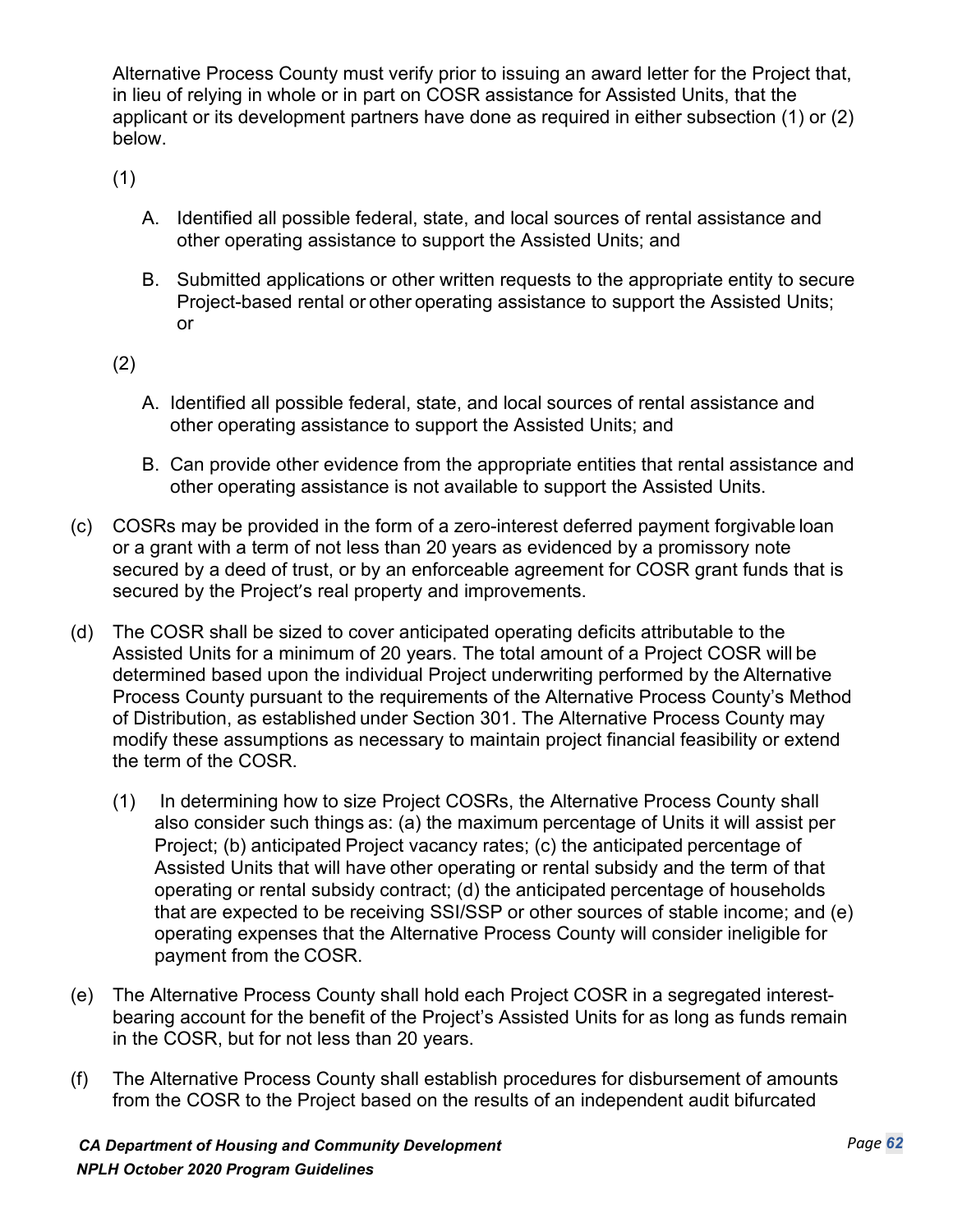Alternative Process County must verify prior to issuing an award letter for the Project that, in lieu of relying in whole or in part on COSR assistance for Assisted Units, that the applicant or its development partners have done as required in either subsection (1) or (2) below.

(1)

A. Identified all possible federal, state, and local sources of rental assistance and other operating assistance to support the Assisted Units; and

B. Submitted applications or other written requests to the appropriate entity to secure Project-based rental or other operating assistance to support the Assisted Units; or

(2)

A. Identified all possible federal, state, and local sources of rental assistance and other operating assistance to support the Assisted Units; and

B. Can provide other evidence from the appropriate entities that rental assistance and other operating assistance is not available to support the Assisted Units.

(c) COSRs may be provided in the form of a zero-interest deferred payment forgivable loan or a grant with a term of not less than 20 years as evidenced by a promissory note secured by a deed of trust, or by an enforceable agreement for COSR grant funds that is secured by the Project's real property and improvements.

(d) The COSR shall be sized to cover anticipated operating deficits attributable to the Assisted Units for a minimum of 20 years. The total amount of a Project COSR will be determined based upon the individual Project underwriting performed by the Alternative Process County pursuant to the requirements of the Alternative Process County's Method of Distribution, as established under Section 301. The Alternative Process County may modify these assumptions as necessary to maintain project financial feasibility or extend the term of the COSR.

(1) In determining how to size Project COSRs, the Alternative Process County shall also consider such things as: (a) the maximum percentage of Units it will assist per Project; (b) anticipated Project vacancy rates; (c) the anticipated percentage of Assisted Units that will have other operating or rental subsidy and the term of that operating or rental subsidy contract; (d) the anticipated percentage of households that are expected to be receiving SSI/SSP or other sources of stable income; and (e) operating expenses that the Alternative Process County will consider ineligible for payment from the COSR.

(e) The Alternative Process County shall hold each Project COSR in a segregated interest-bearing account for the benefit of the Project's Assisted Units for as long as funds remain in the COSR, but for not less than 20 years.

(f) The Alternative Process County shall establish procedures for disbursement of amounts from the COSR to the Project based on the results of an independent audit bifurcated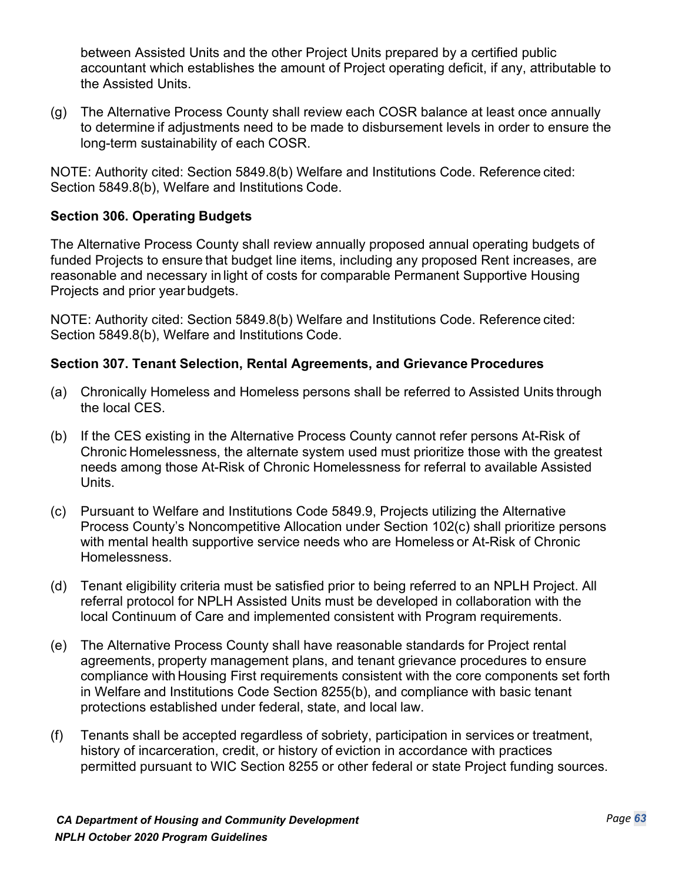between Assisted Units and the other Project Units prepared by a certified public accountant which establishes the amount of Project operating deficit, if any, attributable to the Assisted Units.

(g) The Alternative Process County shall review each COSR balance at least once annually to determine if adjustments need to be made to disbursement levels in order to ensure the long-term sustainability of each COSR.

NOTE: Authority cited: Section 5849.8(b) Welfare and Institutions Code. Reference cited: Section 5849.8(b), Welfare and Institutions Code.

### Section 306. Operating Budgets

The Alternative Process County shall review annually proposed annual operating budgets of funded Projects to ensure that budget line items, including any proposed Rent increases, are reasonable and necessary in light of costs for comparable Permanent Supportive Housing Projects and prior year budgets.

NOTE: Authority cited: Section 5849.8(b) Welfare and Institutions Code. Reference cited: Section 5849.8(b), Welfare and Institutions Code.

### Section 307. Tenant Selection, Rental Agreements, and Grievance Procedures

(a) Chronically Homeless and Homeless persons shall be referred to Assisted Units through the local CES.

(b) If the CES existing in the Alternative Process County cannot refer persons At-Risk of Chronic Homelessness, the alternate system used must prioritize those with the greatest needs among those At-Risk of Chronic Homelessness for referral to available Assisted Units.

(c) Pursuant to Welfare and Institutions Code 5849.9, Projects utilizing the Alternative Process County's Noncompetitive Allocation under Section 102(c) shall prioritize persons with mental health supportive service needs who are Homeless or At-Risk of Chronic Homelessness.

(d) Tenant eligibility criteria must be satisfied prior to being referred to an NPLH Project. All referral protocol for NPLH Assisted Units must be developed in collaboration with the local Continuum of Care and implemented consistent with Program requirements.

(e) The Alternative Process County shall have reasonable standards for Project rental agreements, property management plans, and tenant grievance procedures to ensure compliance with Housing First requirements consistent with the core components set forth in Welfare and Institutions Code Section 8255(b), and compliance with basic tenant protections established under federal, state, and local law.

(f) Tenants shall be accepted regardless of sobriety, participation in services or treatment, history of incarceration, credit, or history of eviction in accordance with practices permitted pursuant to WIC Section 8255 or other federal or state Project funding sources.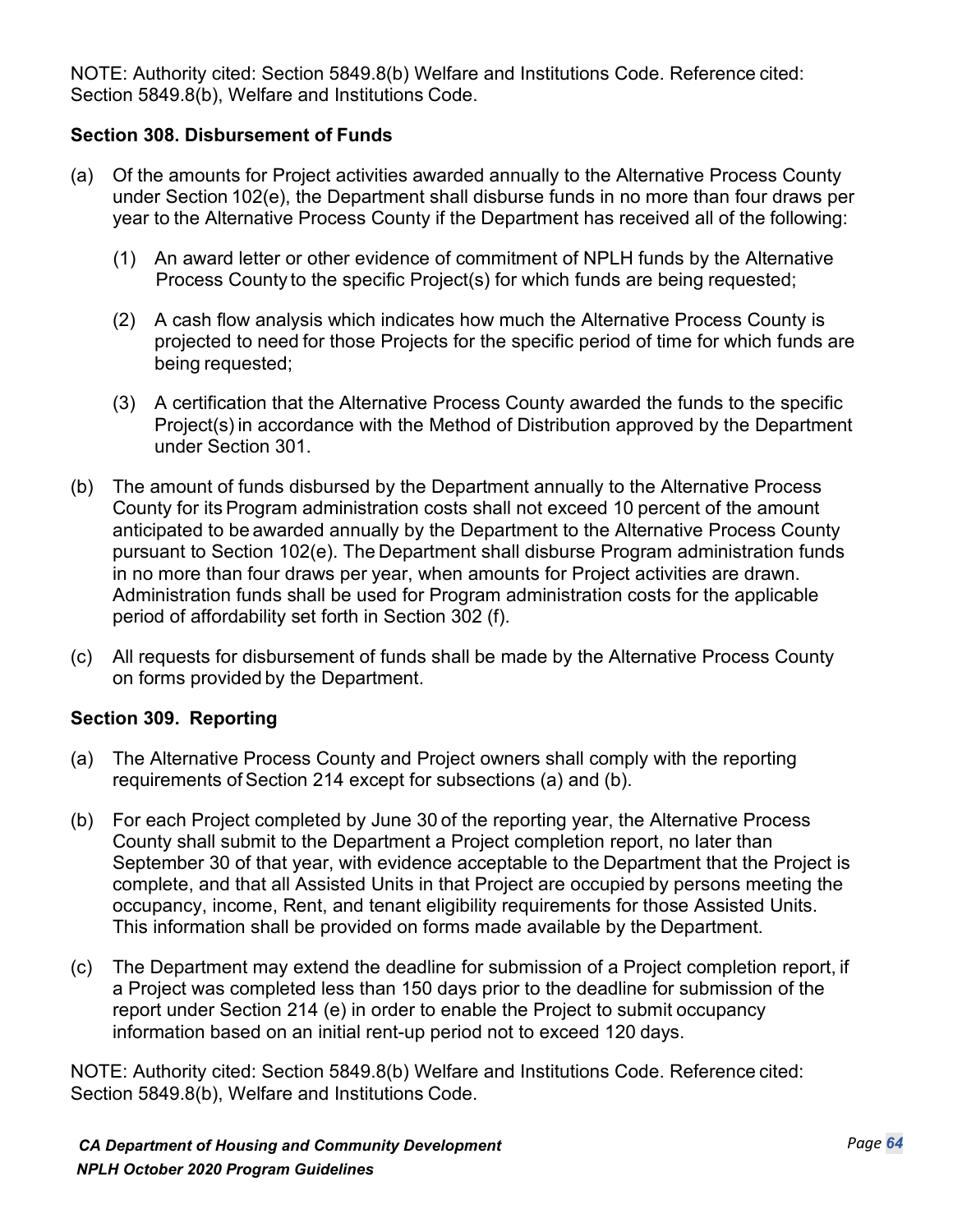NOTE: Authority cited: Section 5849.8(b) Welfare and Institutions Code. Reference cited: Section 5849.8(b), Welfare and Institutions Code.

**Section 308. Disbursement of Funds**

(a) Of the amounts for Project activities awarded annually to the Alternative Process County under Section 102(e), the Department shall disburse funds in no more than four draws per year to the Alternative Process County if the Department has received all of the following:

  (1) An award letter or other evidence of commitment of NPLH funds by the Alternative Process County to the specific Project(s) for which funds are being requested;

  (2) A cash flow analysis which indicates how much the Alternative Process County is projected to need for those Projects for the specific period of time for which funds are being requested;

  (3) A certification that the Alternative Process County awarded the funds to the specific Project(s) in accordance with the Method of Distribution approved by the Department under Section 301.

(b) The amount of funds disbursed by the Department annually to the Alternative Process County for its Program administration costs shall not exceed 10 percent of the amount anticipated to be awarded annually by the Department to the Alternative Process County pursuant to Section 102(e). The Department shall disburse Program administration funds in no more than four draws per year, when amounts for Project activities are drawn. Administration funds shall be used for Program administration costs for the applicable period of affordability set forth in Section 302 (f).

(c) All requests for disbursement of funds shall be made by the Alternative Process County on forms provided by the Department.

**Section 309. Reporting**

(a) The Alternative Process County and Project owners shall comply with the reporting requirements of Section 214 except for subsections (a) and (b).

(b) For each Project completed by June 30 of the reporting year, the Alternative Process County shall submit to the Department a Project completion report, no later than September 30 of that year, with evidence acceptable to the Department that the Project is complete, and that all Assisted Units in that Project are occupied by persons meeting the occupancy, income, Rent, and tenant eligibility requirements for those Assisted Units. This information shall be provided on forms made available by the Department.

(c) The Department may extend the deadline for submission of a Project completion report, if a Project was completed less than 150 days prior to the deadline for submission of the report under Section 214 (e) in order to enable the Project to submit occupancy information based on an initial rent-up period not to exceed 120 days.

NOTE: Authority cited: Section 5849.8(b) Welfare and Institutions Code. Reference cited: Section 5849.8(b), Welfare and Institutions Code.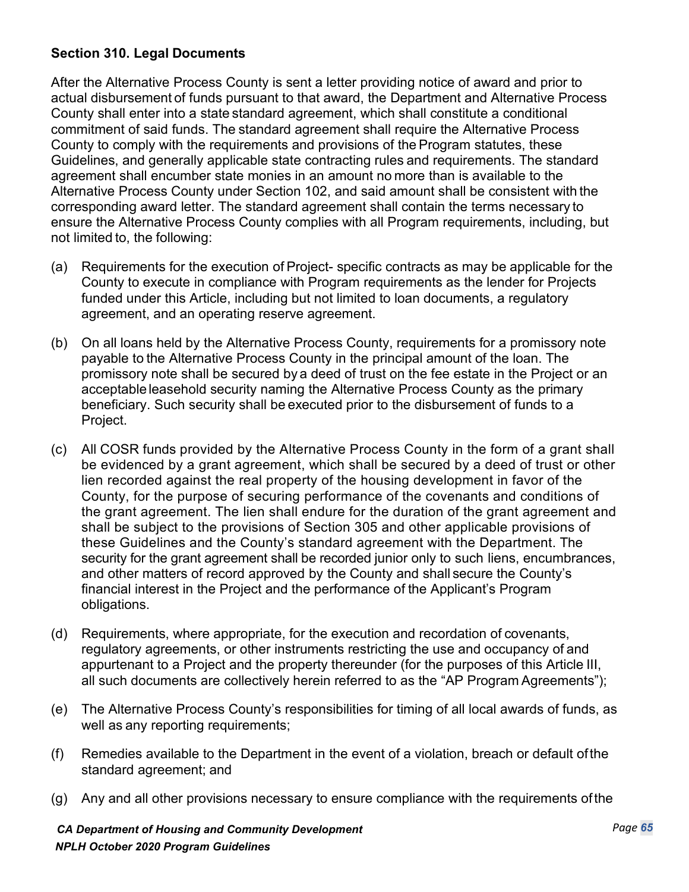### Section 310. Legal Documents

After the Alternative Process County is sent a letter providing notice of award and prior to actual disbursement of funds pursuant to that award, the Department and Alternative Process County shall enter into a state standard agreement, which shall constitute a conditional commitment of said funds. The standard agreement shall require the Alternative Process County to comply with the requirements and provisions of the Program statutes, these Guidelines, and generally applicable state contracting rules and requirements. The standard agreement shall encumber state monies in an amount no more than is available to the Alternative Process County under Section 102, and said amount shall be consistent with the corresponding award letter. The standard agreement shall contain the terms necessary to ensure the Alternative Process County complies with all Program requirements, including, but not limited to, the following:

(a) Requirements for the execution of Project- specific contracts as may be applicable for the County to execute in compliance with Program requirements as the lender for Projects funded under this Article, including but not limited to loan documents, a regulatory agreement, and an operating reserve agreement.

(b) On all loans held by the Alternative Process County, requirements for a promissory note payable to the Alternative Process County in the principal amount of the loan. The promissory note shall be secured by a deed of trust on the fee estate in the Project or an acceptable leasehold security naming the Alternative Process County as the primary beneficiary. Such security shall be executed prior to the disbursement of funds to a Project.

(c) All COSR funds provided by the Alternative Process County in the form of a grant shall be evidenced by a grant agreement, which shall be secured by a deed of trust or other lien recorded against the real property of the housing development in favor of the County, for the purpose of securing performance of the covenants and conditions of the grant agreement. The lien shall endure for the duration of the grant agreement and shall be subject to the provisions of Section 305 and other applicable provisions of these Guidelines and the County's standard agreement with the Department. The security for the grant agreement shall be recorded junior only to such liens, encumbrances, and other matters of record approved by the County and shall secure the County's financial interest in the Project and the performance of the Applicant's Program obligations.

(d) Requirements, where appropriate, for the execution and recordation of covenants, regulatory agreements, or other instruments restricting the use and occupancy of and appurtenant to a Project and the property thereunder (for the purposes of this Article III, all such documents are collectively herein referred to as the "AP Program Agreements");

(e) The Alternative Process County's responsibilities for timing of all local awards of funds, as well as any reporting requirements;

(f) Remedies available to the Department in the event of a violation, breach or default of the standard agreement; and

(g) Any and all other provisions necessary to ensure compliance with the requirements of the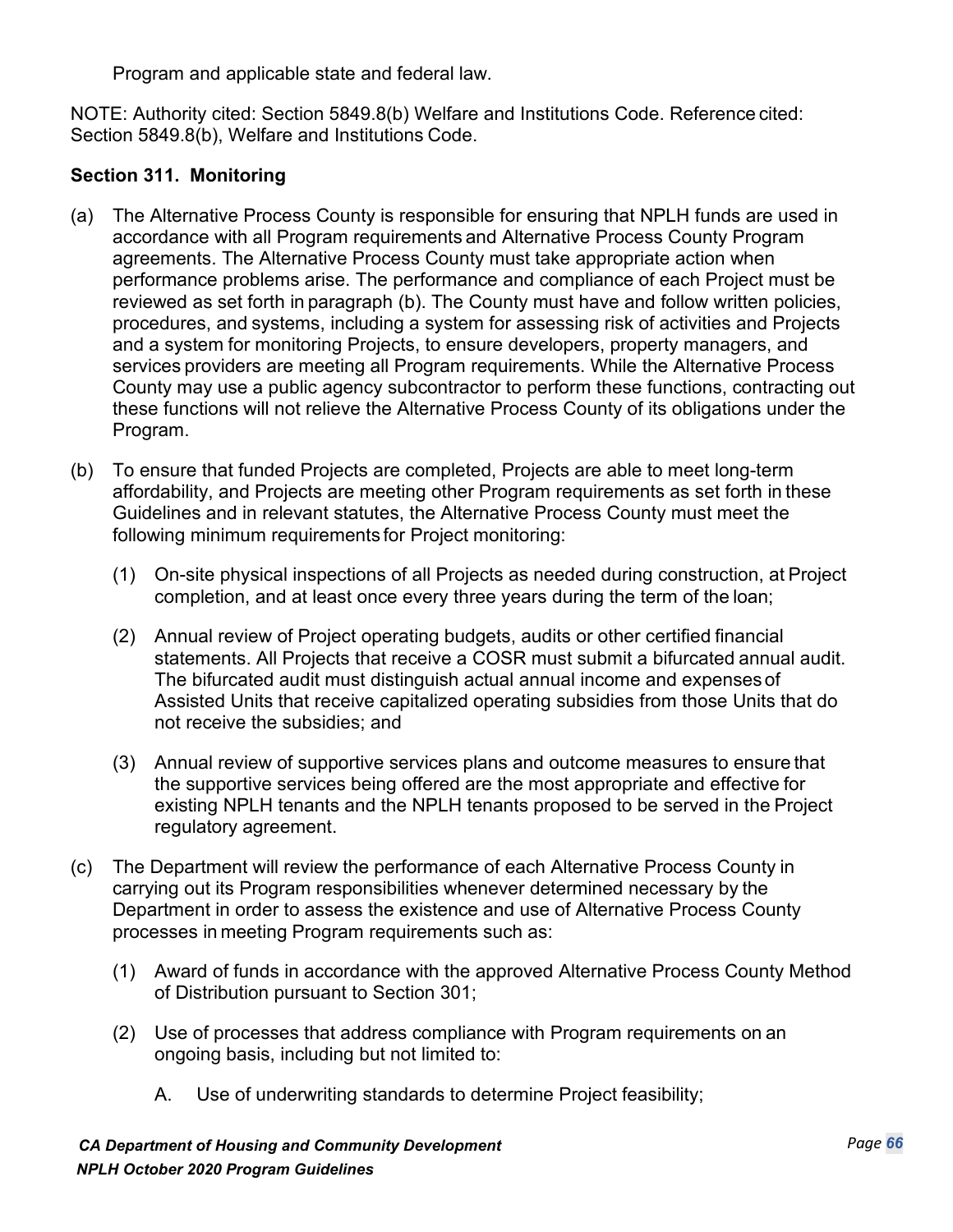Program and applicable state and federal law.

NOTE: Authority cited: Section 5849.8(b) Welfare and Institutions Code. Reference cited: Section 5849.8(b), Welfare and Institutions Code.

### Section 311. Monitoring

(a) The Alternative Process County is responsible for ensuring that NPLH funds are used in accordance with all Program requirements and Alternative Process County Program agreements. The Alternative Process County must take appropriate action when performance problems arise. The performance and compliance of each Project must be reviewed as set forth in paragraph (b). The County must have and follow written policies, procedures, and systems, including a system for assessing risk of activities and Projects and a system for monitoring Projects, to ensure developers, property managers, and services providers are meeting all Program requirements. While the Alternative Process County may use a public agency subcontractor to perform these functions, contracting out these functions will not relieve the Alternative Process County of its obligations under the Program.

(b) To ensure that funded Projects are completed, Projects are able to meet long-term affordability, and Projects are meeting other Program requirements as set forth in these Guidelines and in relevant statutes, the Alternative Process County must meet the following minimum requirements for Project monitoring:

 (1) On-site physical inspections of all Projects as needed during construction, at Project completion, and at least once every three years during the term of the loan;

 (2) Annual review of Project operating budgets, audits or other certified financial statements. All Projects that receive a COSR must submit a bifurcated annual audit. The bifurcated audit must distinguish actual annual income and expenses of Assisted Units that receive capitalized operating subsidies from those Units that do not receive the subsidies; and

 (3) Annual review of supportive services plans and outcome measures to ensure that the supportive services being offered are the most appropriate and effective for existing NPLH tenants and the NPLH tenants proposed to be served in the Project regulatory agreement.

(c) The Department will review the performance of each Alternative Process County in carrying out its Program responsibilities whenever determined necessary by the Department in order to assess the existence and use of Alternative Process County processes in meeting Program requirements such as:

 (1) Award of funds in accordance with the approved Alternative Process County Method of Distribution pursuant to Section 301;

 (2) Use of processes that address compliance with Program requirements on an ongoing basis, including but not limited to:

  A. Use of underwriting standards to determine Project feasibility;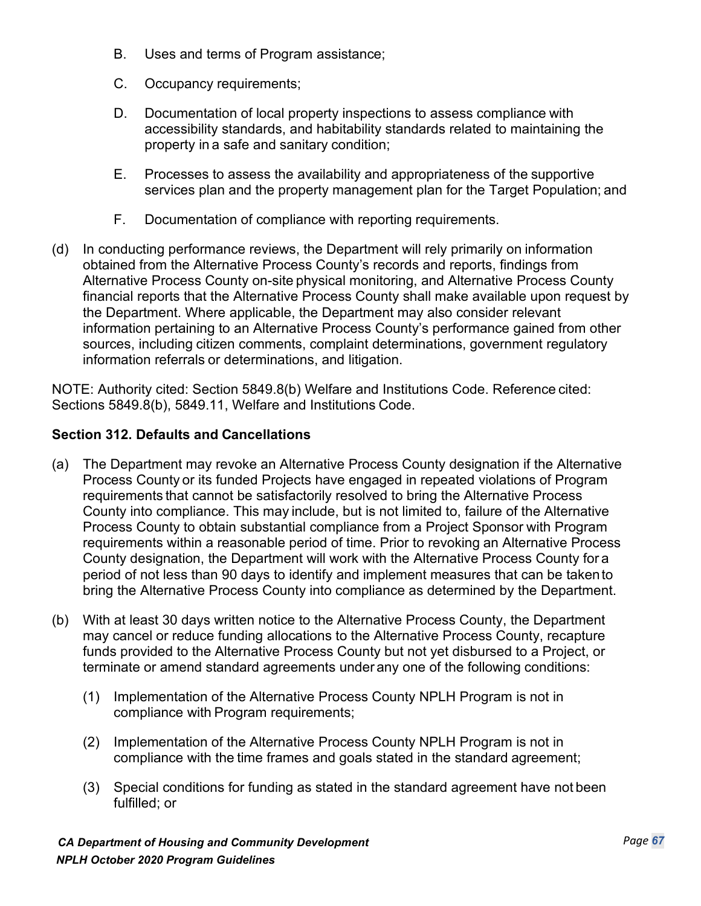B. Uses and terms of Program assistance;

C. Occupancy requirements;

D. Documentation of local property inspections to assess compliance with accessibility standards, and habitability standards related to maintaining the property in a safe and sanitary condition;

E. Processes to assess the availability and appropriateness of the supportive services plan and the property management plan for the Target Population; and

F. Documentation of compliance with reporting requirements.

(d) In conducting performance reviews, the Department will rely primarily on information obtained from the Alternative Process County's records and reports, findings from Alternative Process County on-site physical monitoring, and Alternative Process County financial reports that the Alternative Process County shall make available upon request by the Department. Where applicable, the Department may also consider relevant information pertaining to an Alternative Process County's performance gained from other sources, including citizen comments, complaint determinations, government regulatory information referrals or determinations, and litigation.

NOTE: Authority cited: Section 5849.8(b) Welfare and Institutions Code. Reference cited: Sections 5849.8(b), 5849.11, Welfare and Institutions Code.

**Section 312. Defaults and Cancellations**

(a) The Department may revoke an Alternative Process County designation if the Alternative Process County or its funded Projects have engaged in repeated violations of Program requirements that cannot be satisfactorily resolved to bring the Alternative Process County into compliance. This may include, but is not limited to, failure of the Alternative Process County to obtain substantial compliance from a Project Sponsor with Program requirements within a reasonable period of time. Prior to revoking an Alternative Process County designation, the Department will work with the Alternative Process County for a period of not less than 90 days to identify and implement measures that can be taken to bring the Alternative Process County into compliance as determined by the Department.

(b) With at least 30 days written notice to the Alternative Process County, the Department may cancel or reduce funding allocations to the Alternative Process County, recapture funds provided to the Alternative Process County but not yet disbursed to a Project, or terminate or amend standard agreements under any one of the following conditions:

(1) Implementation of the Alternative Process County NPLH Program is not in compliance with Program requirements;

(2) Implementation of the Alternative Process County NPLH Program is not in compliance with the time frames and goals stated in the standard agreement;

(3) Special conditions for funding as stated in the standard agreement have not been fulfilled; or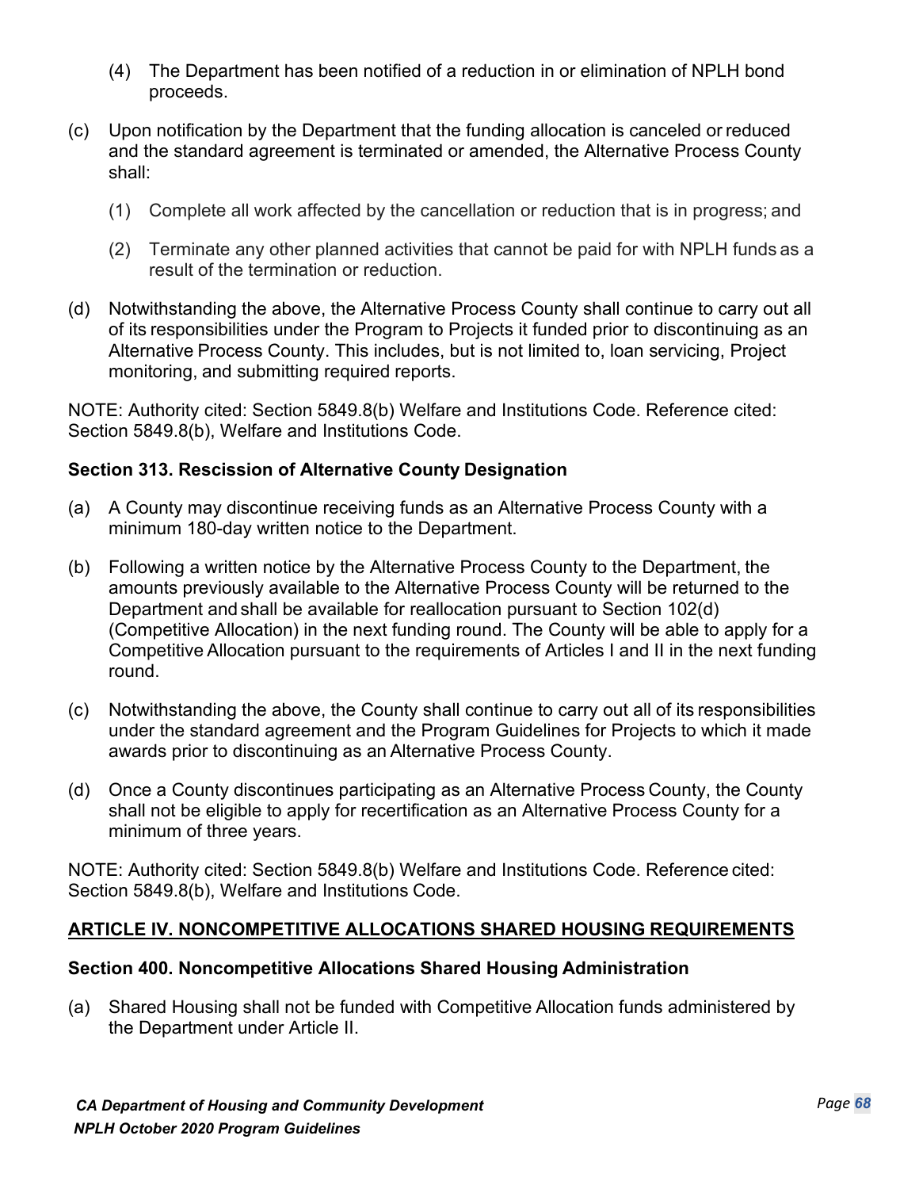(4) The Department has been notified of a reduction in or elimination of NPLH bond proceeds.

(c) Upon notification by the Department that the funding allocation is canceled or reduced and the standard agreement is terminated or amended, the Alternative Process County shall:

(1) Complete all work affected by the cancellation or reduction that is in progress; and

(2) Terminate any other planned activities that cannot be paid for with NPLH funds as a result of the termination or reduction.

(d) Notwithstanding the above, the Alternative Process County shall continue to carry out all of its responsibilities under the Program to Projects it funded prior to discontinuing as an Alternative Process County. This includes, but is not limited to, loan servicing, Project monitoring, and submitting required reports.

NOTE: Authority cited: Section 5849.8(b) Welfare and Institutions Code. Reference cited: Section 5849.8(b), Welfare and Institutions Code.

### Section 313. Rescission of Alternative County Designation

(a) A County may discontinue receiving funds as an Alternative Process County with a minimum 180-day written notice to the Department.

(b) Following a written notice by the Alternative Process County to the Department, the amounts previously available to the Alternative Process County will be returned to the Department and shall be available for reallocation pursuant to Section 102(d) (Competitive Allocation) in the next funding round. The County will be able to apply for a Competitive Allocation pursuant to the requirements of Articles I and II in the next funding round.

(c) Notwithstanding the above, the County shall continue to carry out all of its responsibilities under the standard agreement and the Program Guidelines for Projects to which it made awards prior to discontinuing as an Alternative Process County.

(d) Once a County discontinues participating as an Alternative Process County, the County shall not be eligible to apply for recertification as an Alternative Process County for a minimum of three years.

NOTE: Authority cited: Section 5849.8(b) Welfare and Institutions Code. Reference cited: Section 5849.8(b), Welfare and Institutions Code.

## ARTICLE IV. NONCOMPETITIVE ALLOCATIONS SHARED HOUSING REQUIREMENTS

### Section 400. Noncompetitive Allocations Shared Housing Administration

(a) Shared Housing shall not be funded with Competitive Allocation funds administered by the Department under Article II.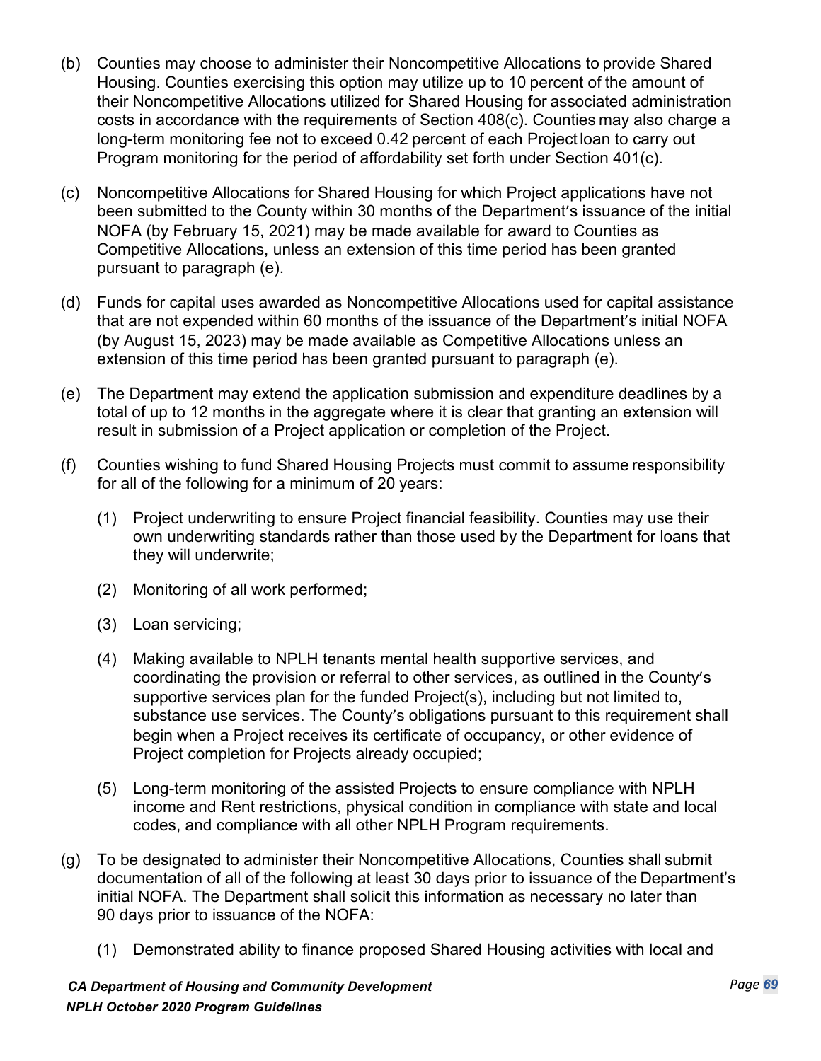(b) Counties may choose to administer their Noncompetitive Allocations to provide Shared Housing. Counties exercising this option may utilize up to 10 percent of the amount of their Noncompetitive Allocations utilized for Shared Housing for associated administration costs in accordance with the requirements of Section 408(c). Counties may also charge a long-term monitoring fee not to exceed 0.42 percent of each Project loan to carry out Program monitoring for the period of affordability set forth under Section 401(c).

(c) Noncompetitive Allocations for Shared Housing for which Project applications have not been submitted to the County within 30 months of the Department's issuance of the initial NOFA (by February 15, 2021) may be made available for award to Counties as Competitive Allocations, unless an extension of this time period has been granted pursuant to paragraph (e).

(d) Funds for capital uses awarded as Noncompetitive Allocations used for capital assistance that are not expended within 60 months of the issuance of the Department's initial NOFA (by August 15, 2023) may be made available as Competitive Allocations unless an extension of this time period has been granted pursuant to paragraph (e).

(e) The Department may extend the application submission and expenditure deadlines by a total of up to 12 months in the aggregate where it is clear that granting an extension will result in submission of a Project application or completion of the Project.

(f) Counties wishing to fund Shared Housing Projects must commit to assume responsibility for all of the following for a minimum of 20 years:

   (1) Project underwriting to ensure Project financial feasibility. Counties may use their own underwriting standards rather than those used by the Department for loans that they will underwrite;

   (2) Monitoring of all work performed;

   (3) Loan servicing;

   (4) Making available to NPLH tenants mental health supportive services, and coordinating the provision or referral to other services, as outlined in the County's supportive services plan for the funded Project(s), including but not limited to, substance use services. The County's obligations pursuant to this requirement shall begin when a Project receives its certificate of occupancy, or other evidence of Project completion for Projects already occupied;

   (5) Long-term monitoring of the assisted Projects to ensure compliance with NPLH income and Rent restrictions, physical condition in compliance with state and local codes, and compliance with all other NPLH Program requirements.

(g) To be designated to administer their Noncompetitive Allocations, Counties shall submit documentation of all of the following at least 30 days prior to issuance of the Department's initial NOFA. The Department shall solicit this information as necessary no later than 90 days prior to issuance of the NOFA:

   (1) Demonstrated ability to finance proposed Shared Housing activities with local and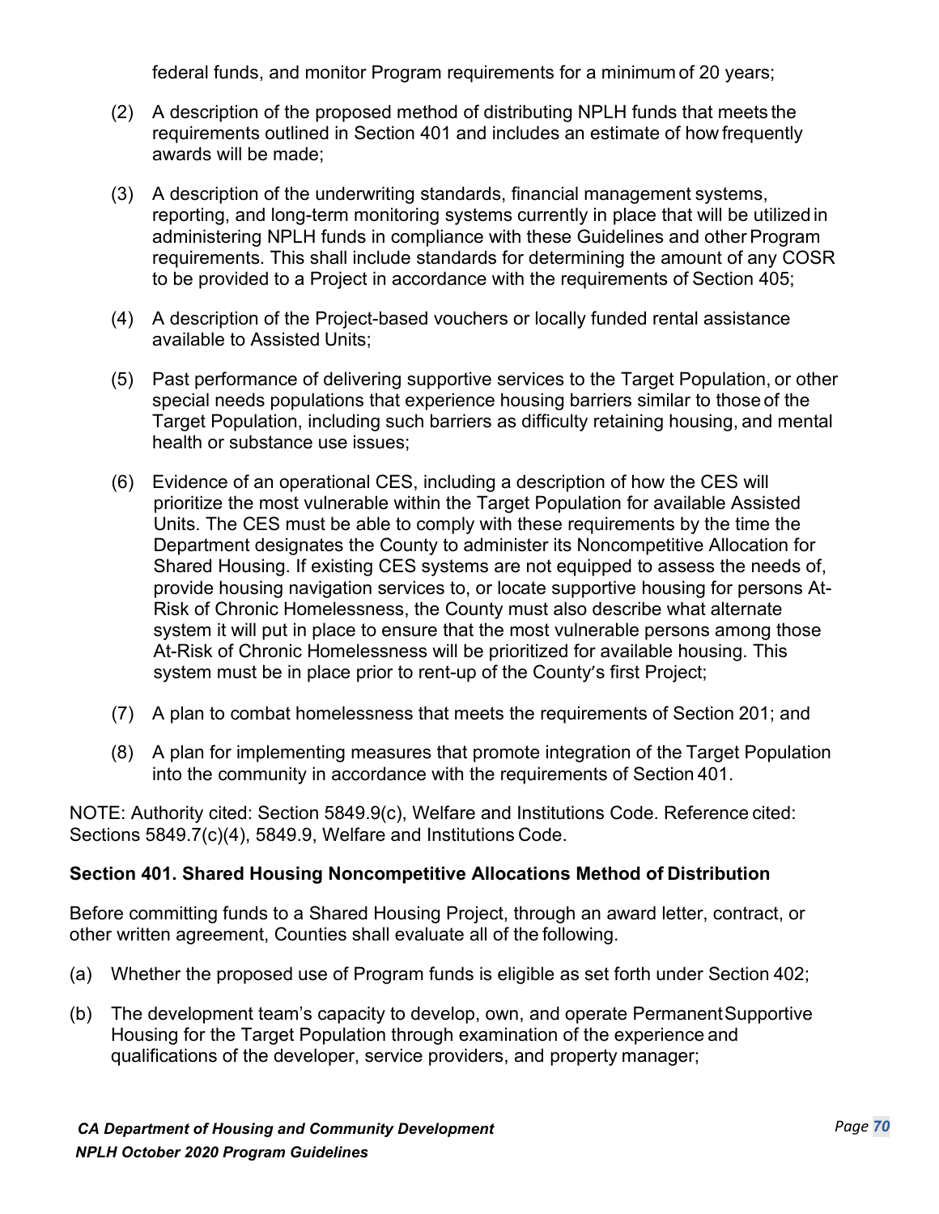federal funds, and monitor Program requirements for a minimum of 20 years;

(2) A description of the proposed method of distributing NPLH funds that meets the requirements outlined in Section 401 and includes an estimate of how frequently awards will be made;

(3) A description of the underwriting standards, financial management systems, reporting, and long-term monitoring systems currently in place that will be utilized in administering NPLH funds in compliance with these Guidelines and other Program requirements. This shall include standards for determining the amount of any COSR to be provided to a Project in accordance with the requirements of Section 405;

(4) A description of the Project-based vouchers or locally funded rental assistance available to Assisted Units;

(5) Past performance of delivering supportive services to the Target Population, or other special needs populations that experience housing barriers similar to those of the Target Population, including such barriers as difficulty retaining housing, and mental health or substance use issues;

(6) Evidence of an operational CES, including a description of how the CES will prioritize the most vulnerable within the Target Population for available Assisted Units. The CES must be able to comply with these requirements by the time the Department designates the County to administer its Noncompetitive Allocation for Shared Housing. If existing CES systems are not equipped to assess the needs of, provide housing navigation services to, or locate supportive housing for persons At-Risk of Chronic Homelessness, the County must also describe what alternate system it will put in place to ensure that the most vulnerable persons among those At-Risk of Chronic Homelessness will be prioritized for available housing. This system must be in place prior to rent-up of the County's first Project;

(7) A plan to combat homelessness that meets the requirements of Section 201; and

(8) A plan for implementing measures that promote integration of the Target Population into the community in accordance with the requirements of Section 401.

NOTE: Authority cited: Section 5849.9(c), Welfare and Institutions Code. Reference cited: Sections 5849.7(c)(4), 5849.9, Welfare and Institutions Code.

**Section 401. Shared Housing Noncompetitive Allocations Method of Distribution**

Before committing funds to a Shared Housing Project, through an award letter, contract, or other written agreement, Counties shall evaluate all of the following.

(a) Whether the proposed use of Program funds is eligible as set forth under Section 402;

(b) The development team's capacity to develop, own, and operate Permanent Supportive Housing for the Target Population through examination of the experience and qualifications of the developer, service providers, and property manager;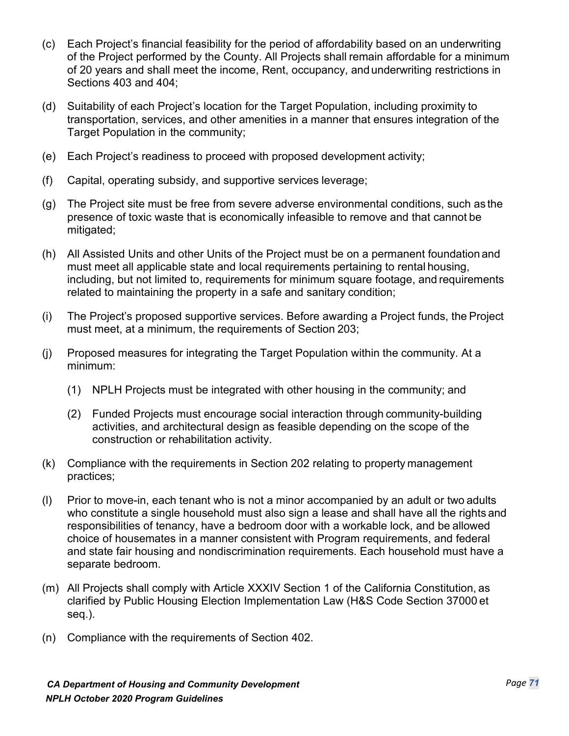(c) Each Project's financial feasibility for the period of affordability based on an underwriting of the Project performed by the County. All Projects shall remain affordable for a minimum of 20 years and shall meet the income, Rent, occupancy, and underwriting restrictions in Sections 403 and 404;

(d) Suitability of each Project's location for the Target Population, including proximity to transportation, services, and other amenities in a manner that ensures integration of the Target Population in the community;

(e) Each Project's readiness to proceed with proposed development activity;

(f) Capital, operating subsidy, and supportive services leverage;

(g) The Project site must be free from severe adverse environmental conditions, such as the presence of toxic waste that is economically infeasible to remove and that cannot be mitigated;

(h) All Assisted Units and other Units of the Project must be on a permanent foundation and must meet all applicable state and local requirements pertaining to rental housing, including, but not limited to, requirements for minimum square footage, and requirements related to maintaining the property in a safe and sanitary condition;

(i) The Project's proposed supportive services. Before awarding a Project funds, the Project must meet, at a minimum, the requirements of Section 203;

(j) Proposed measures for integrating the Target Population within the community. At a minimum:

   (1) NPLH Projects must be integrated with other housing in the community; and

   (2) Funded Projects must encourage social interaction through community-building activities, and architectural design as feasible depending on the scope of the construction or rehabilitation activity.

(k) Compliance with the requirements in Section 202 relating to property management practices;

(l) Prior to move-in, each tenant who is not a minor accompanied by an adult or two adults who constitute a single household must also sign a lease and shall have all the rights and responsibilities of tenancy, have a bedroom door with a workable lock, and be allowed choice of housemates in a manner consistent with Program requirements, and federal and state fair housing and nondiscrimination requirements. Each household must have a separate bedroom.

(m) All Projects shall comply with Article XXXIV Section 1 of the California Constitution, as clarified by Public Housing Election Implementation Law (H&S Code Section 37000 et seq.).

(n) Compliance with the requirements of Section 402.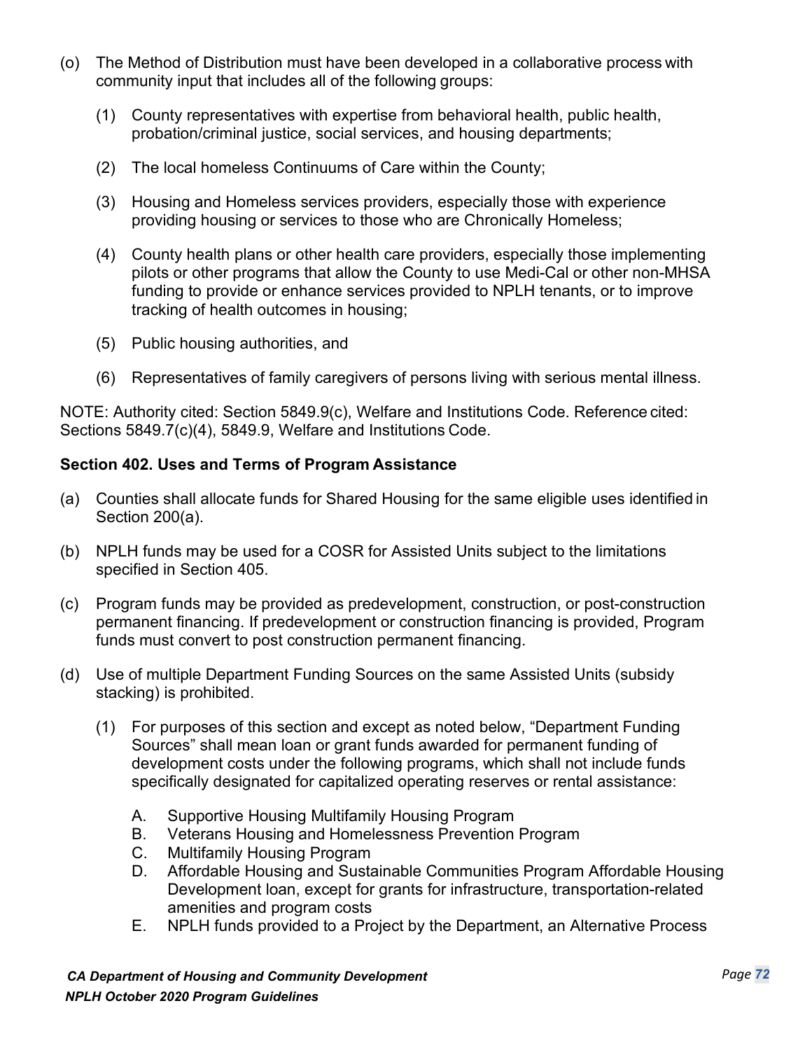(o) The Method of Distribution must have been developed in a collaborative process with community input that includes all of the following groups:

   (1) County representatives with expertise from behavioral health, public health, probation/criminal justice, social services, and housing departments;

   (2) The local homeless Continuums of Care within the County;

   (3) Housing and Homeless services providers, especially those with experience providing housing or services to those who are Chronically Homeless;

   (4) County health plans or other health care providers, especially those implementing pilots or other programs that allow the County to use Medi-Cal or other non-MHSA funding to provide or enhance services provided to NPLH tenants, or to improve tracking of health outcomes in housing;

   (5) Public housing authorities, and

   (6) Representatives of family caregivers of persons living with serious mental illness.

NOTE: Authority cited: Section 5849.9(c), Welfare and Institutions Code. Reference cited: Sections 5849.7(c)(4), 5849.9, Welfare and Institutions Code.

**Section 402. Uses and Terms of Program Assistance**

(a) Counties shall allocate funds for Shared Housing for the same eligible uses identified in Section 200(a).

(b) NPLH funds may be used for a COSR for Assisted Units subject to the limitations specified in Section 405.

(c) Program funds may be provided as predevelopment, construction, or post-construction permanent financing. If predevelopment or construction financing is provided, Program funds must convert to post construction permanent financing.

(d) Use of multiple Department Funding Sources on the same Assisted Units (subsidy stacking) is prohibited.

   (1) For purposes of this section and except as noted below, "Department Funding Sources" shall mean loan or grant funds awarded for permanent funding of development costs under the following programs, which shall not include funds specifically designated for capitalized operating reserves or rental assistance:

      A. Supportive Housing Multifamily Housing Program
      B. Veterans Housing and Homelessness Prevention Program
      C. Multifamily Housing Program
      D. Affordable Housing and Sustainable Communities Program Affordable Housing Development loan, except for grants for infrastructure, transportation-related amenities and program costs
      E. NPLH funds provided to a Project by the Department, an Alternative Process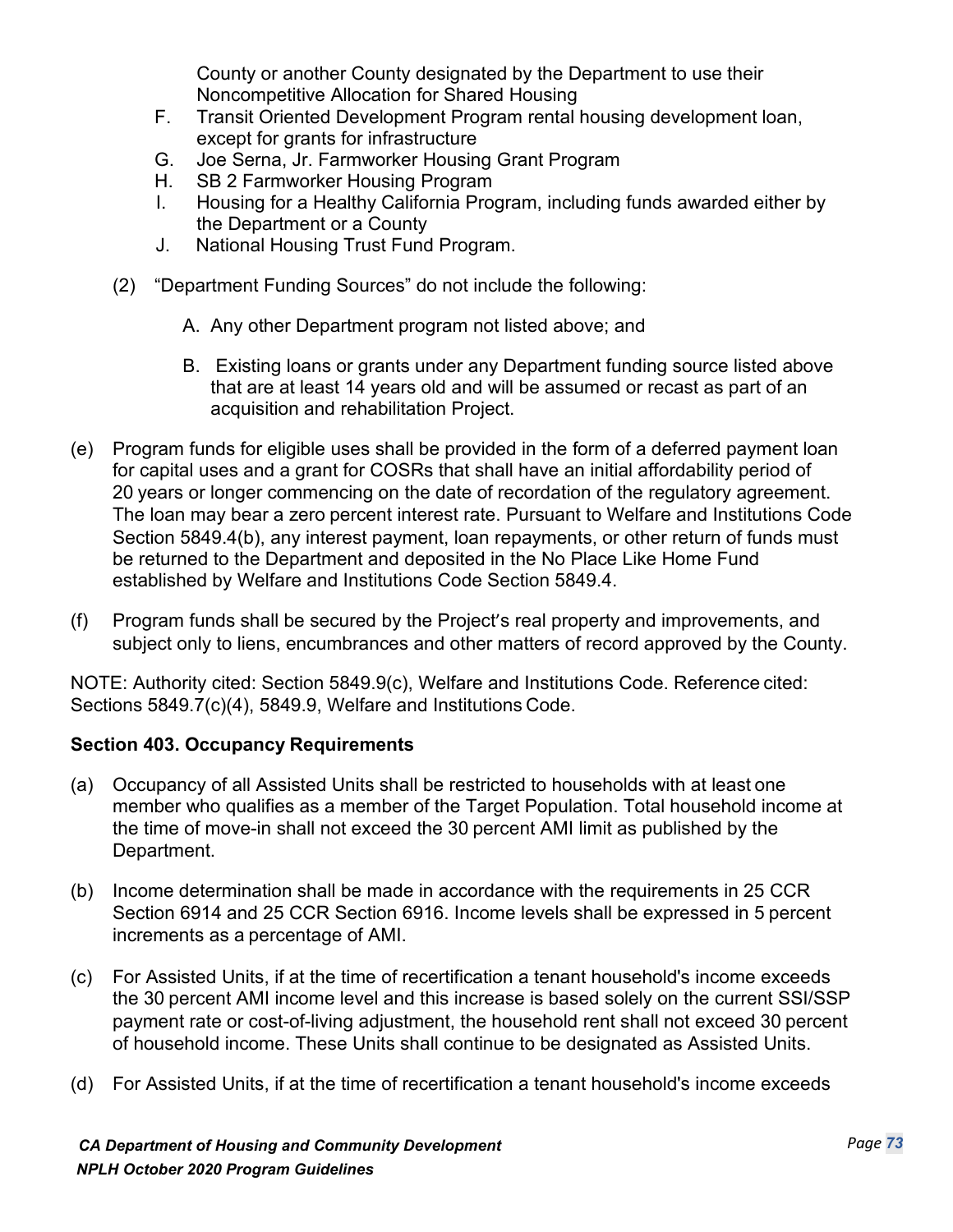County or another County designated by the Department to use their Noncompetitive Allocation for Shared Housing

F. Transit Oriented Development Program rental housing development loan, except for grants for infrastructure
G. Joe Serna, Jr. Farmworker Housing Grant Program
H. SB 2 Farmworker Housing Program
I. Housing for a Healthy California Program, including funds awarded either by the Department or a County
J. National Housing Trust Fund Program.

(2) "Department Funding Sources" do not include the following:

A. Any other Department program not listed above; and

B. Existing loans or grants under any Department funding source listed above that are at least 14 years old and will be assumed or recast as part of an acquisition and rehabilitation Project.

(e) Program funds for eligible uses shall be provided in the form of a deferred payment loan for capital uses and a grant for COSRs that shall have an initial affordability period of 20 years or longer commencing on the date of recordation of the regulatory agreement. The loan may bear a zero percent interest rate. Pursuant to Welfare and Institutions Code Section 5849.4(b), any interest payment, loan repayments, or other return of funds must be returned to the Department and deposited in the No Place Like Home Fund established by Welfare and Institutions Code Section 5849.4.

(f) Program funds shall be secured by the Project's real property and improvements, and subject only to liens, encumbrances and other matters of record approved by the County.

NOTE: Authority cited: Section 5849.9(c), Welfare and Institutions Code. Reference cited: Sections 5849.7(c)(4), 5849.9, Welfare and Institutions Code.

**Section 403. Occupancy Requirements**

(a) Occupancy of all Assisted Units shall be restricted to households with at least one member who qualifies as a member of the Target Population. Total household income at the time of move-in shall not exceed the 30 percent AMI limit as published by the Department.

(b) Income determination shall be made in accordance with the requirements in 25 CCR Section 6914 and 25 CCR Section 6916. Income levels shall be expressed in 5 percent increments as a percentage of AMI.

(c) For Assisted Units, if at the time of recertification a tenant household's income exceeds the 30 percent AMI income level and this increase is based solely on the current SSI/SSP payment rate or cost-of-living adjustment, the household rent shall not exceed 30 percent of household income. These Units shall continue to be designated as Assisted Units.

(d) For Assisted Units, if at the time of recertification a tenant household's income exceeds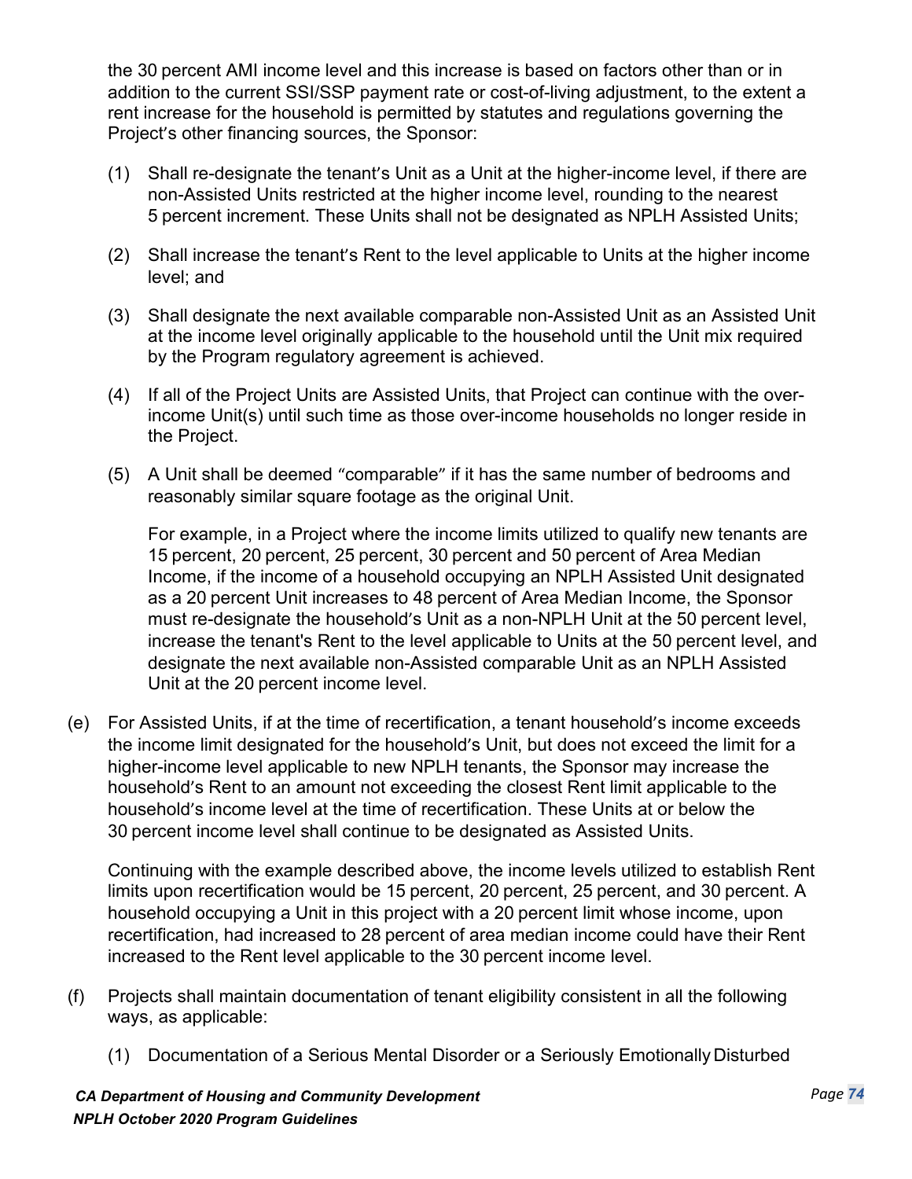the 30 percent AMI income level and this increase is based on factors other than or in addition to the current SSI/SSP payment rate or cost-of-living adjustment, to the extent a rent increase for the household is permitted by statutes and regulations governing the Project's other financing sources, the Sponsor:

(1) Shall re-designate the tenant's Unit as a Unit at the higher-income level, if there are non-Assisted Units restricted at the higher income level, rounding to the nearest 5 percent increment. These Units shall not be designated as NPLH Assisted Units;

(2) Shall increase the tenant's Rent to the level applicable to Units at the higher income level; and

(3) Shall designate the next available comparable non-Assisted Unit as an Assisted Unit at the income level originally applicable to the household until the Unit mix required by the Program regulatory agreement is achieved.

(4) If all of the Project Units are Assisted Units, that Project can continue with the over-income Unit(s) until such time as those over-income households no longer reside in the Project.

(5) A Unit shall be deemed "comparable" if it has the same number of bedrooms and reasonably similar square footage as the original Unit.

For example, in a Project where the income limits utilized to qualify new tenants are 15 percent, 20 percent, 25 percent, 30 percent and 50 percent of Area Median Income, if the income of a household occupying an NPLH Assisted Unit designated as a 20 percent Unit increases to 48 percent of Area Median Income, the Sponsor must re-designate the household's Unit as a non-NPLH Unit at the 50 percent level, increase the tenant's Rent to the level applicable to Units at the 50 percent level, and designate the next available non-Assisted comparable Unit as an NPLH Assisted Unit at the 20 percent income level.

(e) For Assisted Units, if at the time of recertification, a tenant household's income exceeds the income limit designated for the household's Unit, but does not exceed the limit for a higher-income level applicable to new NPLH tenants, the Sponsor may increase the household's Rent to an amount not exceeding the closest Rent limit applicable to the household's income level at the time of recertification. These Units at or below the 30 percent income level shall continue to be designated as Assisted Units.

Continuing with the example described above, the income levels utilized to establish Rent limits upon recertification would be 15 percent, 20 percent, 25 percent, and 30 percent. A household occupying a Unit in this project with a 20 percent limit whose income, upon recertification, had increased to 28 percent of area median income could have their Rent increased to the Rent level applicable to the 30 percent income level.

(f) Projects shall maintain documentation of tenant eligibility consistent in all the following ways, as applicable:

(1) Documentation of a Serious Mental Disorder or a Seriously Emotionally Disturbed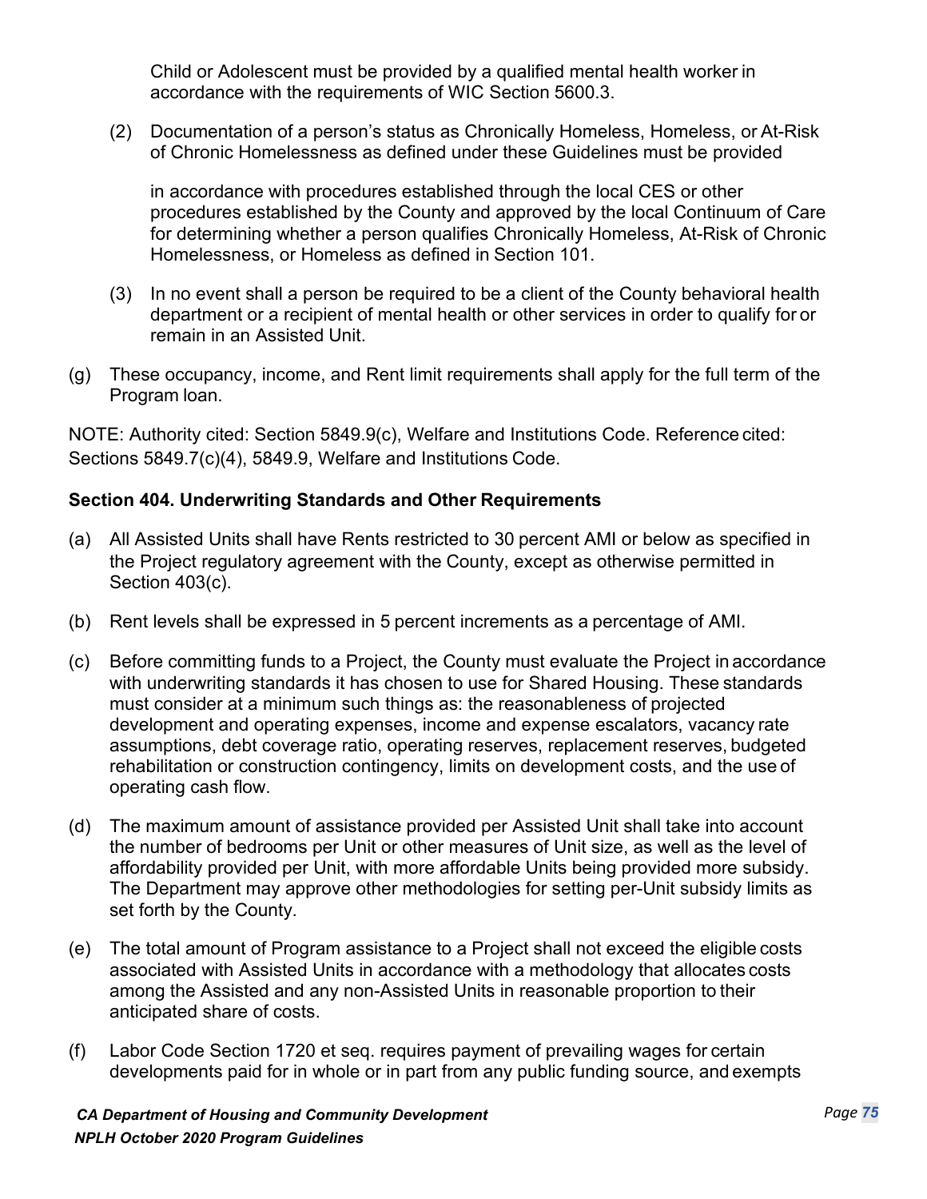Child or Adolescent must be provided by a qualified mental health worker in accordance with the requirements of WIC Section 5600.3.

(2) Documentation of a person's status as Chronically Homeless, Homeless, or At-Risk of Chronic Homelessness as defined under these Guidelines must be provided

in accordance with procedures established through the local CES or other procedures established by the County and approved by the local Continuum of Care for determining whether a person qualifies Chronically Homeless, At-Risk of Chronic Homelessness, or Homeless as defined in Section 101.

(3) In no event shall a person be required to be a client of the County behavioral health department or a recipient of mental health or other services in order to qualify for or remain in an Assisted Unit.

(g) These occupancy, income, and Rent limit requirements shall apply for the full term of the Program loan.

NOTE: Authority cited: Section 5849.9(c), Welfare and Institutions Code. Reference cited: Sections 5849.7(c)(4), 5849.9, Welfare and Institutions Code.

### Section 404. Underwriting Standards and Other Requirements

(a) All Assisted Units shall have Rents restricted to 30 percent AMI or below as specified in the Project regulatory agreement with the County, except as otherwise permitted in Section 403(c).

(b) Rent levels shall be expressed in 5 percent increments as a percentage of AMI.

(c) Before committing funds to a Project, the County must evaluate the Project in accordance with underwriting standards it has chosen to use for Shared Housing. These standards must consider at a minimum such things as: the reasonableness of projected development and operating expenses, income and expense escalators, vacancy rate assumptions, debt coverage ratio, operating reserves, replacement reserves, budgeted rehabilitation or construction contingency, limits on development costs, and the use of operating cash flow.

(d) The maximum amount of assistance provided per Assisted Unit shall take into account the number of bedrooms per Unit or other measures of Unit size, as well as the level of affordability provided per Unit, with more affordable Units being provided more subsidy. The Department may approve other methodologies for setting per-Unit subsidy limits as set forth by the County.

(e) The total amount of Program assistance to a Project shall not exceed the eligible costs associated with Assisted Units in accordance with a methodology that allocates costs among the Assisted and any non-Assisted Units in reasonable proportion to their anticipated share of costs.

(f) Labor Code Section 1720 et seq. requires payment of prevailing wages for certain developments paid for in whole or in part from any public funding source, and exempts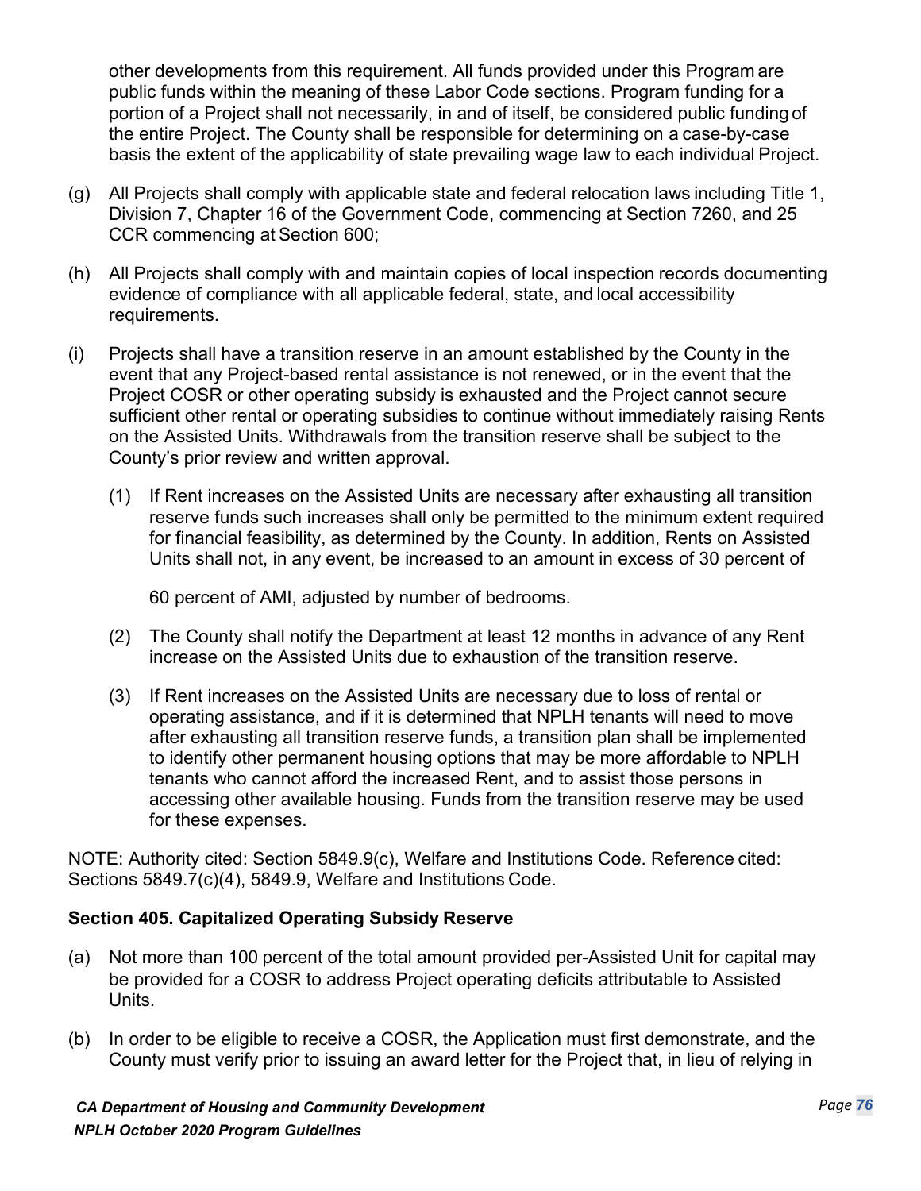other developments from this requirement. All funds provided under this Program are public funds within the meaning of these Labor Code sections. Program funding for a portion of a Project shall not necessarily, in and of itself, be considered public funding of the entire Project. The County shall be responsible for determining on a case-by-case basis the extent of the applicability of state prevailing wage law to each individual Project.

(g) All Projects shall comply with applicable state and federal relocation laws including Title 1, Division 7, Chapter 16 of the Government Code, commencing at Section 7260, and 25 CCR commencing at Section 600;

(h) All Projects shall comply with and maintain copies of local inspection records documenting evidence of compliance with all applicable federal, state, and local accessibility requirements.

(i) Projects shall have a transition reserve in an amount established by the County in the event that any Project-based rental assistance is not renewed, or in the event that the Project COSR or other operating subsidy is exhausted and the Project cannot secure sufficient other rental or operating subsidies to continue without immediately raising Rents on the Assisted Units. Withdrawals from the transition reserve shall be subject to the County's prior review and written approval.

   (1) If Rent increases on the Assisted Units are necessary after exhausting all transition reserve funds such increases shall only be permitted to the minimum extent required for financial feasibility, as determined by the County. In addition, Rents on Assisted Units shall not, in any event, be increased to an amount in excess of 30 percent of 60 percent of AMI, adjusted by number of bedrooms.

   (2) The County shall notify the Department at least 12 months in advance of any Rent increase on the Assisted Units due to exhaustion of the transition reserve.

   (3) If Rent increases on the Assisted Units are necessary due to loss of rental or operating assistance, and if it is determined that NPLH tenants will need to move after exhausting all transition reserve funds, a transition plan shall be implemented to identify other permanent housing options that may be more affordable to NPLH tenants who cannot afford the increased Rent, and to assist those persons in accessing other available housing. Funds from the transition reserve may be used for these expenses.

NOTE: Authority cited: Section 5849.9(c), Welfare and Institutions Code. Reference cited: Sections 5849.7(c)(4), 5849.9, Welfare and Institutions Code.

**Section 405. Capitalized Operating Subsidy Reserve**

(a) Not more than 100 percent of the total amount provided per-Assisted Unit for capital may be provided for a COSR to address Project operating deficits attributable to Assisted Units.

(b) In order to be eligible to receive a COSR, the Application must first demonstrate, and the County must verify prior to issuing an award letter for the Project that, in lieu of relying in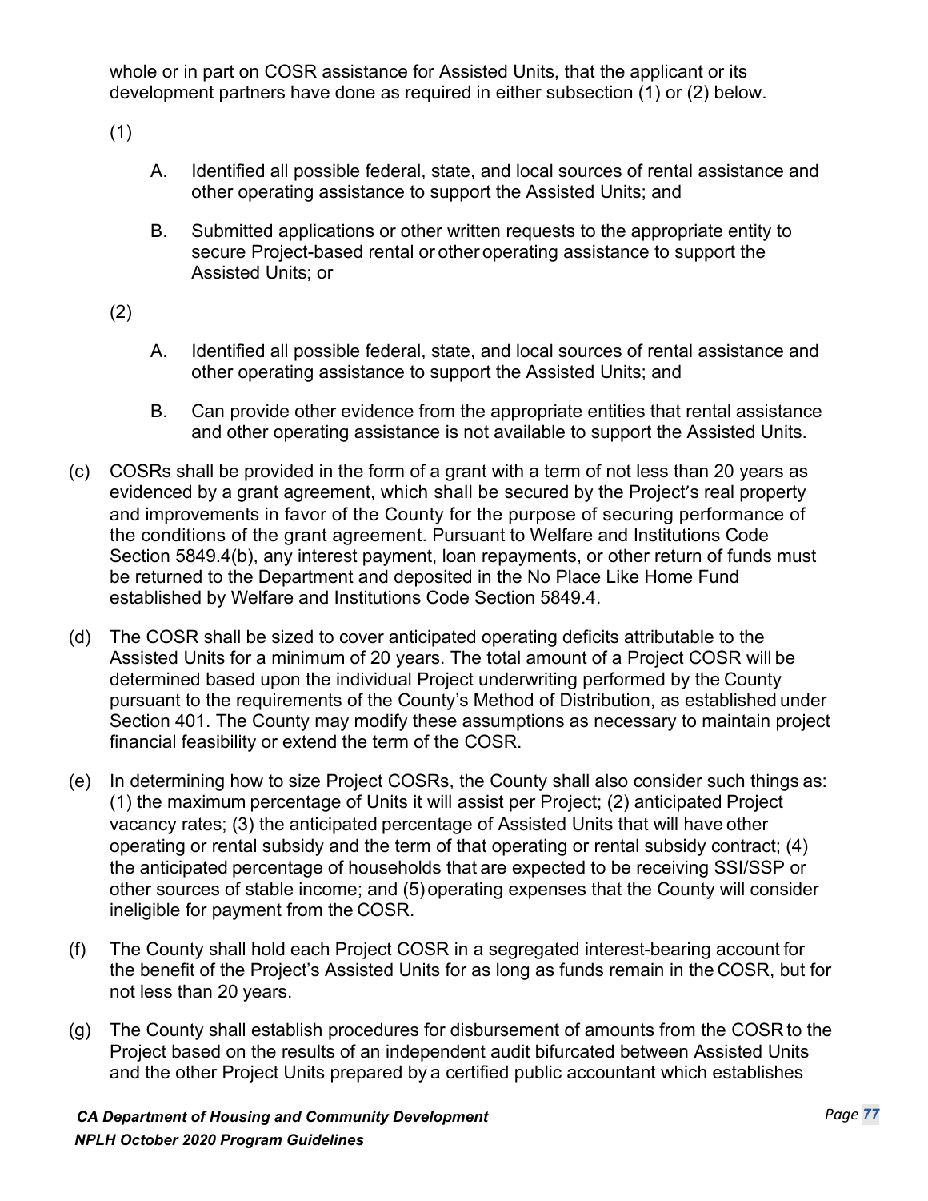whole or in part on COSR assistance for Assisted Units, that the applicant or its development partners have done as required in either subsection (1) or (2) below.

(1)

A. Identified all possible federal, state, and local sources of rental assistance and other operating assistance to support the Assisted Units; and

B. Submitted applications or other written requests to the appropriate entity to secure Project-based rental or other operating assistance to support the Assisted Units; or

(2)

A. Identified all possible federal, state, and local sources of rental assistance and other operating assistance to support the Assisted Units; and

B. Can provide other evidence from the appropriate entities that rental assistance and other operating assistance is not available to support the Assisted Units.

(c) COSRs shall be provided in the form of a grant with a term of not less than 20 years as evidenced by a grant agreement, which shall be secured by the Project's real property and improvements in favor of the County for the purpose of securing performance of the conditions of the grant agreement. Pursuant to Welfare and Institutions Code Section 5849.4(b), any interest payment, loan repayments, or other return of funds must be returned to the Department and deposited in the No Place Like Home Fund established by Welfare and Institutions Code Section 5849.4.

(d) The COSR shall be sized to cover anticipated operating deficits attributable to the Assisted Units for a minimum of 20 years. The total amount of a Project COSR will be determined based upon the individual Project underwriting performed by the County pursuant to the requirements of the County's Method of Distribution, as established under Section 401. The County may modify these assumptions as necessary to maintain project financial feasibility or extend the term of the COSR.

(e) In determining how to size Project COSRs, the County shall also consider such things as: (1) the maximum percentage of Units it will assist per Project; (2) anticipated Project vacancy rates; (3) the anticipated percentage of Assisted Units that will have other operating or rental subsidy and the term of that operating or rental subsidy contract; (4) the anticipated percentage of households that are expected to be receiving SSI/SSP or other sources of stable income; and (5) operating expenses that the County will consider ineligible for payment from the COSR.

(f) The County shall hold each Project COSR in a segregated interest-bearing account for the benefit of the Project's Assisted Units for as long as funds remain in the COSR, but for not less than 20 years.

(g) The County shall establish procedures for disbursement of amounts from the COSR to the Project based on the results of an independent audit bifurcated between Assisted Units and the other Project Units prepared by a certified public accountant which establishes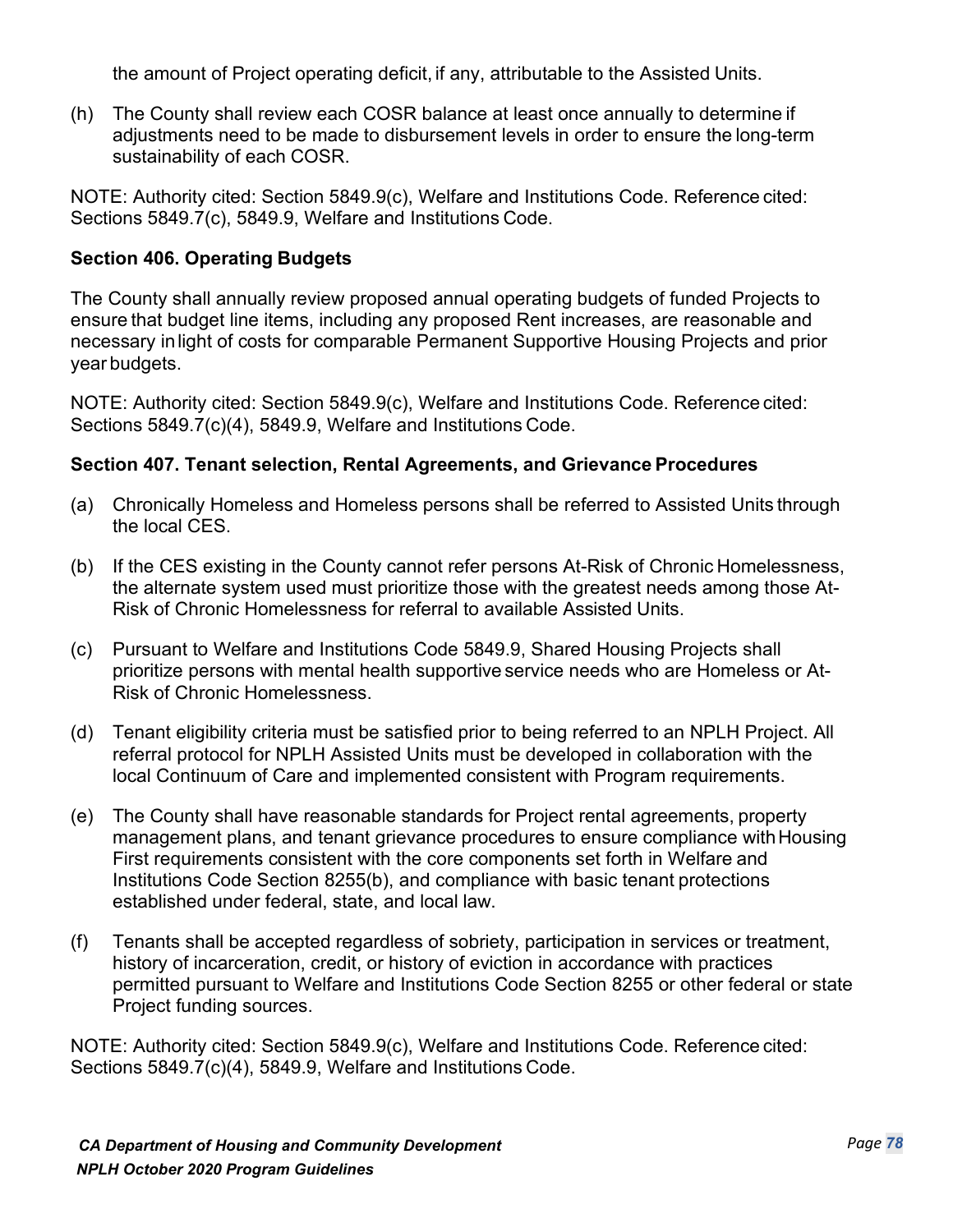the amount of Project operating deficit, if any, attributable to the Assisted Units.

(h) The County shall review each COSR balance at least once annually to determine if adjustments need to be made to disbursement levels in order to ensure the long-term sustainability of each COSR.

NOTE: Authority cited: Section 5849.9(c), Welfare and Institutions Code. Reference cited: Sections 5849.7(c), 5849.9, Welfare and Institutions Code.

**Section 406. Operating Budgets**

The County shall annually review proposed annual operating budgets of funded Projects to ensure that budget line items, including any proposed Rent increases, are reasonable and necessary in light of costs for comparable Permanent Supportive Housing Projects and prior year budgets.

NOTE: Authority cited: Section 5849.9(c), Welfare and Institutions Code. Reference cited: Sections 5849.7(c)(4), 5849.9, Welfare and Institutions Code.

**Section 407. Tenant selection, Rental Agreements, and Grievance Procedures**

(a) Chronically Homeless and Homeless persons shall be referred to Assisted Units through the local CES.

(b) If the CES existing in the County cannot refer persons At-Risk of Chronic Homelessness, the alternate system used must prioritize those with the greatest needs among those At-Risk of Chronic Homelessness for referral to available Assisted Units.

(c) Pursuant to Welfare and Institutions Code 5849.9, Shared Housing Projects shall prioritize persons with mental health supportive service needs who are Homeless or At-Risk of Chronic Homelessness.

(d) Tenant eligibility criteria must be satisfied prior to being referred to an NPLH Project. All referral protocol for NPLH Assisted Units must be developed in collaboration with the local Continuum of Care and implemented consistent with Program requirements.

(e) The County shall have reasonable standards for Project rental agreements, property management plans, and tenant grievance procedures to ensure compliance with Housing First requirements consistent with the core components set forth in Welfare and Institutions Code Section 8255(b), and compliance with basic tenant protections established under federal, state, and local law.

(f) Tenants shall be accepted regardless of sobriety, participation in services or treatment, history of incarceration, credit, or history of eviction in accordance with practices permitted pursuant to Welfare and Institutions Code Section 8255 or other federal or state Project funding sources.

NOTE: Authority cited: Section 5849.9(c), Welfare and Institutions Code. Reference cited: Sections 5849.7(c)(4), 5849.9, Welfare and Institutions Code.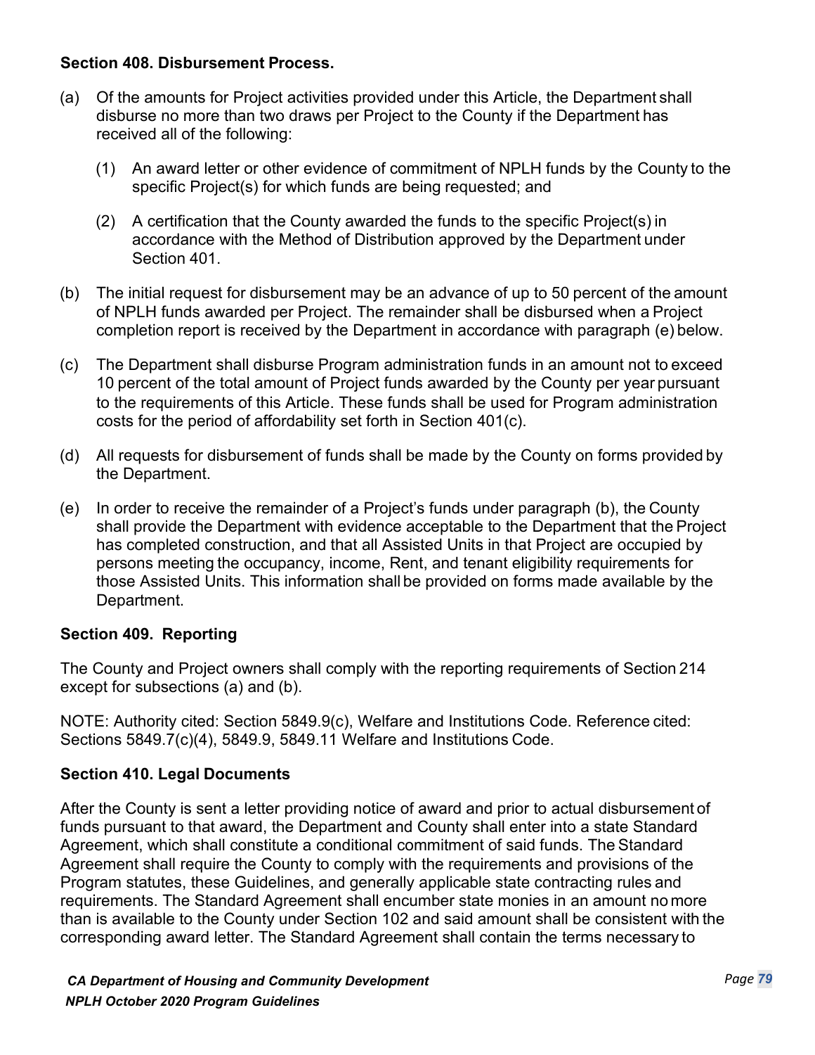**Section 408. Disbursement Process.**

(a) Of the amounts for Project activities provided under this Article, the Department shall disburse no more than two draws per Project to the County if the Department has received all of the following:

  (1) An award letter or other evidence of commitment of NPLH funds by the County to the specific Project(s) for which funds are being requested; and

  (2) A certification that the County awarded the funds to the specific Project(s) in accordance with the Method of Distribution approved by the Department under Section 401.

(b) The initial request for disbursement may be an advance of up to 50 percent of the amount of NPLH funds awarded per Project. The remainder shall be disbursed when a Project completion report is received by the Department in accordance with paragraph (e) below.

(c) The Department shall disburse Program administration funds in an amount not to exceed 10 percent of the total amount of Project funds awarded by the County per year pursuant to the requirements of this Article. These funds shall be used for Program administration costs for the period of affordability set forth in Section 401(c).

(d) All requests for disbursement of funds shall be made by the County on forms provided by the Department.

(e) In order to receive the remainder of a Project's funds under paragraph (b), the County shall provide the Department with evidence acceptable to the Department that the Project has completed construction, and that all Assisted Units in that Project are occupied by persons meeting the occupancy, income, Rent, and tenant eligibility requirements for those Assisted Units. This information shall be provided on forms made available by the Department.

**Section 409. Reporting**

The County and Project owners shall comply with the reporting requirements of Section 214 except for subsections (a) and (b).

NOTE: Authority cited: Section 5849.9(c), Welfare and Institutions Code. Reference cited: Sections 5849.7(c)(4), 5849.9, 5849.11 Welfare and Institutions Code.

**Section 410. Legal Documents**

After the County is sent a letter providing notice of award and prior to actual disbursement of funds pursuant to that award, the Department and County shall enter into a state Standard Agreement, which shall constitute a conditional commitment of said funds. The Standard Agreement shall require the County to comply with the requirements and provisions of the Program statutes, these Guidelines, and generally applicable state contracting rules and requirements. The Standard Agreement shall encumber state monies in an amount no more than is available to the County under Section 102 and said amount shall be consistent with the corresponding award letter. The Standard Agreement shall contain the terms necessary to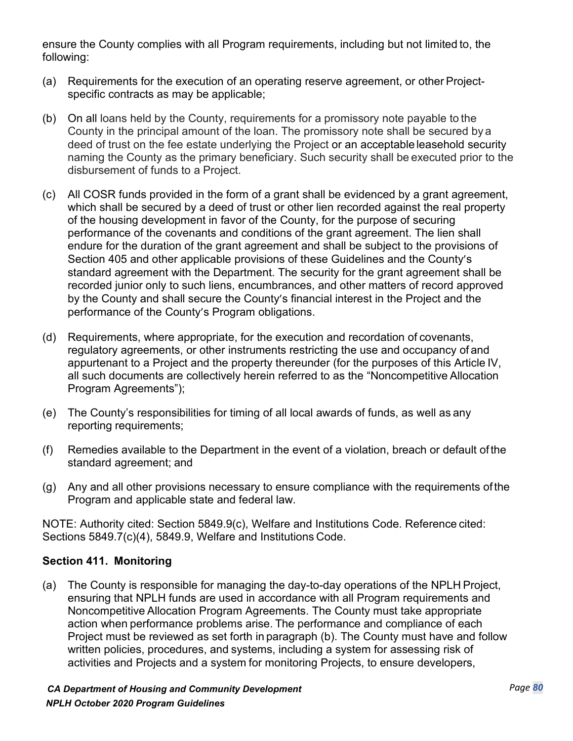ensure the County complies with all Program requirements, including but not limited to, the following:

(a) Requirements for the execution of an operating reserve agreement, or other Project-specific contracts as may be applicable;

(b) On all loans held by the County, requirements for a promissory note payable to the County in the principal amount of the loan. The promissory note shall be secured by a deed of trust on the fee estate underlying the Project or an acceptable leasehold security naming the County as the primary beneficiary. Such security shall be executed prior to the disbursement of funds to a Project.

(c) All COSR funds provided in the form of a grant shall be evidenced by a grant agreement, which shall be secured by a deed of trust or other lien recorded against the real property of the housing development in favor of the County, for the purpose of securing performance of the covenants and conditions of the grant agreement. The lien shall endure for the duration of the grant agreement and shall be subject to the provisions of Section 405 and other applicable provisions of these Guidelines and the County's standard agreement with the Department. The security for the grant agreement shall be recorded junior only to such liens, encumbrances, and other matters of record approved by the County and shall secure the County's financial interest in the Project and the performance of the County's Program obligations.

(d) Requirements, where appropriate, for the execution and recordation of covenants, regulatory agreements, or other instruments restricting the use and occupancy of and appurtenant to a Project and the property thereunder (for the purposes of this Article IV, all such documents are collectively herein referred to as the "Noncompetitive Allocation Program Agreements");

(e) The County's responsibilities for timing of all local awards of funds, as well as any reporting requirements;

(f) Remedies available to the Department in the event of a violation, breach or default of the standard agreement; and

(g) Any and all other provisions necessary to ensure compliance with the requirements of the Program and applicable state and federal law.

NOTE: Authority cited: Section 5849.9(c), Welfare and Institutions Code. Reference cited: Sections 5849.7(c)(4), 5849.9, Welfare and Institutions Code.

### Section 411. Monitoring

(a) The County is responsible for managing the day-to-day operations of the NPLH Project, ensuring that NPLH funds are used in accordance with all Program requirements and Noncompetitive Allocation Program Agreements. The County must take appropriate action when performance problems arise. The performance and compliance of each Project must be reviewed as set forth in paragraph (b). The County must have and follow written policies, procedures, and systems, including a system for assessing risk of activities and Projects and a system for monitoring Projects, to ensure developers,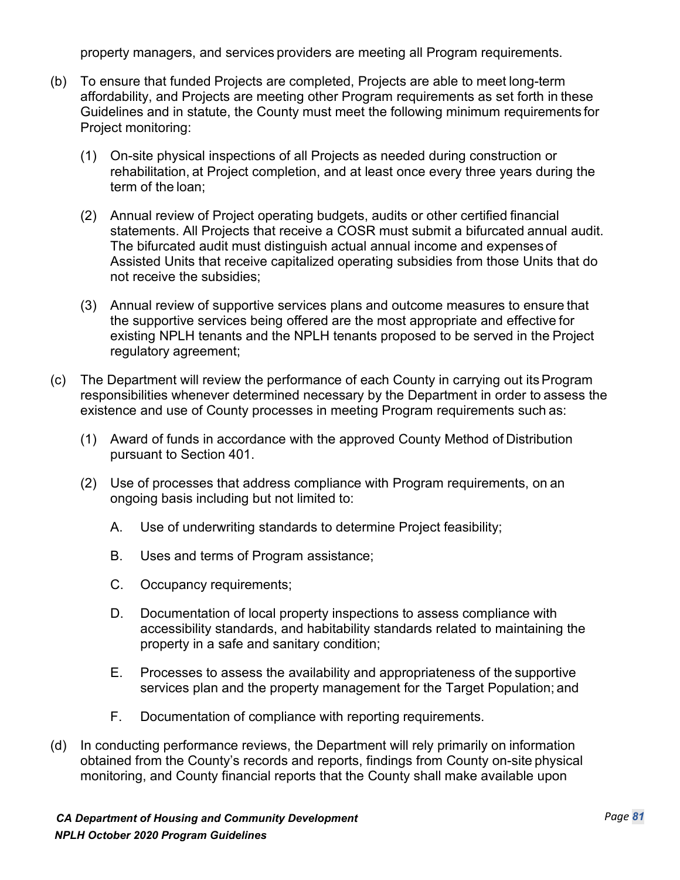property managers, and services providers are meeting all Program requirements.

(b) To ensure that funded Projects are completed, Projects are able to meet long-term affordability, and Projects are meeting other Program requirements as set forth in these Guidelines and in statute, the County must meet the following minimum requirements for Project monitoring:

   (1) On-site physical inspections of all Projects as needed during construction or rehabilitation, at Project completion, and at least once every three years during the term of the loan;

   (2) Annual review of Project operating budgets, audits or other certified financial statements. All Projects that receive a COSR must submit a bifurcated annual audit. The bifurcated audit must distinguish actual annual income and expenses of Assisted Units that receive capitalized operating subsidies from those Units that do not receive the subsidies;

   (3) Annual review of supportive services plans and outcome measures to ensure that the supportive services being offered are the most appropriate and effective for existing NPLH tenants and the NPLH tenants proposed to be served in the Project regulatory agreement;

(c) The Department will review the performance of each County in carrying out its Program responsibilities whenever determined necessary by the Department in order to assess the existence and use of County processes in meeting Program requirements such as:

   (1) Award of funds in accordance with the approved County Method of Distribution pursuant to Section 401.

   (2) Use of processes that address compliance with Program requirements, on an ongoing basis including but not limited to:

      A. Use of underwriting standards to determine Project feasibility;

      B. Uses and terms of Program assistance;

      C. Occupancy requirements;

      D. Documentation of local property inspections to assess compliance with accessibility standards, and habitability standards related to maintaining the property in a safe and sanitary condition;

      E. Processes to assess the availability and appropriateness of the supportive services plan and the property management for the Target Population; and

      F. Documentation of compliance with reporting requirements.

(d) In conducting performance reviews, the Department will rely primarily on information obtained from the County's records and reports, findings from County on-site physical monitoring, and County financial reports that the County shall make available upon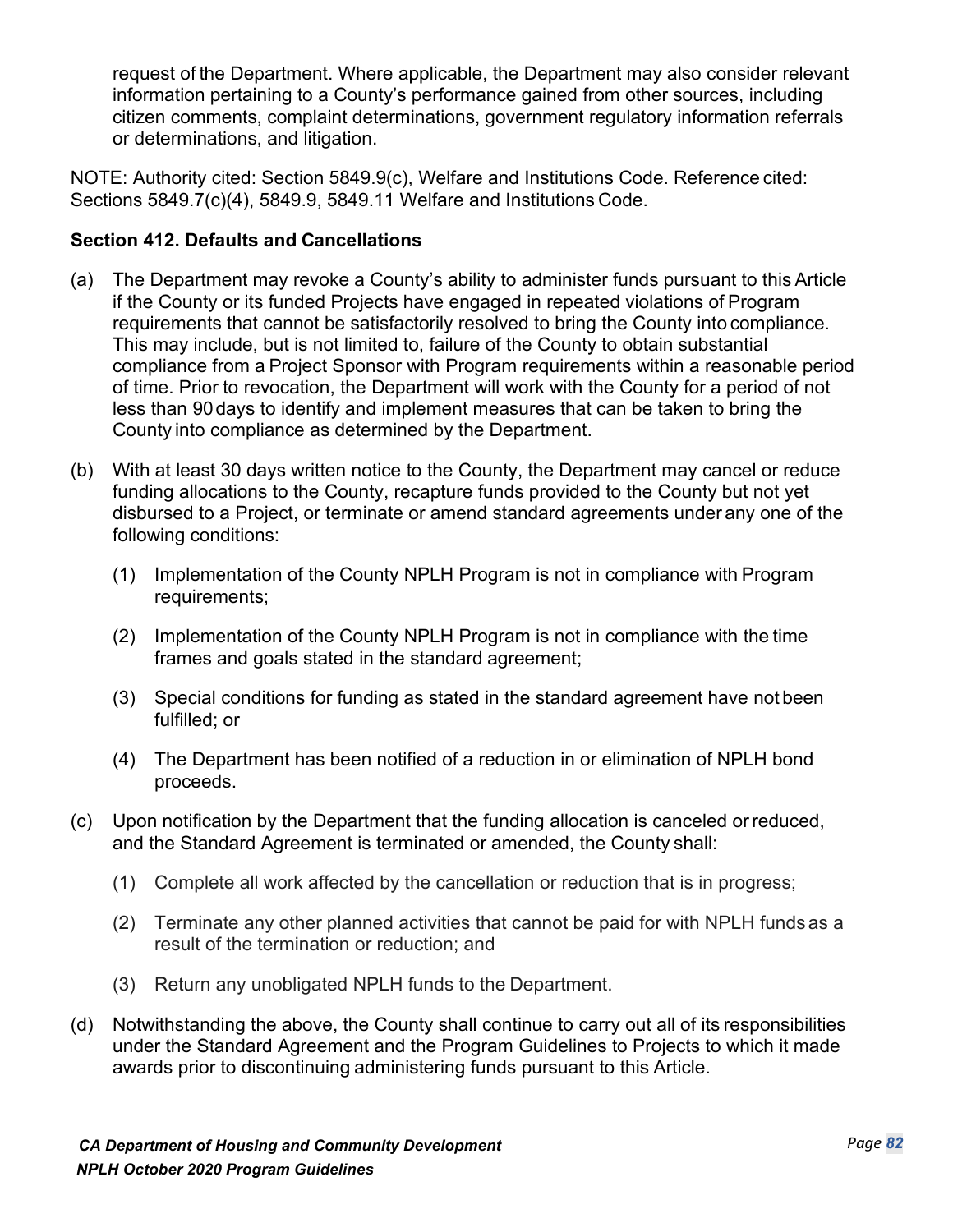request of the Department. Where applicable, the Department may also consider relevant information pertaining to a County's performance gained from other sources, including citizen comments, complaint determinations, government regulatory information referrals or determinations, and litigation.

NOTE: Authority cited: Section 5849.9(c), Welfare and Institutions Code. Reference cited: Sections 5849.7(c)(4), 5849.9, 5849.11 Welfare and Institutions Code.

**Section 412. Defaults and Cancellations**

(a) The Department may revoke a County's ability to administer funds pursuant to this Article if the County or its funded Projects have engaged in repeated violations of Program requirements that cannot be satisfactorily resolved to bring the County into compliance. This may include, but is not limited to, failure of the County to obtain substantial compliance from a Project Sponsor with Program requirements within a reasonable period of time. Prior to revocation, the Department will work with the County for a period of not less than 90 days to identify and implement measures that can be taken to bring the County into compliance as determined by the Department.

(b) With at least 30 days written notice to the County, the Department may cancel or reduce funding allocations to the County, recapture funds provided to the County but not yet disbursed to a Project, or terminate or amend standard agreements under any one of the following conditions:

   (1) Implementation of the County NPLH Program is not in compliance with Program requirements;

   (2) Implementation of the County NPLH Program is not in compliance with the time frames and goals stated in the standard agreement;

   (3) Special conditions for funding as stated in the standard agreement have not been fulfilled; or

   (4) The Department has been notified of a reduction in or elimination of NPLH bond proceeds.

(c) Upon notification by the Department that the funding allocation is canceled or reduced, and the Standard Agreement is terminated or amended, the County shall:

   (1) Complete all work affected by the cancellation or reduction that is in progress;

   (2) Terminate any other planned activities that cannot be paid for with NPLH funds as a result of the termination or reduction; and

   (3) Return any unobligated NPLH funds to the Department.

(d) Notwithstanding the above, the County shall continue to carry out all of its responsibilities under the Standard Agreement and the Program Guidelines to Projects to which it made awards prior to discontinuing administering funds pursuant to this Article.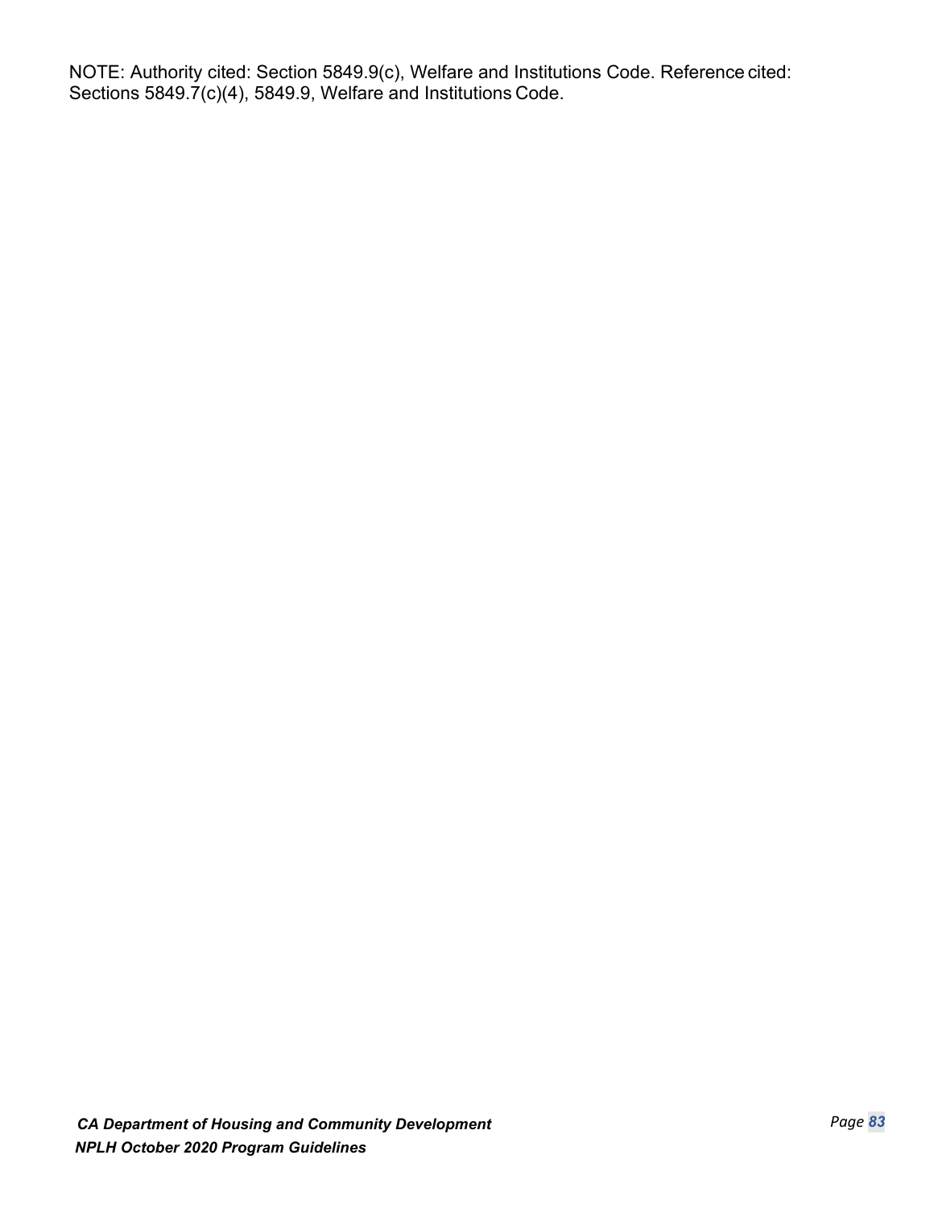NOTE: Authority cited: Section 5849.9(c), Welfare and Institutions Code. Reference cited: Sections 5849.7(c)(4), 5849.9, Welfare and Institutions Code.